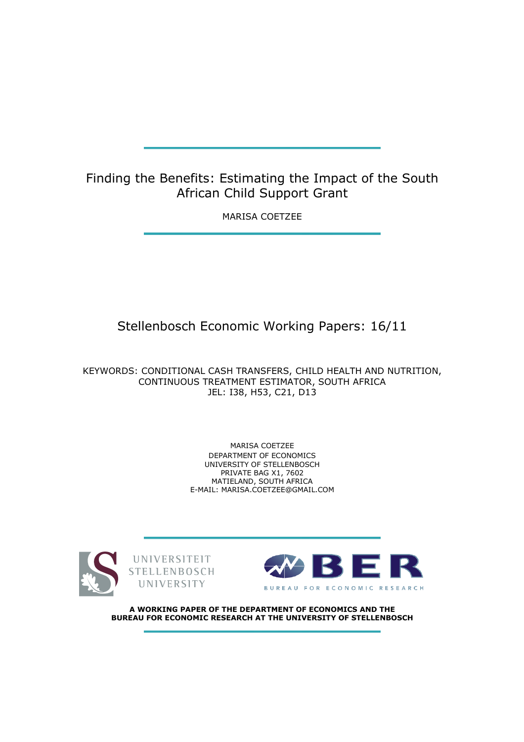# Finding the Benefits: Estimating the Impact of the South African Child Support Grant

MARISA COETZEE

Stellenbosch Economic Working Papers: 16/11

KEYWORDS: CONDITIONAL CASH TRANSFERS, CHILD HEALTH AND NUTRITION, CONTINUOUS TREATMENT ESTIMATOR, SOUTH AFRICA
JEL: I38, H53, C21, D13

MARISA COETZEE
DEPARTMENT OF ECONOMICS
UNIVERSITY OF STELLENBOSCH
PRIVATE BAG X1, 7602
MATIELAND, SOUTH AFRICA
E-MAIL: MARISA.COETZEE@GMAIL.COM

UNIVERSITEIT STELLENBOSCH UNIVERSITY

BER BUREAU FOR ECONOMIC RESEARCH

**A WORKING PAPER OF THE DEPARTMENT OF ECONOMICS AND THE BUREAU FOR ECONOMIC RESEARCH AT THE UNIVERSITY OF STELLENBOSCH**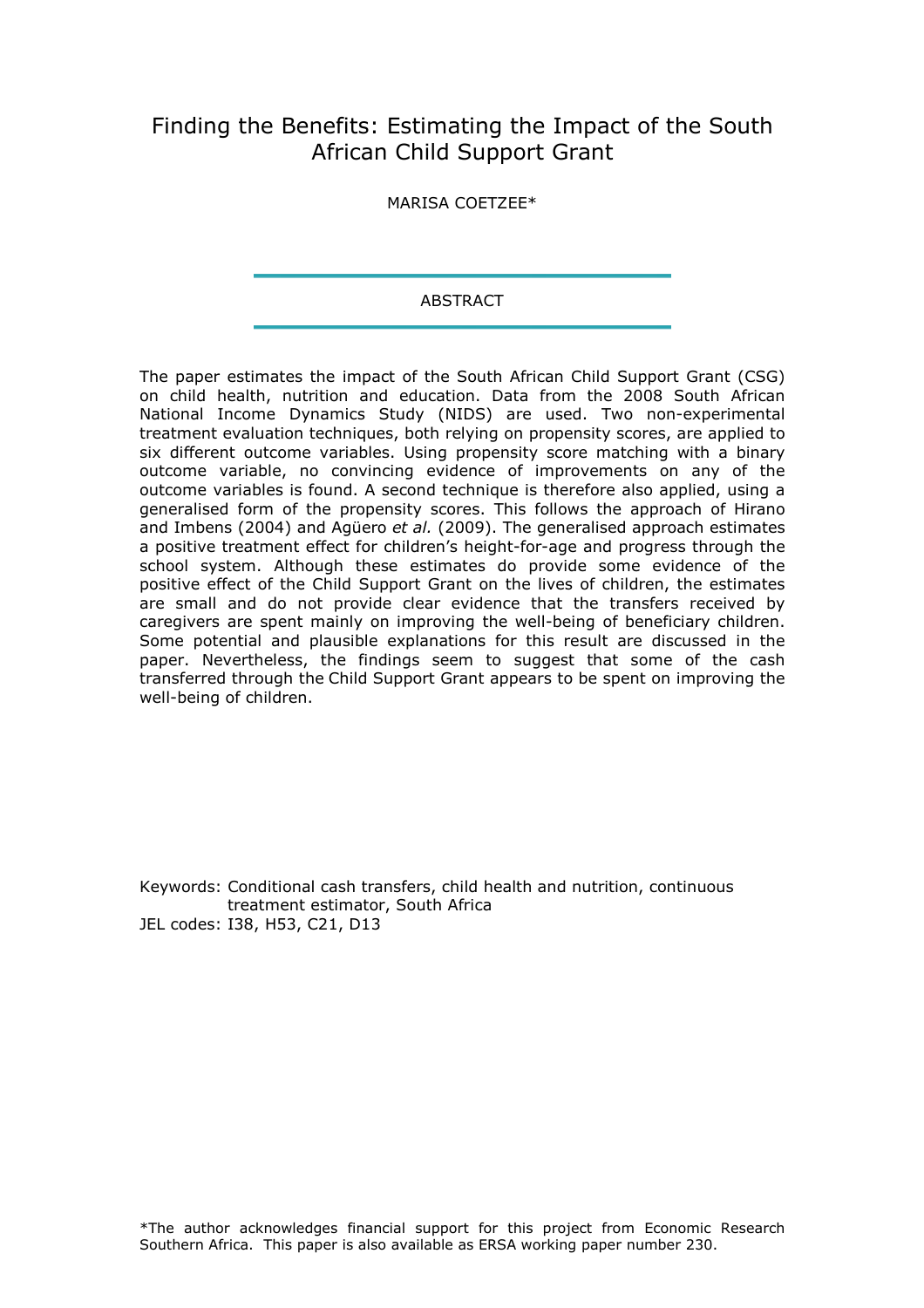# Finding the Benefits: Estimating the Impact of the South African Child Support Grant

MARISA COETZEE*

## ABSTRACT

The paper estimates the impact of the South African Child Support Grant (CSG) on child health, nutrition and education. Data from the 2008 South African National Income Dynamics Study (NIDS) are used. Two non-experimental treatment evaluation techniques, both relying on propensity scores, are applied to six different outcome variables. Using propensity score matching with a binary outcome variable, no convincing evidence of improvements on any of the outcome variables is found. A second technique is therefore also applied, using a generalised form of the propensity scores. This follows the approach of Hirano and Imbens (2004) and Agüero *et al.* (2009). The generalised approach estimates a positive treatment effect for children's height-for-age and progress through the school system. Although these estimates do provide some evidence of the positive effect of the Child Support Grant on the lives of children, the estimates are small and do not provide clear evidence that the transfers received by caregivers are spent mainly on improving the well-being of beneficiary children. Some potential and plausible explanations for this result are discussed in the paper. Nevertheless, the findings seem to suggest that some of the cash transferred through the Child Support Grant appears to be spent on improving the well-being of children.

Keywords: Conditional cash transfers, child health and nutrition, continuous treatment estimator, South Africa

JEL codes: I38, H53, C21, D13

*The author acknowledges financial support for this project from Economic Research Southern Africa. This paper is also available as ERSA working paper number 230.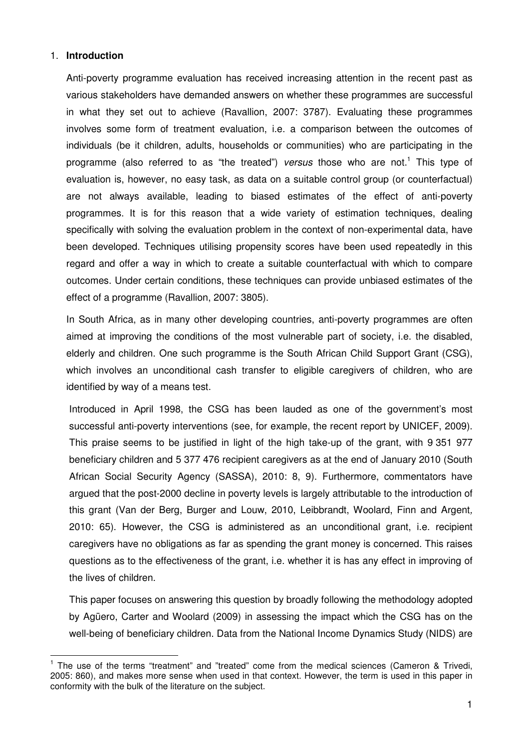## 1. **Introduction**

Anti-poverty programme evaluation has received increasing attention in the recent past as various stakeholders have demanded answers on whether these programmes are successful in what they set out to achieve (Ravallion, 2007: 3787). Evaluating these programmes involves some form of treatment evaluation, i.e. a comparison between the outcomes of individuals (be it children, adults, households or communities) who are participating in the programme (also referred to as "the treated") *versus* those who are not.[1] This type of evaluation is, however, no easy task, as data on a suitable control group (or counterfactual) are not always available, leading to biased estimates of the effect of anti-poverty programmes. It is for this reason that a wide variety of estimation techniques, dealing specifically with solving the evaluation problem in the context of non-experimental data, have been developed. Techniques utilising propensity scores have been used repeatedly in this regard and offer a way in which to create a suitable counterfactual with which to compare outcomes. Under certain conditions, these techniques can provide unbiased estimates of the effect of a programme (Ravallion, 2007: 3805).

In South Africa, as in many other developing countries, anti-poverty programmes are often aimed at improving the conditions of the most vulnerable part of society, i.e. the disabled, elderly and children. One such programme is the South African Child Support Grant (CSG), which involves an unconditional cash transfer to eligible caregivers of children, who are identified by way of a means test.

Introduced in April 1998, the CSG has been lauded as one of the government's most successful anti-poverty interventions (see, for example, the recent report by UNICEF, 2009). This praise seems to be justified in light of the high take-up of the grant, with 9 351 977 beneficiary children and 5 377 476 recipient caregivers as at the end of January 2010 (South African Social Security Agency (SASSA), 2010: 8, 9). Furthermore, commentators have argued that the post-2000 decline in poverty levels is largely attributable to the introduction of this grant (Van der Berg, Burger and Louw, 2010, Leibbrandt, Woolard, Finn and Argent*,* 2010: 65). However, the CSG is administered as an unconditional grant, i.e. recipient caregivers have no obligations as far as spending the grant money is concerned. This raises questions as to the effectiveness of the grant, i.e. whether it is has any effect in improving of the lives of children.

This paper focuses on answering this question by broadly following the methodology adopted by Agüero, Carter and Woolard (2009) in assessing the impact which the CSG has on the well-being of beneficiary children. Data from the National Income Dynamics Study (NIDS) are

---

[1] The use of the terms "treatment" and "treated" come from the medical sciences (Cameron & Trivedi, 2005: 860), and makes more sense when used in that context. However, the term is used in this paper in conformity with the bulk of the literature on the subject.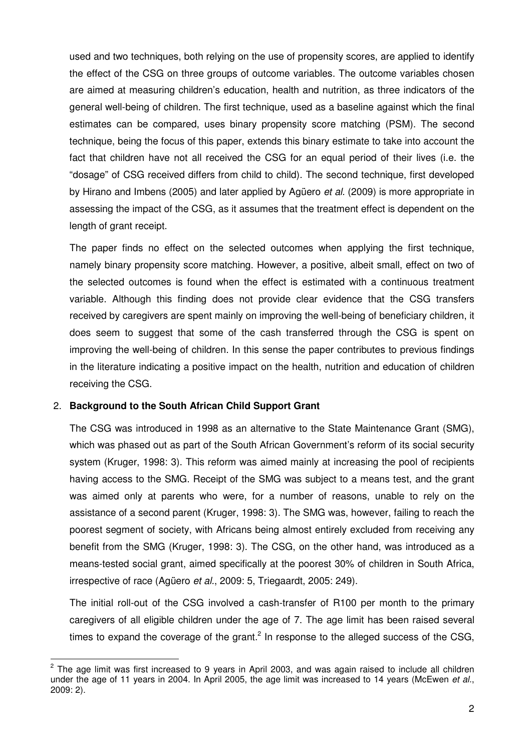used and two techniques, both relying on the use of propensity scores, are applied to identify the effect of the CSG on three groups of outcome variables. The outcome variables chosen are aimed at measuring children's education, health and nutrition, as three indicators of the general well-being of children. The first technique, used as a baseline against which the final estimates can be compared, uses binary propensity score matching (PSM). The second technique, being the focus of this paper, extends this binary estimate to take into account the fact that children have not all received the CSG for an equal period of their lives (i.e. the "dosage" of CSG received differs from child to child). The second technique, first developed by Hirano and Imbens (2005) and later applied by Agüero *et al.* (2009) is more appropriate in assessing the impact of the CSG, as it assumes that the treatment effect is dependent on the length of grant receipt.

The paper finds no effect on the selected outcomes when applying the first technique, namely binary propensity score matching. However, a positive, albeit small, effect on two of the selected outcomes is found when the effect is estimated with a continuous treatment variable. Although this finding does not provide clear evidence that the CSG transfers received by caregivers are spent mainly on improving the well-being of beneficiary children, it does seem to suggest that some of the cash transferred through the CSG is spent on improving the well-being of children. In this sense the paper contributes to previous findings in the literature indicating a positive impact on the health, nutrition and education of children receiving the CSG.

## 2. Background to the South African Child Support Grant

The CSG was introduced in 1998 as an alternative to the State Maintenance Grant (SMG), which was phased out as part of the South African Government's reform of its social security system (Kruger, 1998: 3). This reform was aimed mainly at increasing the pool of recipients having access to the SMG. Receipt of the SMG was subject to a means test, and the grant was aimed only at parents who were, for a number of reasons, unable to rely on the assistance of a second parent (Kruger, 1998: 3). The SMG was, however, failing to reach the poorest segment of society, with Africans being almost entirely excluded from receiving any benefit from the SMG (Kruger, 1998: 3). The CSG, on the other hand, was introduced as a means-tested social grant, aimed specifically at the poorest 30% of children in South Africa, irrespective of race (Agüero *et al.*, 2009: 5, Triegaardt, 2005: 249).

The initial roll-out of the CSG involved a cash-transfer of R100 per month to the primary caregivers of all eligible children under the age of 7. The age limit has been raised several times to expand the coverage of the grant.[2] In response to the alleged success of the CSG,

[2] The age limit was first increased to 9 years in April 2003, and was again raised to include all children under the age of 11 years in 2004. In April 2005, the age limit was increased to 14 years (McEwen *et al.*, 2009: 2).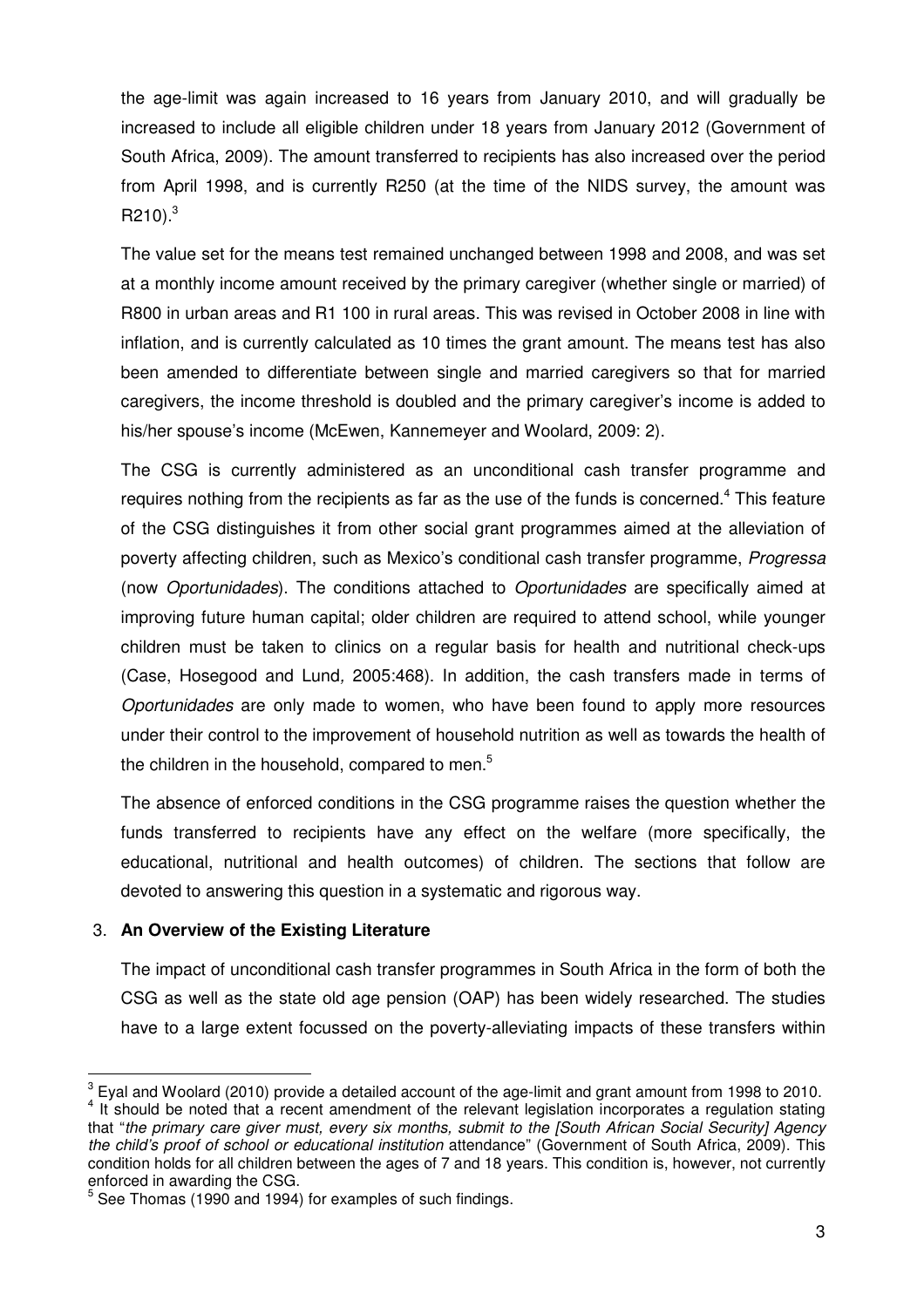the age-limit was again increased to 16 years from January 2010, and will gradually be increased to include all eligible children under 18 years from January 2012 (Government of South Africa, 2009). The amount transferred to recipients has also increased over the period from April 1998, and is currently R250 (at the time of the NIDS survey, the amount was R210).[3]

The value set for the means test remained unchanged between 1998 and 2008, and was set at a monthly income amount received by the primary caregiver (whether single or married) of R800 in urban areas and R1 100 in rural areas. This was revised in October 2008 in line with inflation, and is currently calculated as 10 times the grant amount. The means test has also been amended to differentiate between single and married caregivers so that for married caregivers, the income threshold is doubled and the primary caregiver's income is added to his/her spouse's income (McEwen, Kannemeyer and Woolard, 2009: 2).

The CSG is currently administered as an unconditional cash transfer programme and requires nothing from the recipients as far as the use of the funds is concerned.[4] This feature of the CSG distinguishes it from other social grant programmes aimed at the alleviation of poverty affecting children, such as Mexico's conditional cash transfer programme, *Progressa* (now *Oportunidades*). The conditions attached to *Oportunidades* are specifically aimed at improving future human capital; older children are required to attend school, while younger children must be taken to clinics on a regular basis for health and nutritional check-ups (Case, Hosegood and Lund*,* 2005:468). In addition, the cash transfers made in terms of *Oportunidades* are only made to women, who have been found to apply more resources under their control to the improvement of household nutrition as well as towards the health of the children in the household, compared to men.[5]

The absence of enforced conditions in the CSG programme raises the question whether the funds transferred to recipients have any effect on the welfare (more specifically, the educational, nutritional and health outcomes) of children. The sections that follow are devoted to answering this question in a systematic and rigorous way.

## 3. An Overview of the Existing Literature

The impact of unconditional cash transfer programmes in South Africa in the form of both the CSG as well as the state old age pension (OAP) has been widely researched. The studies have to a large extent focussed on the poverty-alleviating impacts of these transfers within

---

[3] Eyal and Woolard (2010) provide a detailed account of the age-limit and grant amount from 1998 to 2010.

[4] It should be noted that a recent amendment of the relevant legislation incorporates a regulation stating that "*the primary care giver must, every six months, submit to the [South African Social Security] Agency the child's proof of school or educational institution* attendance" (Government of South Africa, 2009). This condition holds for all children between the ages of 7 and 18 years. This condition is, however, not currently enforced in awarding the CSG.

[5] See Thomas (1990 and 1994) for examples of such findings.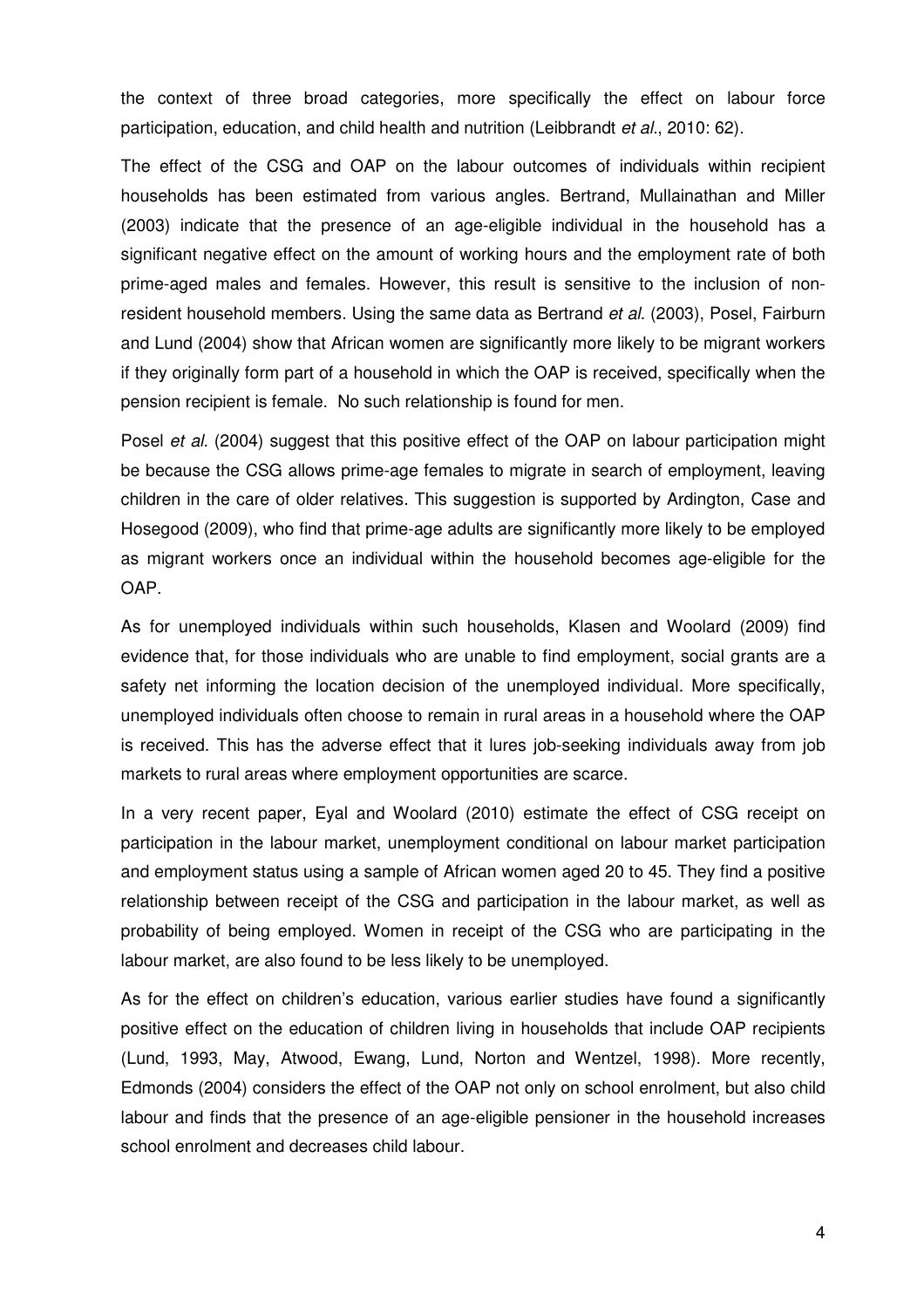the context of three broad categories, more specifically the effect on labour force participation, education, and child health and nutrition (Leibbrandt *et al*., 2010: 62).

The effect of the CSG and OAP on the labour outcomes of individuals within recipient households has been estimated from various angles. Bertrand, Mullainathan and Miller (2003) indicate that the presence of an age-eligible individual in the household has a significant negative effect on the amount of working hours and the employment rate of both prime-aged males and females. However, this result is sensitive to the inclusion of non-resident household members. Using the same data as Bertrand *et al.* (2003), Posel, Fairburn and Lund (2004) show that African women are significantly more likely to be migrant workers if they originally form part of a household in which the OAP is received, specifically when the pension recipient is female. No such relationship is found for men.

Posel *et al.* (2004) suggest that this positive effect of the OAP on labour participation might be because the CSG allows prime-age females to migrate in search of employment, leaving children in the care of older relatives. This suggestion is supported by Ardington, Case and Hosegood (2009), who find that prime-age adults are significantly more likely to be employed as migrant workers once an individual within the household becomes age-eligible for the OAP.

As for unemployed individuals within such households, Klasen and Woolard (2009) find evidence that, for those individuals who are unable to find employment, social grants are a safety net informing the location decision of the unemployed individual. More specifically, unemployed individuals often choose to remain in rural areas in a household where the OAP is received. This has the adverse effect that it lures job-seeking individuals away from job markets to rural areas where employment opportunities are scarce.

In a very recent paper, Eyal and Woolard (2010) estimate the effect of CSG receipt on participation in the labour market, unemployment conditional on labour market participation and employment status using a sample of African women aged 20 to 45. They find a positive relationship between receipt of the CSG and participation in the labour market, as well as probability of being employed. Women in receipt of the CSG who are participating in the labour market, are also found to be less likely to be unemployed.

As for the effect on children's education, various earlier studies have found a significantly positive effect on the education of children living in households that include OAP recipients (Lund, 1993, May, Atwood, Ewang, Lund, Norton and Wentzel, 1998). More recently, Edmonds (2004) considers the effect of the OAP not only on school enrolment, but also child labour and finds that the presence of an age-eligible pensioner in the household increases school enrolment and decreases child labour.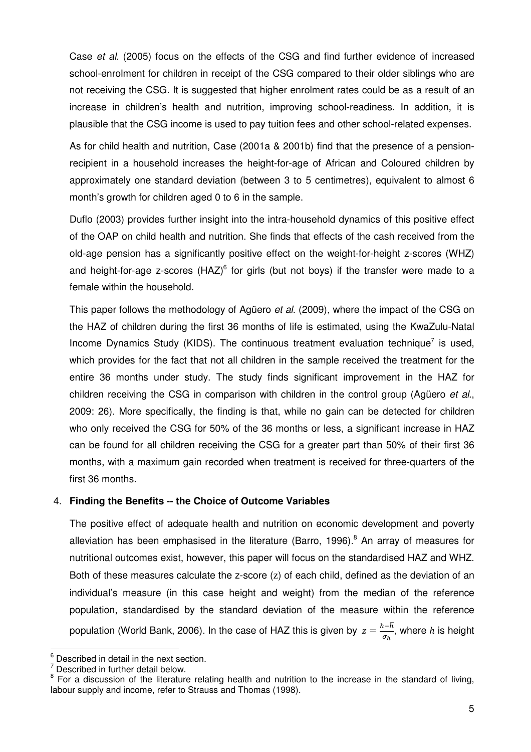Case *et al.* (2005) focus on the effects of the CSG and find further evidence of increased school-enrolment for children in receipt of the CSG compared to their older siblings who are not receiving the CSG. It is suggested that higher enrolment rates could be as a result of an increase in children's health and nutrition, improving school-readiness. In addition, it is plausible that the CSG income is used to pay tuition fees and other school-related expenses.

As for child health and nutrition, Case (2001a & 2001b) find that the presence of a pension-recipient in a household increases the height-for-age of African and Coloured children by approximately one standard deviation (between 3 to 5 centimetres), equivalent to almost 6 month's growth for children aged 0 to 6 in the sample.

Duflo (2003) provides further insight into the intra-household dynamics of this positive effect of the OAP on child health and nutrition. She finds that effects of the cash received from the old-age pension has a significantly positive effect on the weight-for-height z-scores (WHZ) and height-for-age z-scores (HAZ)[6] for girls (but not boys) if the transfer were made to a female within the household.

This paper follows the methodology of Agüero *et al.* (2009), where the impact of the CSG on the HAZ of children during the first 36 months of life is estimated, using the KwaZulu-Natal Income Dynamics Study (KIDS). The continuous treatment evaluation technique[7] is used, which provides for the fact that not all children in the sample received the treatment for the entire 36 months under study. The study finds significant improvement in the HAZ for children receiving the CSG in comparison with children in the control group (Agüero *et al.*, 2009: 26). More specifically, the finding is that, while no gain can be detected for children who only received the CSG for 50% of the 36 months or less, a significant increase in HAZ can be found for all children receiving the CSG for a greater part than 50% of their first 36 months, with a maximum gain recorded when treatment is received for three-quarters of the first 36 months.

## 4. Finding the Benefits -- the Choice of Outcome Variables

The positive effect of adequate health and nutrition on economic development and poverty alleviation has been emphasised in the literature (Barro, 1996).[8] An array of measures for nutritional outcomes exist, however, this paper will focus on the standardised HAZ and WHZ. Both of these measures calculate the z-score ($z$) of each child, defined as the deviation of an individual's measure (in this case height and weight) from the median of the reference population, standardised by the standard deviation of the measure within the reference population (World Bank, 2006). In the case of HAZ this is given by $z = \frac{h-\bar{h}}{\sigma_h}$, where $h$ is height

---

[6] Described in detail in the next section.

[7] Described in further detail below.

[8] For a discussion of the literature relating health and nutrition to the increase in the standard of living, labour supply and income, refer to Strauss and Thomas (1998).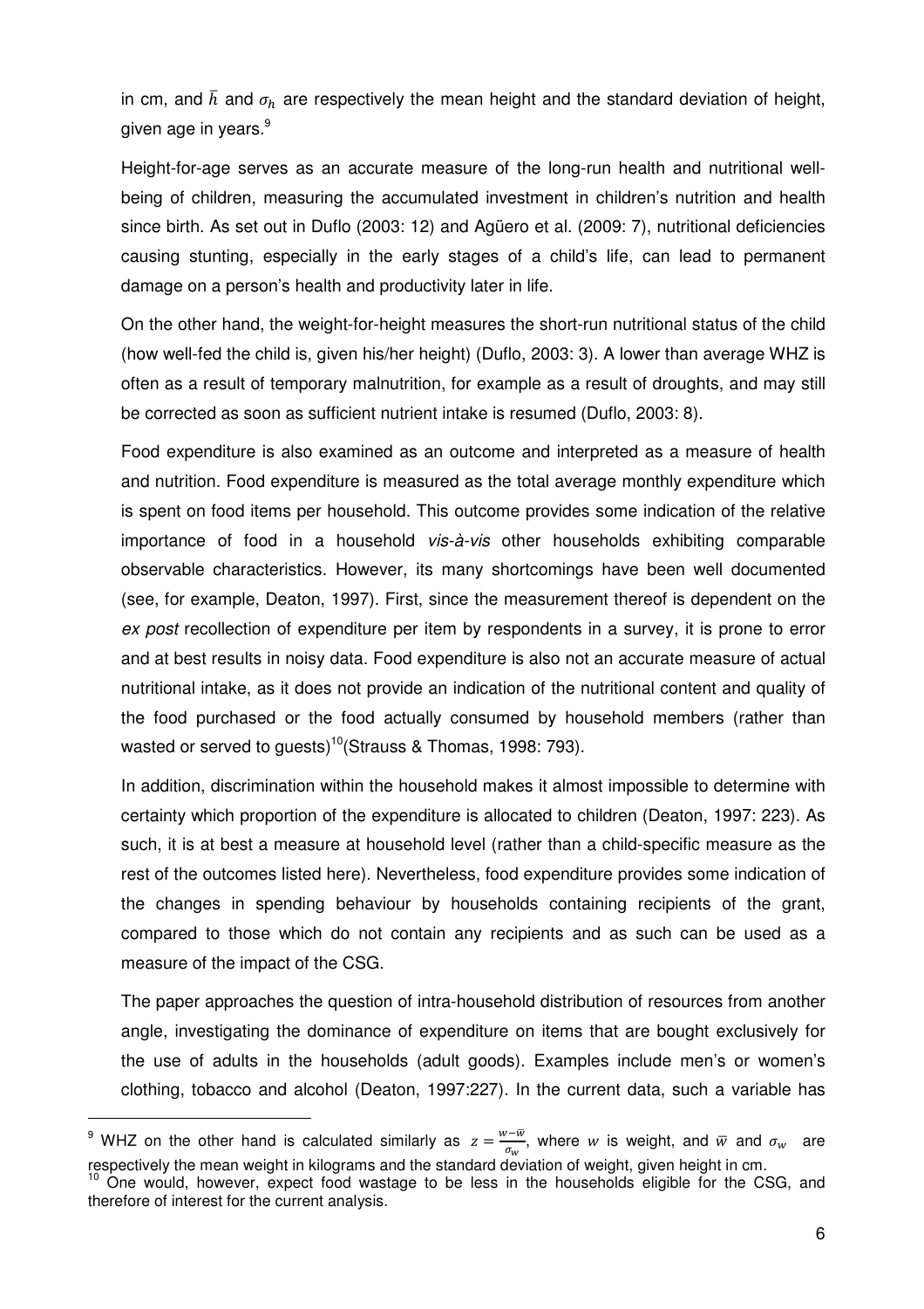in cm, and $\bar{h}$ and $\sigma_h$ are respectively the mean height and the standard deviation of height, given age in years.[9]

Height-for-age serves as an accurate measure of the long-run health and nutritional well-being of children, measuring the accumulated investment in children's nutrition and health since birth. As set out in Duflo (2003: 12) and Agüero et al. (2009: 7), nutritional deficiencies causing stunting, especially in the early stages of a child's life, can lead to permanent damage on a person's health and productivity later in life.

On the other hand, the weight-for-height measures the short-run nutritional status of the child (how well-fed the child is, given his/her height) (Duflo, 2003: 3). A lower than average WHZ is often as a result of temporary malnutrition, for example as a result of droughts, and may still be corrected as soon as sufficient nutrient intake is resumed (Duflo, 2003: 8).

Food expenditure is also examined as an outcome and interpreted as a measure of health and nutrition. Food expenditure is measured as the total average monthly expenditure which is spent on food items per household. This outcome provides some indication of the relative importance of food in a household *vis-à-vis* other households exhibiting comparable observable characteristics. However, its many shortcomings have been well documented (see, for example, Deaton, 1997). First, since the measurement thereof is dependent on the *ex post* recollection of expenditure per item by respondents in a survey, it is prone to error and at best results in noisy data. Food expenditure is also not an accurate measure of actual nutritional intake, as it does not provide an indication of the nutritional content and quality of the food purchased or the food actually consumed by household members (rather than wasted or served to guests)[10](Strauss & Thomas, 1998: 793).

In addition, discrimination within the household makes it almost impossible to determine with certainty which proportion of the expenditure is allocated to children (Deaton, 1997: 223). As such, it is at best a measure at household level (rather than a child-specific measure as the rest of the outcomes listed here). Nevertheless, food expenditure provides some indication of the changes in spending behaviour by households containing recipients of the grant, compared to those which do not contain any recipients and as such can be used as a measure of the impact of the CSG.

The paper approaches the question of intra-household distribution of resources from another angle, investigating the dominance of expenditure on items that are bought exclusively for the use of adults in the households (adult goods). Examples include men's or women's clothing, tobacco and alcohol (Deaton, 1997:227). In the current data, such a variable has

---

[9] WHZ on the other hand is calculated similarly as $z = \frac{w - \bar{w}}{\sigma_w}$, where $w$ is weight, and $\bar{w}$ and $\sigma_w$ are respectively the mean weight in kilograms and the standard deviation of weight, given height in cm.

[10] One would, however, expect food wastage to be less in the households eligible for the CSG, and therefore of interest for the current analysis.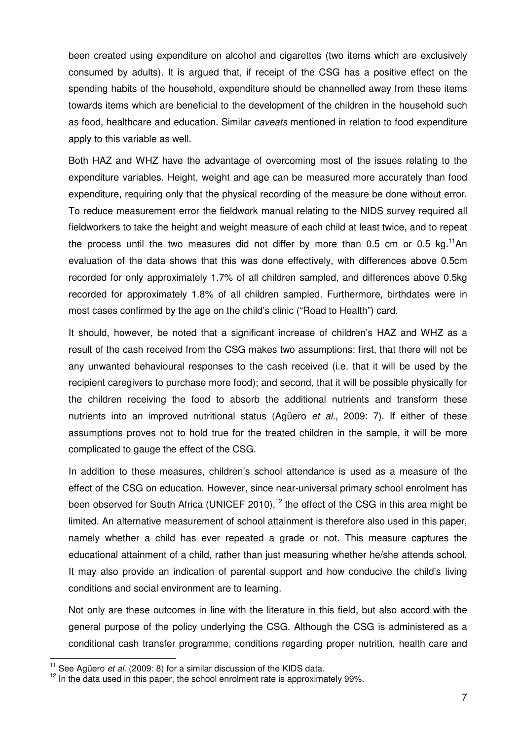been created using expenditure on alcohol and cigarettes (two items which are exclusively consumed by adults). It is argued that, if receipt of the CSG has a positive effect on the spending habits of the household, expenditure should be channelled away from these items towards items which are beneficial to the development of the children in the household such as food, healthcare and education. Similar *caveats* mentioned in relation to food expenditure apply to this variable as well.

Both HAZ and WHZ have the advantage of overcoming most of the issues relating to the expenditure variables. Height, weight and age can be measured more accurately than food expenditure, requiring only that the physical recording of the measure be done without error. To reduce measurement error the fieldwork manual relating to the NIDS survey required all fieldworkers to take the height and weight measure of each child at least twice, and to repeat the process until the two measures did not differ by more than 0.5 cm or 0.5 kg.[11] An evaluation of the data shows that this was done effectively, with differences above 0.5cm recorded for only approximately 1.7% of all children sampled, and differences above 0.5kg recorded for approximately 1.8% of all children sampled. Furthermore, birthdates were in most cases confirmed by the age on the child's clinic ("Road to Health") card.

It should, however, be noted that a significant increase of children's HAZ and WHZ as a result of the cash received from the CSG makes two assumptions: first, that there will not be any unwanted behavioural responses to the cash received (i.e. that it will be used by the recipient caregivers to purchase more food); and second, that it will be possible physically for the children receiving the food to absorb the additional nutrients and transform these nutrients into an improved nutritional status (Agüero *et al.,* 2009: 7). If either of these assumptions proves not to hold true for the treated children in the sample, it will be more complicated to gauge the effect of the CSG.

In addition to these measures, children's school attendance is used as a measure of the effect of the CSG on education. However, since near-universal primary school enrolment has been observed for South Africa (UNICEF 2010),[12] the effect of the CSG in this area might be limited. An alternative measurement of school attainment is therefore also used in this paper, namely whether a child has ever repeated a grade or not. This measure captures the educational attainment of a child, rather than just measuring whether he/she attends school. It may also provide an indication of parental support and how conducive the child's living conditions and social environment are to learning.

Not only are these outcomes in line with the literature in this field, but also accord with the general purpose of the policy underlying the CSG. Although the CSG is administered as a conditional cash transfer programme, conditions regarding proper nutrition, health care and

---

[11] See Agüero *et al.* (2009: 8) for a similar discussion of the KIDS data.

[12] In the data used in this paper, the school enrolment rate is approximately 99%.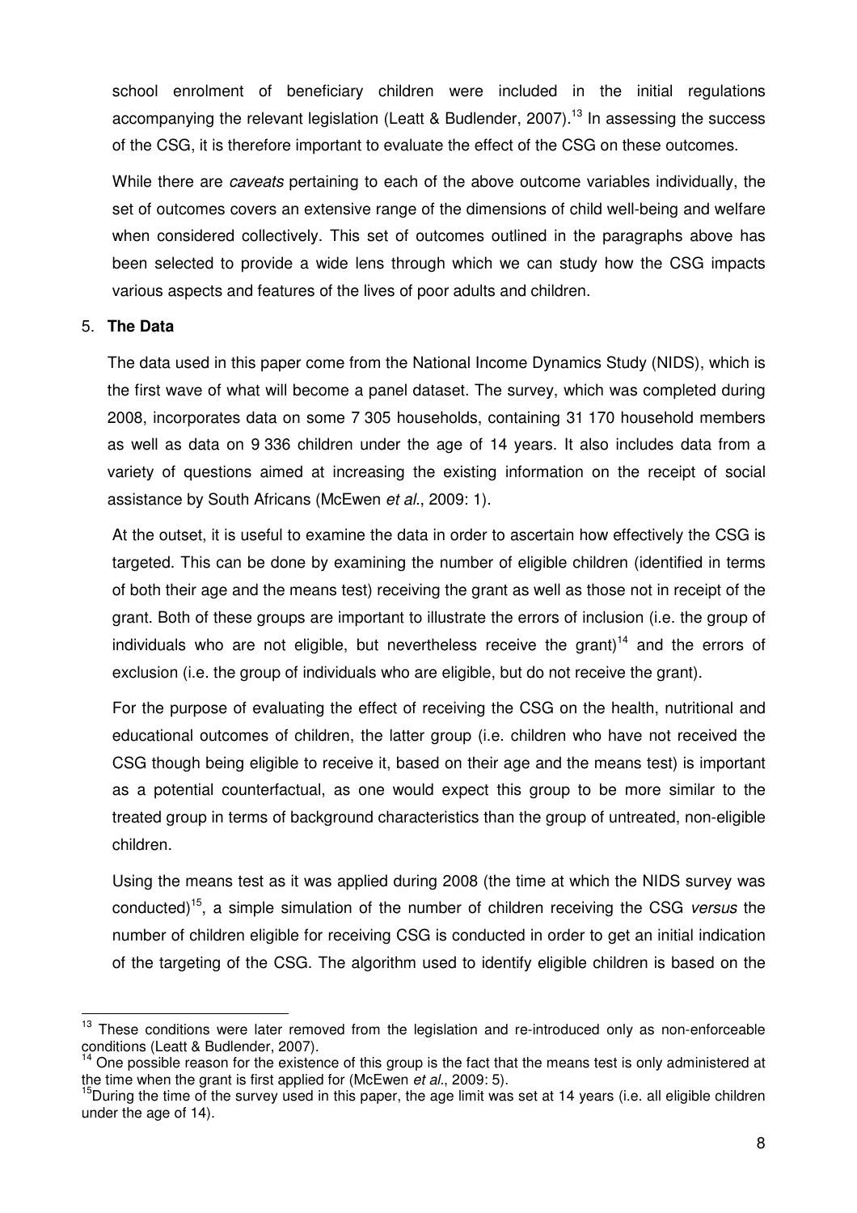school enrolment of beneficiary children were included in the initial regulations accompanying the relevant legislation (Leatt & Budlender, 2007).[13] In assessing the success of the CSG, it is therefore important to evaluate the effect of the CSG on these outcomes.

While there are *caveats* pertaining to each of the above outcome variables individually, the set of outcomes covers an extensive range of the dimensions of child well-being and welfare when considered collectively. This set of outcomes outlined in the paragraphs above has been selected to provide a wide lens through which we can study how the CSG impacts various aspects and features of the lives of poor adults and children.

## 5. **The Data**

The data used in this paper come from the National Income Dynamics Study (NIDS), which is the first wave of what will become a panel dataset. The survey, which was completed during 2008, incorporates data on some 7 305 households, containing 31 170 household members as well as data on 9 336 children under the age of 14 years. It also includes data from a variety of questions aimed at increasing the existing information on the receipt of social assistance by South Africans (McEwen *et al*., 2009: 1).

At the outset, it is useful to examine the data in order to ascertain how effectively the CSG is targeted. This can be done by examining the number of eligible children (identified in terms of both their age and the means test) receiving the grant as well as those not in receipt of the grant. Both of these groups are important to illustrate the errors of inclusion (i.e. the group of individuals who are not eligible, but nevertheless receive the grant)[14] and the errors of exclusion (i.e. the group of individuals who are eligible, but do not receive the grant).

For the purpose of evaluating the effect of receiving the CSG on the health, nutritional and educational outcomes of children, the latter group (i.e. children who have not received the CSG though being eligible to receive it, based on their age and the means test) is important as a potential counterfactual, as one would expect this group to be more similar to the treated group in terms of background characteristics than the group of untreated, non-eligible children.

Using the means test as it was applied during 2008 (the time at which the NIDS survey was conducted)[15], a simple simulation of the number of children receiving the CSG *versus* the number of children eligible for receiving CSG is conducted in order to get an initial indication of the targeting of the CSG. The algorithm used to identify eligible children is based on the

---

[13] These conditions were later removed from the legislation and re-introduced only as non-enforceable conditions (Leatt & Budlender, 2007).

[14] One possible reason for the existence of this group is the fact that the means test is only administered at the time when the grant is first applied for (McEwen *et al*., 2009: 5).

[15] During the time of the survey used in this paper, the age limit was set at 14 years (i.e. all eligible children under the age of 14).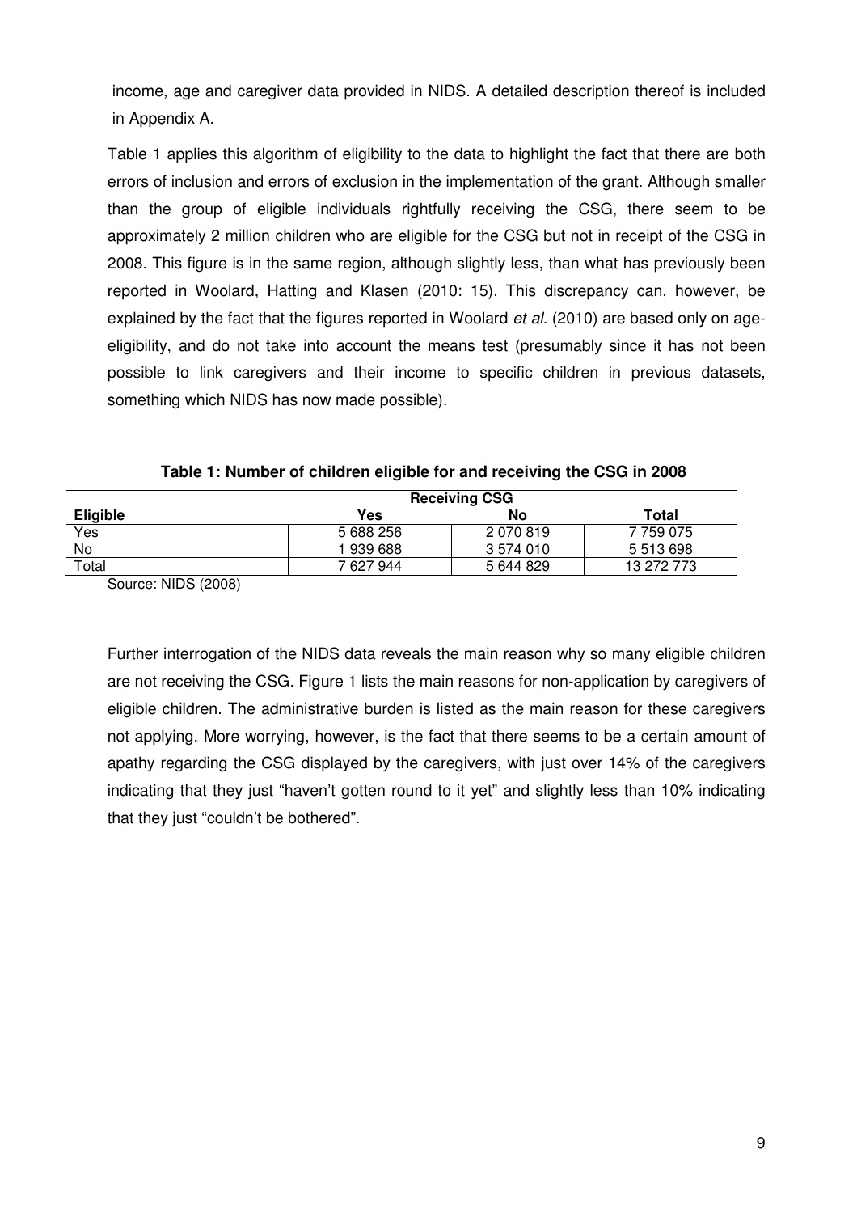income, age and caregiver data provided in NIDS. A detailed description thereof is included in Appendix A.

Table 1 applies this algorithm of eligibility to the data to highlight the fact that there are both errors of inclusion and errors of exclusion in the implementation of the grant. Although smaller than the group of eligible individuals rightfully receiving the CSG, there seem to be approximately 2 million children who are eligible for the CSG but not in receipt of the CSG in 2008. This figure is in the same region, although slightly less, than what has previously been reported in Woolard, Hatting and Klasen (2010: 15). This discrepancy can, however, be explained by the fact that the figures reported in Woolard *et al.* (2010) are based only on age-eligibility, and do not take into account the means test (presumably since it has not been possible to link caregivers and their income to specific children in previous datasets, something which NIDS has now made possible).

**Table 1: Number of children eligible for and receiving the CSG in 2008**

| | **Receiving CSG** | | |
|---|---|---|---|
| **Eligible** | **Yes** | **No** | **Total** |
| Yes | 5 688 256 | 2 070 819 | 7 759 075 |
| No | 1 939 688 | 3 574 010 | 5 513 698 |
| Total | 7 627 944 | 5 644 829 | 13 272 773 |

Source: NIDS (2008)

Further interrogation of the NIDS data reveals the main reason why so many eligible children are not receiving the CSG. Figure 1 lists the main reasons for non-application by caregivers of eligible children. The administrative burden is listed as the main reason for these caregivers not applying. More worrying, however, is the fact that there seems to be a certain amount of apathy regarding the CSG displayed by the caregivers, with just over 14% of the caregivers indicating that they just "haven't gotten round to it yet" and slightly less than 10% indicating that they just "couldn't be bothered".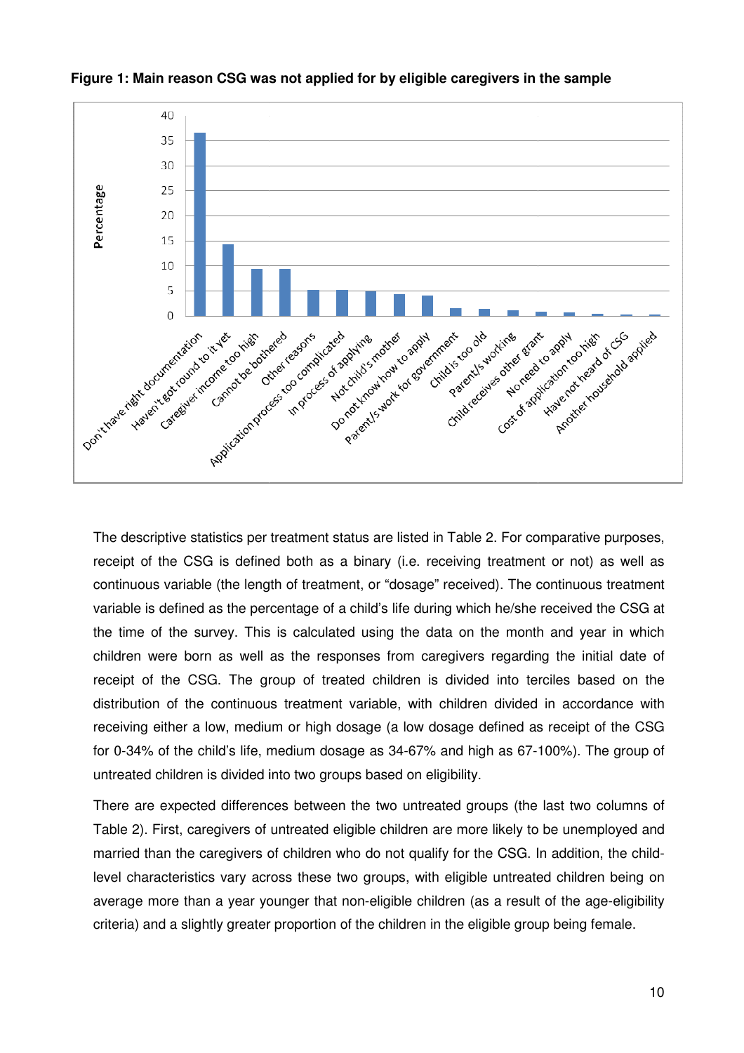**Figure 1: Main reason CSG was not applied for by eligible caregivers in the sample**

The descriptive statistics per treatment status are listed in Table 2. For comparative purposes, receipt of the CSG is defined both as a binary (i.e. receiving treatment or not) as well as continuous variable (the length of treatment, or "dosage" received). The continuous treatment variable is defined as the percentage of a child's life during which he/she received the CSG at the time of the survey. This is calculated using the data on the month and year in which children were born as well as the responses from caregivers regarding the initial date of receipt of the CSG. The group of treated children is divided into terciles based on the distribution of the continuous treatment variable, with children divided in accordance with receiving either a low, medium or high dosage (a low dosage defined as receipt of the CSG for 0-34% of the child's life, medium dosage as 34-67% and high as 67-100%). The group of untreated children is divided into two groups based on eligibility.

There are expected differences between the two untreated groups (the last two columns of Table 2). First, caregivers of untreated eligible children are more likely to be unemployed and married than the caregivers of children who do not qualify for the CSG. In addition, the child-level characteristics vary across these two groups, with eligible untreated children being on average more than a year younger that non-eligible children (as a result of the age-eligibility criteria) and a slightly greater proportion of the children in the eligible group being female.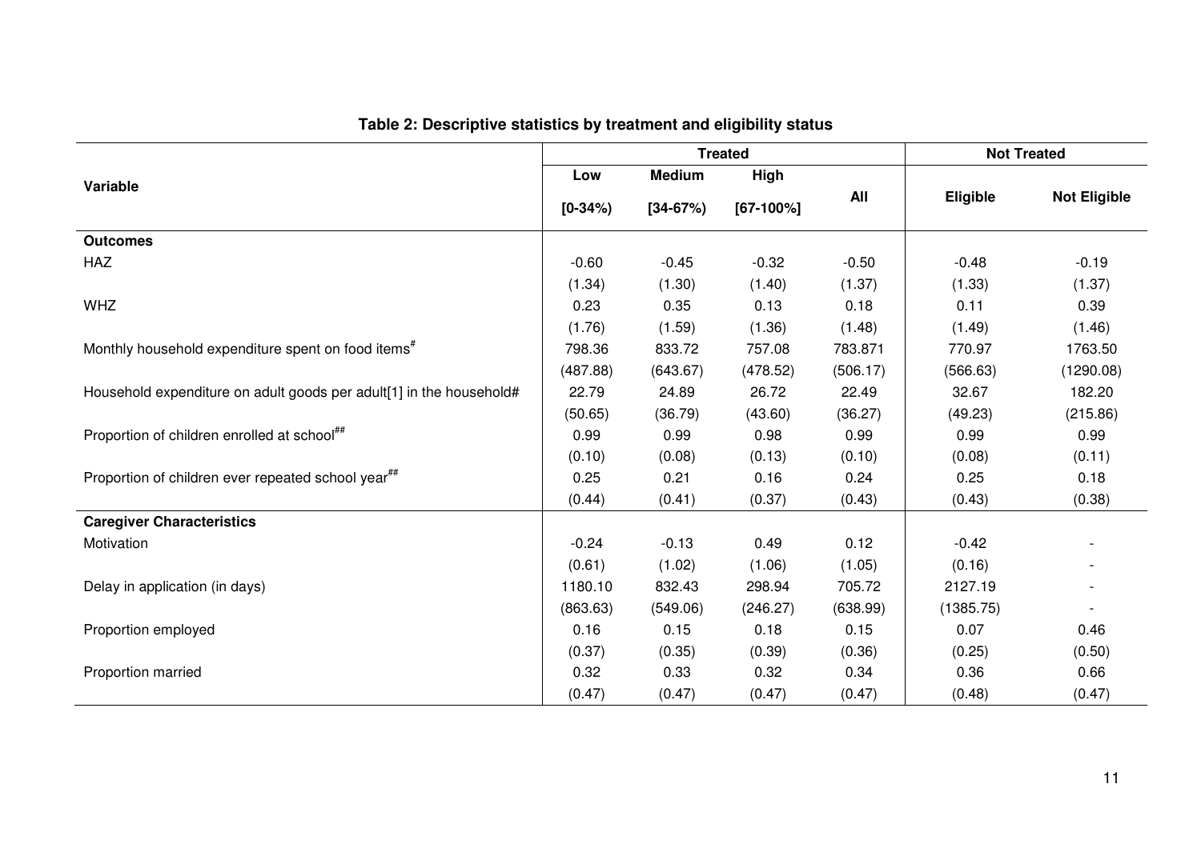**Table 2: Descriptive statistics by treatment and eligibility status**

| Variable | Treated | | | | Not Treated | |
|---|---|---|---|---|---|---|
| | Low [0-34%) | Medium [34-67%) | High [67-100%] | All | Eligible | Not Eligible |
| **Outcomes** | | | | | | |
| HAZ | -0.60 | -0.45 | -0.32 | -0.50 | -0.48 | -0.19 |
| | (1.34) | (1.30) | (1.40) | (1.37) | (1.33) | (1.37) |
| WHZ | 0.23 | 0.35 | 0.13 | 0.18 | 0.11 | 0.39 |
| | (1.76) | (1.59) | (1.36) | (1.48) | (1.49) | (1.46) |
| Monthly household expenditure spent on food items[#] | 798.36 | 833.72 | 757.08 | 783.871 | 770.97 | 1763.50 |
| | (487.88) | (643.67) | (478.52) | (506.17) | (566.63) | (1290.08) |
| Household expenditure on adult goods per adult[1] in the household# | 22.79 | 24.89 | 26.72 | 22.49 | 32.67 | 182.20 |
| | (50.65) | (36.79) | (43.60) | (36.27) | (49.23) | (215.86) |
| Proportion of children enrolled at school[##] | 0.99 | 0.99 | 0.98 | 0.99 | 0.99 | 0.99 |
| | (0.10) | (0.08) | (0.13) | (0.10) | (0.08) | (0.11) |
| Proportion of children ever repeated school year[##] | 0.25 | 0.21 | 0.16 | 0.24 | 0.25 | 0.18 |
| | (0.44) | (0.41) | (0.37) | (0.43) | (0.43) | (0.38) |
| **Caregiver Characteristics** | | | | | | |
| Motivation | -0.24 | -0.13 | 0.49 | 0.12 | -0.42 | - |
| | (0.61) | (1.02) | (1.06) | (1.05) | (0.16) | - |
| Delay in application (in days) | 1180.10 | 832.43 | 298.94 | 705.72 | 2127.19 | - |
| | (863.63) | (549.06) | (246.27) | (638.99) | (1385.75) | - |
| Proportion employed | 0.16 | 0.15 | 0.18 | 0.15 | 0.07 | 0.46 |
| | (0.37) | (0.35) | (0.39) | (0.36) | (0.25) | (0.50) |
| Proportion married | 0.32 | 0.33 | 0.32 | 0.34 | 0.36 | 0.66 |
| | (0.47) | (0.47) | (0.47) | (0.47) | (0.48) | (0.47) |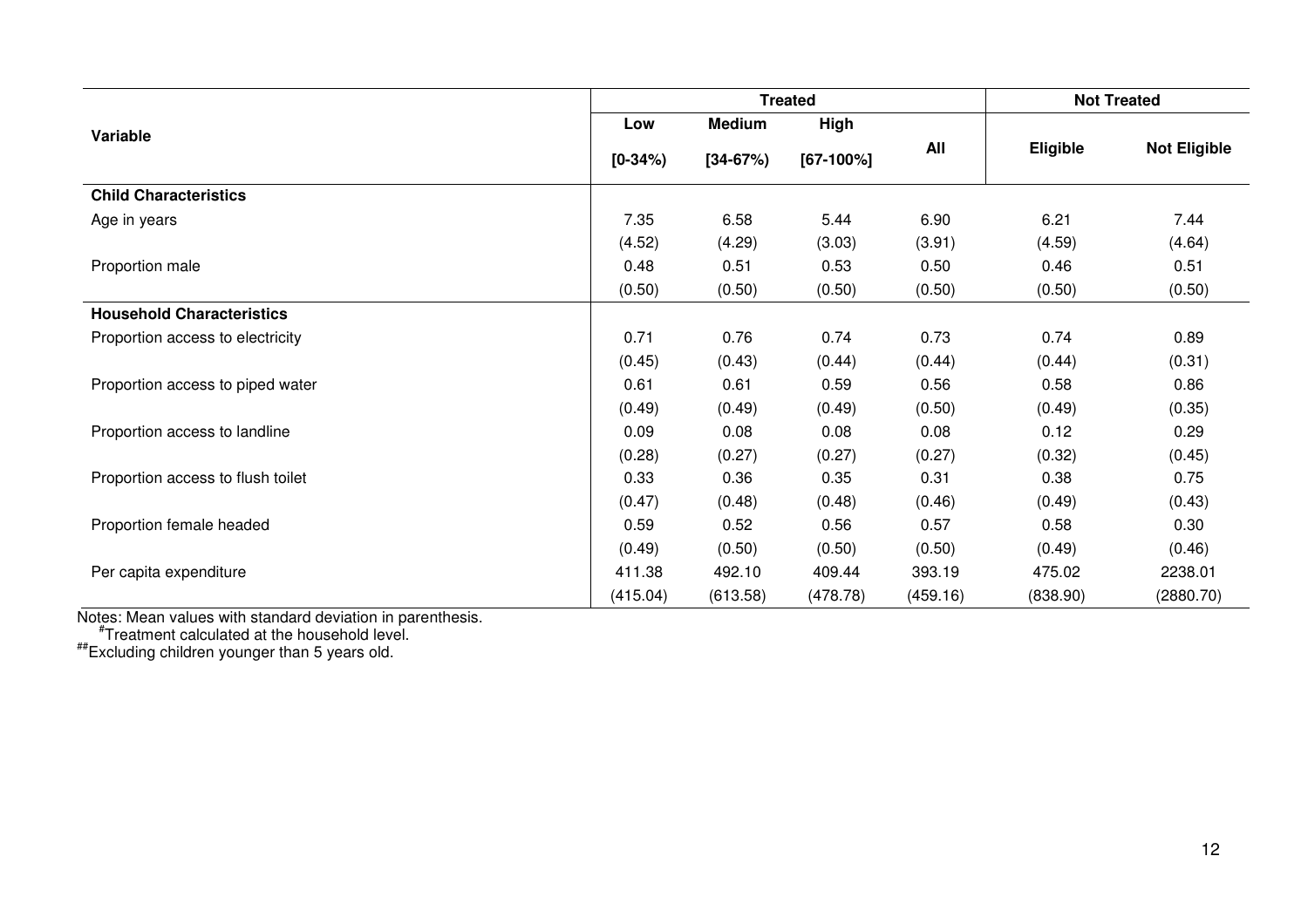| Variable | Treated | | | | Not Treated | |
|---|---|---|---|---|---|---|
| | Low [0-34%) | Medium [34-67%) | High [67-100%] | All | Eligible | Not Eligible |
| **Child Characteristics** | | | | | | |
| Age in years | 7.35 | 6.58 | 5.44 | 6.90 | 6.21 | 7.44 |
| | (4.52) | (4.29) | (3.03) | (3.91) | (4.59) | (4.64) |
| Proportion male | 0.48 | 0.51 | 0.53 | 0.50 | 0.46 | 0.51 |
| | (0.50) | (0.50) | (0.50) | (0.50) | (0.50) | (0.50) |
| **Household Characteristics** | | | | | | |
| Proportion access to electricity | 0.71 | 0.76 | 0.74 | 0.73 | 0.74 | 0.89 |
| | (0.45) | (0.43) | (0.44) | (0.44) | (0.44) | (0.31) |
| Proportion access to piped water | 0.61 | 0.61 | 0.59 | 0.56 | 0.58 | 0.86 |
| | (0.49) | (0.49) | (0.49) | (0.50) | (0.49) | (0.35) |
| Proportion access to landline | 0.09 | 0.08 | 0.08 | 0.08 | 0.12 | 0.29 |
| | (0.28) | (0.27) | (0.27) | (0.27) | (0.32) | (0.45) |
| Proportion access to flush toilet | 0.33 | 0.36 | 0.35 | 0.31 | 0.38 | 0.75 |
| | (0.47) | (0.48) | (0.48) | (0.46) | (0.49) | (0.43) |
| Proportion female headed | 0.59 | 0.52 | 0.56 | 0.57 | 0.58 | 0.30 |
| | (0.49) | (0.50) | (0.50) | (0.50) | (0.49) | (0.46) |
| Per capita expenditure | 411.38 | 492.10 | 409.44 | 393.19 | 475.02 | 2238.01 |
| | (415.04) | (613.58) | (478.78) | (459.16) | (838.90) | (2880.70) |

Notes: Mean values with standard deviation in parenthesis.
[#]Treatment calculated at the household level.
[##]Excluding children younger than 5 years old.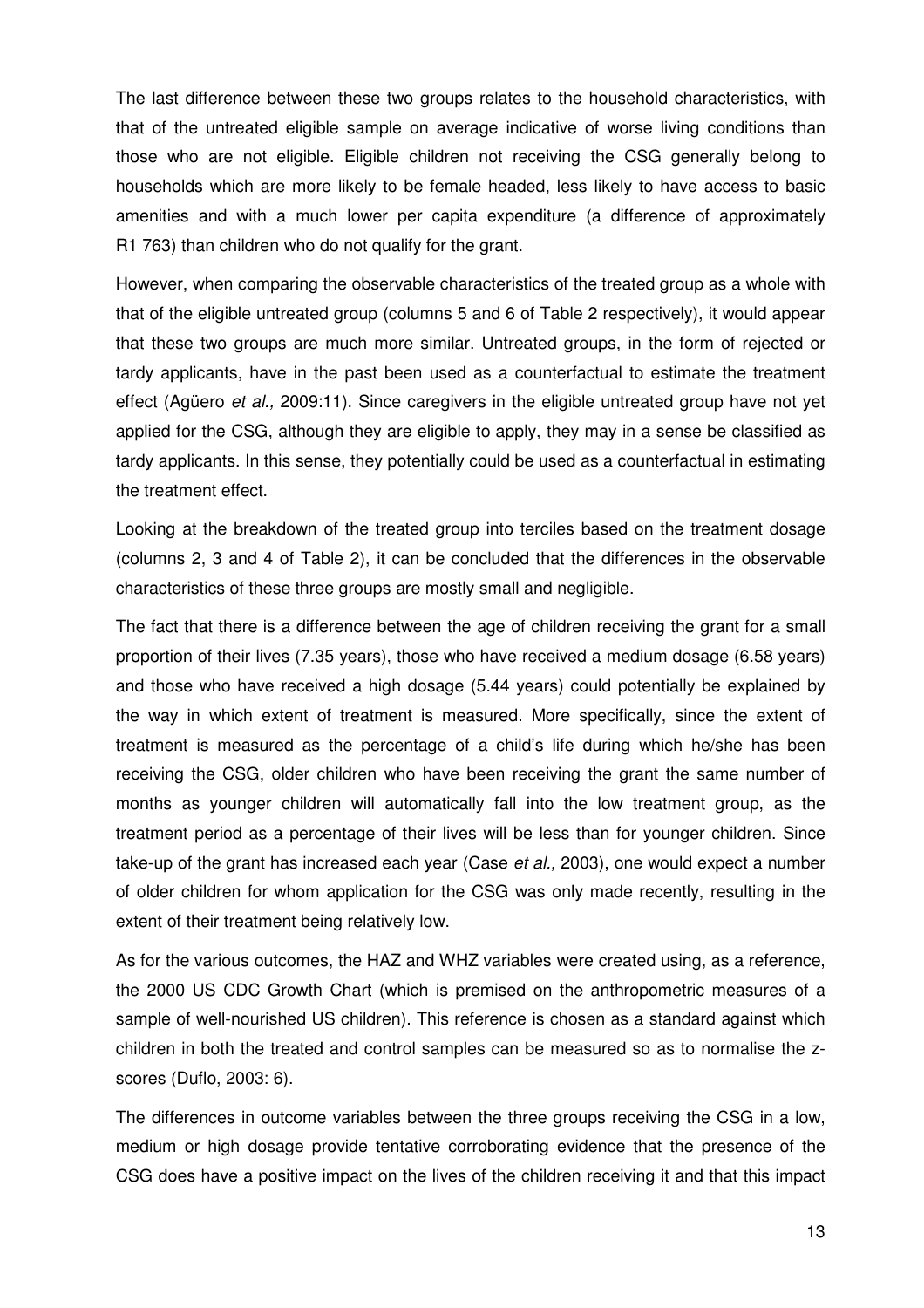The last difference between these two groups relates to the household characteristics, with that of the untreated eligible sample on average indicative of worse living conditions than those who are not eligible. Eligible children not receiving the CSG generally belong to households which are more likely to be female headed, less likely to have access to basic amenities and with a much lower per capita expenditure (a difference of approximately R1 763) than children who do not qualify for the grant.

However, when comparing the observable characteristics of the treated group as a whole with that of the eligible untreated group (columns 5 and 6 of Table 2 respectively), it would appear that these two groups are much more similar. Untreated groups, in the form of rejected or tardy applicants, have in the past been used as a counterfactual to estimate the treatment effect (Agüero *et al.,* 2009:11). Since caregivers in the eligible untreated group have not yet applied for the CSG, although they are eligible to apply, they may in a sense be classified as tardy applicants. In this sense, they potentially could be used as a counterfactual in estimating the treatment effect.

Looking at the breakdown of the treated group into terciles based on the treatment dosage (columns 2, 3 and 4 of Table 2), it can be concluded that the differences in the observable characteristics of these three groups are mostly small and negligible.

The fact that there is a difference between the age of children receiving the grant for a small proportion of their lives (7.35 years), those who have received a medium dosage (6.58 years) and those who have received a high dosage (5.44 years) could potentially be explained by the way in which extent of treatment is measured. More specifically, since the extent of treatment is measured as the percentage of a child's life during which he/she has been receiving the CSG, older children who have been receiving the grant the same number of months as younger children will automatically fall into the low treatment group, as the treatment period as a percentage of their lives will be less than for younger children. Since take-up of the grant has increased each year (Case *et al.,* 2003), one would expect a number of older children for whom application for the CSG was only made recently, resulting in the extent of their treatment being relatively low.

As for the various outcomes, the HAZ and WHZ variables were created using, as a reference, the 2000 US CDC Growth Chart (which is premised on the anthropometric measures of a sample of well-nourished US children). This reference is chosen as a standard against which children in both the treated and control samples can be measured so as to normalise the z-scores (Duflo, 2003: 6).

The differences in outcome variables between the three groups receiving the CSG in a low, medium or high dosage provide tentative corroborating evidence that the presence of the CSG does have a positive impact on the lives of the children receiving it and that this impact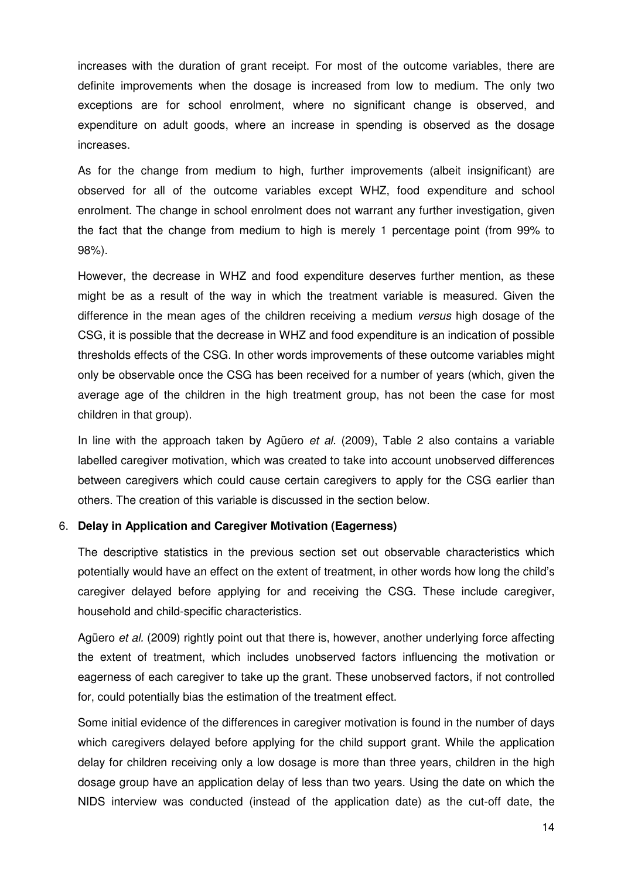increases with the duration of grant receipt. For most of the outcome variables, there are definite improvements when the dosage is increased from low to medium. The only two exceptions are for school enrolment, where no significant change is observed, and expenditure on adult goods, where an increase in spending is observed as the dosage increases.

As for the change from medium to high, further improvements (albeit insignificant) are observed for all of the outcome variables except WHZ, food expenditure and school enrolment. The change in school enrolment does not warrant any further investigation, given the fact that the change from medium to high is merely 1 percentage point (from 99% to 98%).

However, the decrease in WHZ and food expenditure deserves further mention, as these might be as a result of the way in which the treatment variable is measured. Given the difference in the mean ages of the children receiving a medium *versus* high dosage of the CSG, it is possible that the decrease in WHZ and food expenditure is an indication of possible thresholds effects of the CSG. In other words improvements of these outcome variables might only be observable once the CSG has been received for a number of years (which, given the average age of the children in the high treatment group, has not been the case for most children in that group).

In line with the approach taken by Agüero *et al.* (2009), Table 2 also contains a variable labelled caregiver motivation, which was created to take into account unobserved differences between caregivers which could cause certain caregivers to apply for the CSG earlier than others. The creation of this variable is discussed in the section below.

## 6. **Delay in Application and Caregiver Motivation (Eagerness)**

The descriptive statistics in the previous section set out observable characteristics which potentially would have an effect on the extent of treatment, in other words how long the child's caregiver delayed before applying for and receiving the CSG. These include caregiver, household and child-specific characteristics.

Agüero *et al.* (2009) rightly point out that there is, however, another underlying force affecting the extent of treatment, which includes unobserved factors influencing the motivation or eagerness of each caregiver to take up the grant. These unobserved factors, if not controlled for, could potentially bias the estimation of the treatment effect.

Some initial evidence of the differences in caregiver motivation is found in the number of days which caregivers delayed before applying for the child support grant. While the application delay for children receiving only a low dosage is more than three years, children in the high dosage group have an application delay of less than two years. Using the date on which the NIDS interview was conducted (instead of the application date) as the cut-off date, the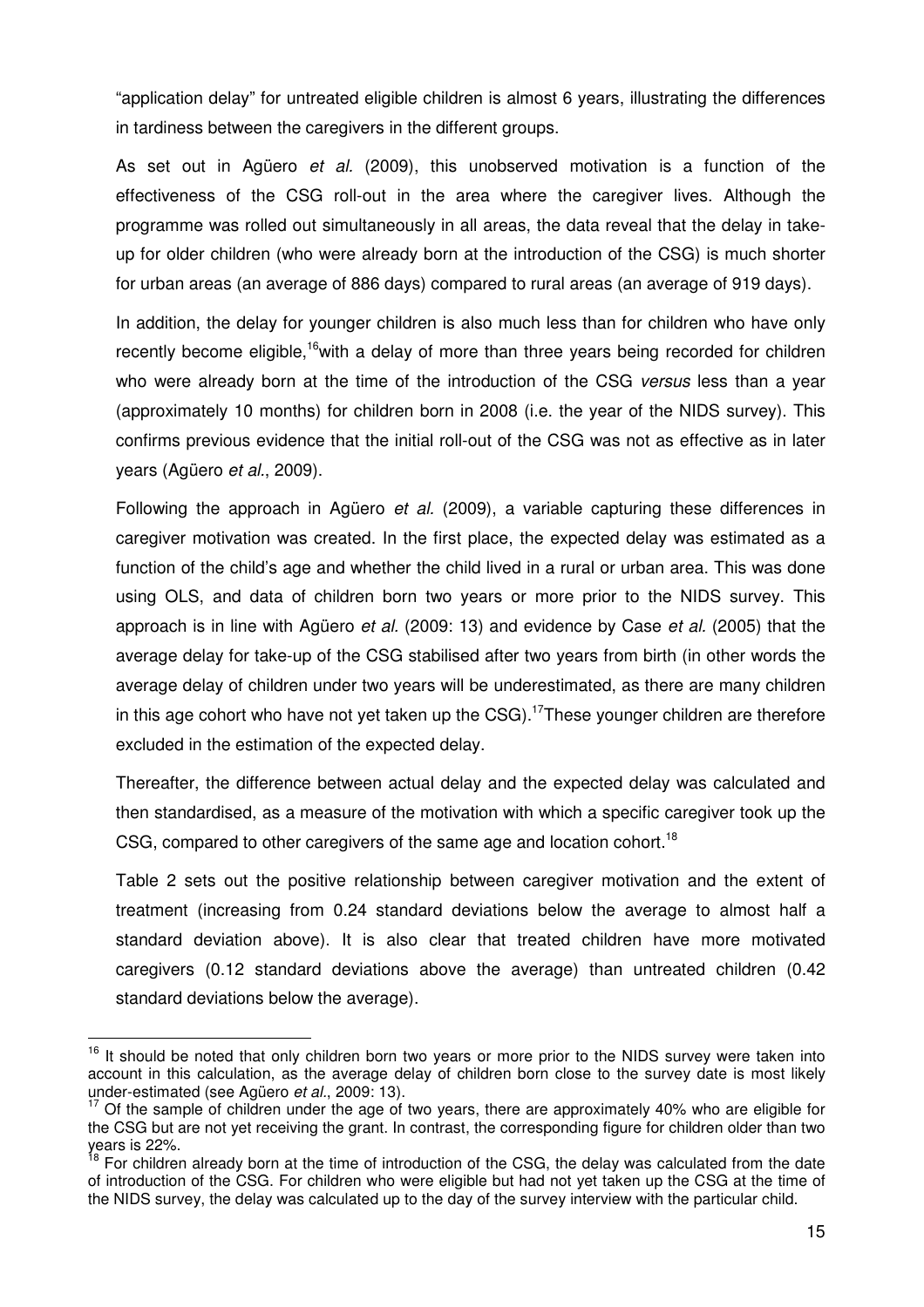"application delay" for untreated eligible children is almost 6 years, illustrating the differences in tardiness between the caregivers in the different groups.

As set out in Agüero *et al.* (2009), this unobserved motivation is a function of the effectiveness of the CSG roll-out in the area where the caregiver lives. Although the programme was rolled out simultaneously in all areas, the data reveal that the delay in take-up for older children (who were already born at the introduction of the CSG) is much shorter for urban areas (an average of 886 days) compared to rural areas (an average of 919 days).

In addition, the delay for younger children is also much less than for children who have only recently become eligible,[16] with a delay of more than three years being recorded for children who were already born at the time of the introduction of the CSG *versus* less than a year (approximately 10 months) for children born in 2008 (i.e. the year of the NIDS survey). This confirms previous evidence that the initial roll-out of the CSG was not as effective as in later years (Agüero *et al.*, 2009).

Following the approach in Agüero *et al.* (2009), a variable capturing these differences in caregiver motivation was created. In the first place, the expected delay was estimated as a function of the child's age and whether the child lived in a rural or urban area. This was done using OLS, and data of children born two years or more prior to the NIDS survey. This approach is in line with Agüero *et al.* (2009: 13) and evidence by Case *et al.* (2005) that the average delay for take-up of the CSG stabilised after two years from birth (in other words the average delay of children under two years will be underestimated, as there are many children in this age cohort who have not yet taken up the CSG).[17] These younger children are therefore excluded in the estimation of the expected delay.

Thereafter, the difference between actual delay and the expected delay was calculated and then standardised, as a measure of the motivation with which a specific caregiver took up the CSG, compared to other caregivers of the same age and location cohort.[18]

Table 2 sets out the positive relationship between caregiver motivation and the extent of treatment (increasing from 0.24 standard deviations below the average to almost half a standard deviation above). It is also clear that treated children have more motivated caregivers (0.12 standard deviations above the average) than untreated children (0.42 standard deviations below the average).

---

[16] It should be noted that only children born two years or more prior to the NIDS survey were taken into account in this calculation, as the average delay of children born close to the survey date is most likely under-estimated (see Agüero *et al.*, 2009: 13).

[17] Of the sample of children under the age of two years, there are approximately 40% who are eligible for the CSG but are not yet receiving the grant. In contrast, the corresponding figure for children older than two years is 22%.

[18] For children already born at the time of introduction of the CSG, the delay was calculated from the date of introduction of the CSG. For children who were eligible but had not yet taken up the CSG at the time of the NIDS survey, the delay was calculated up to the day of the survey interview with the particular child.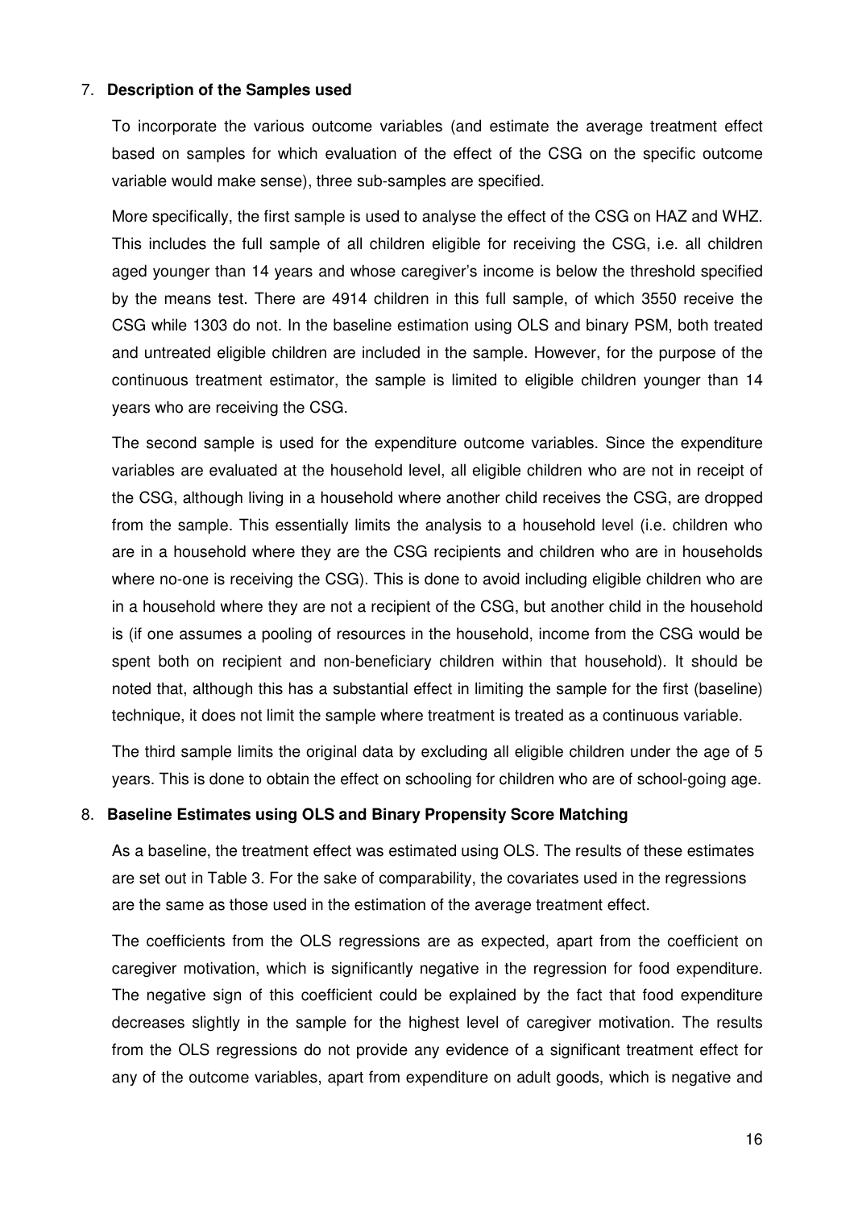## 7. **Description of the Samples used**

To incorporate the various outcome variables (and estimate the average treatment effect based on samples for which evaluation of the effect of the CSG on the specific outcome variable would make sense), three sub-samples are specified.

More specifically, the first sample is used to analyse the effect of the CSG on HAZ and WHZ. This includes the full sample of all children eligible for receiving the CSG, i.e. all children aged younger than 14 years and whose caregiver's income is below the threshold specified by the means test. There are 4914 children in this full sample, of which 3550 receive the CSG while 1303 do not. In the baseline estimation using OLS and binary PSM, both treated and untreated eligible children are included in the sample. However, for the purpose of the continuous treatment estimator, the sample is limited to eligible children younger than 14 years who are receiving the CSG.

The second sample is used for the expenditure outcome variables. Since the expenditure variables are evaluated at the household level, all eligible children who are not in receipt of the CSG, although living in a household where another child receives the CSG, are dropped from the sample. This essentially limits the analysis to a household level (i.e. children who are in a household where they are the CSG recipients and children who are in households where no-one is receiving the CSG). This is done to avoid including eligible children who are in a household where they are not a recipient of the CSG, but another child in the household is (if one assumes a pooling of resources in the household, income from the CSG would be spent both on recipient and non-beneficiary children within that household). It should be noted that, although this has a substantial effect in limiting the sample for the first (baseline) technique, it does not limit the sample where treatment is treated as a continuous variable.

The third sample limits the original data by excluding all eligible children under the age of 5 years. This is done to obtain the effect on schooling for children who are of school-going age.

## 8. **Baseline Estimates using OLS and Binary Propensity Score Matching**

As a baseline, the treatment effect was estimated using OLS. The results of these estimates are set out in Table 3. For the sake of comparability, the covariates used in the regressions are the same as those used in the estimation of the average treatment effect.

The coefficients from the OLS regressions are as expected, apart from the coefficient on caregiver motivation, which is significantly negative in the regression for food expenditure. The negative sign of this coefficient could be explained by the fact that food expenditure decreases slightly in the sample for the highest level of caregiver motivation. The results from the OLS regressions do not provide any evidence of a significant treatment effect for any of the outcome variables, apart from expenditure on adult goods, which is negative and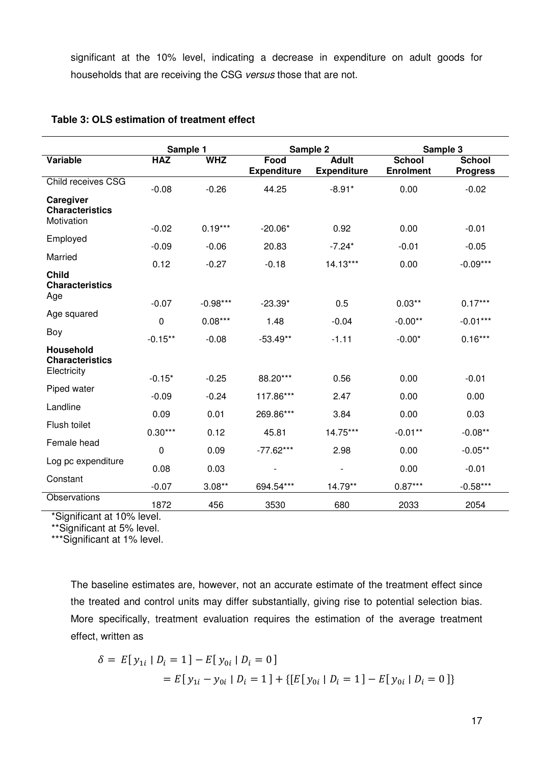significant at the 10% level, indicating a decrease in expenditure on adult goods for households that are receiving the CSG *versus* those that are not.

**Table 3: OLS estimation of treatment effect**

| | Sample 1 | | Sample 2 | | Sample 3 | |
|---|---|---|---|---|---|---|
| **Variable** | **HAZ** | **WHZ** | **Food Expenditure** | **Adult Expenditure** | **School Enrolment** | **School Progress** |
| Child receives CSG | -0.08 | -0.26 | 44.25 | -8.91* | 0.00 | -0.02 |
| **Caregiver Characteristics** | | | | | | |
| Motivation | -0.02 | 0.19*** | -20.06* | 0.92 | 0.00 | -0.01 |
| Employed | -0.09 | -0.06 | 20.83 | -7.24* | -0.01 | -0.05 |
| Married | 0.12 | -0.27 | -0.18 | 14.13*** | 0.00 | -0.09*** |
| **Child Characteristics** | | | | | | |
| Age | -0.07 | -0.98*** | -23.39* | 0.5 | 0.03** | 0.17*** |
| Age squared | 0 | 0.08*** | 1.48 | -0.04 | -0.00** | -0.01*** |
| Boy | -0.15** | -0.08 | -53.49** | -1.11 | -0.00* | 0.16*** |
| **Household Characteristics** | | | | | | |
| Electricity | -0.15* | -0.25 | 88.20*** | 0.56 | 0.00 | -0.01 |
| Piped water | -0.09 | -0.24 | 117.86*** | 2.47 | 0.00 | 0.00 |
| Landline | 0.09 | 0.01 | 269.86*** | 3.84 | 0.00 | 0.03 |
| Flush toilet | 0.30*** | 0.12 | 45.81 | 14.75*** | -0.01** | -0.08** |
| Female head | 0 | 0.09 | -77.62*** | 2.98 | 0.00 | -0.05** |
| Log pc expenditure | 0.08 | 0.03 | - | - | 0.00 | -0.01 |
| Constant | -0.07 | 3.08** | 694.54*** | 14.79** | 0.87*** | -0.58*** |
| Observations | 1872 | 456 | 3530 | 680 | 2033 | 2054 |

*Significant at 10% level.
**Significant at 5% level.
***Significant at 1% level.

The baseline estimates are, however, not an accurate estimate of the treatment effect since the treated and control units may differ substantially, giving rise to potential selection bias. More specifically, treatment evaluation requires the estimation of the average treatment effect, written as

$$\delta = E[\, y_{1i} \mid D_i = 1\,] - E[\, y_{0i} \mid D_i = 0\,]$$
$$= E[\, y_{1i} - y_{0i} \mid D_i = 1\,] + \{[E[\, y_{0i} \mid D_i = 1\,] - E[\, y_{0i} \mid D_i = 0\,]\}$$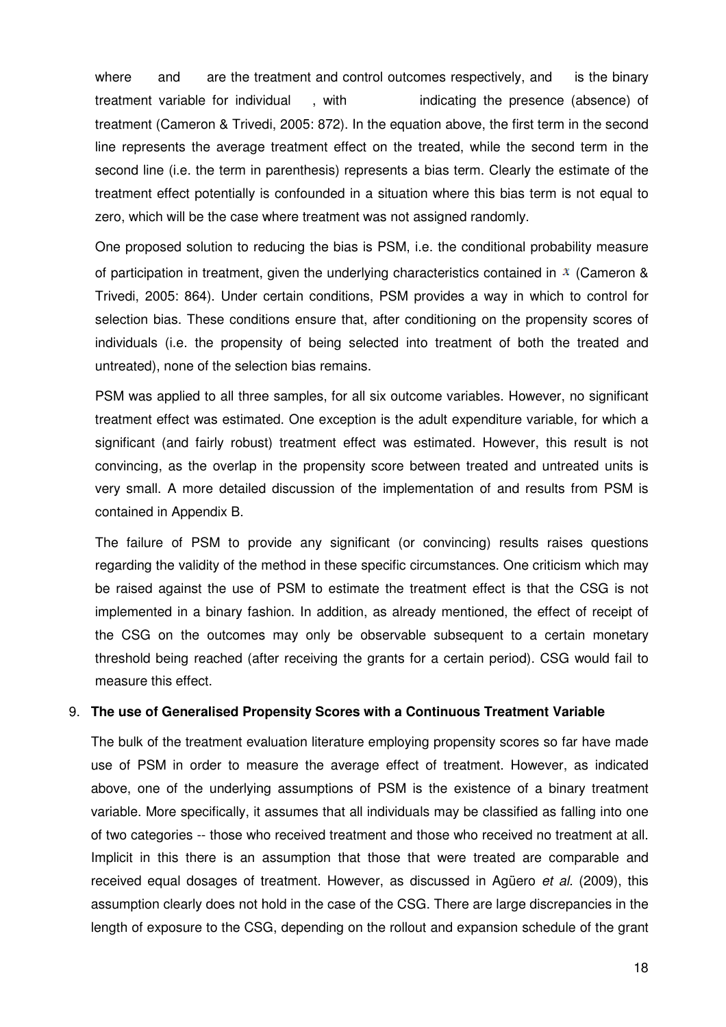where  and  are the treatment and control outcomes respectively, and  is the binary treatment variable for individual  , with  indicating the presence (absence) of treatment (Cameron & Trivedi, 2005: 872). In the equation above, the first term in the second line represents the average treatment effect on the treated, while the second term in the second line (i.e. the term in parenthesis) represents a bias term. Clearly the estimate of the treatment effect potentially is confounded in a situation where this bias term is not equal to zero, which will be the case where treatment was not assigned randomly.

One proposed solution to reducing the bias is PSM, i.e. the conditional probability measure of participation in treatment, given the underlying characteristics contained in $x$ (Cameron & Trivedi, 2005: 864). Under certain conditions, PSM provides a way in which to control for selection bias. These conditions ensure that, after conditioning on the propensity scores of individuals (i.e. the propensity of being selected into treatment of both the treated and untreated), none of the selection bias remains.

PSM was applied to all three samples, for all six outcome variables. However, no significant treatment effect was estimated. One exception is the adult expenditure variable, for which a significant (and fairly robust) treatment effect was estimated. However, this result is not convincing, as the overlap in the propensity score between treated and untreated units is very small. A more detailed discussion of the implementation of and results from PSM is contained in Appendix B.

The failure of PSM to provide any significant (or convincing) results raises questions regarding the validity of the method in these specific circumstances. One criticism which may be raised against the use of PSM to estimate the treatment effect is that the CSG is not implemented in a binary fashion. In addition, as already mentioned, the effect of receipt of the CSG on the outcomes may only be observable subsequent to a certain monetary threshold being reached (after receiving the grants for a certain period). CSG would fail to measure this effect.

## 9. The use of Generalised Propensity Scores with a Continuous Treatment Variable

The bulk of the treatment evaluation literature employing propensity scores so far have made use of PSM in order to measure the average effect of treatment. However, as indicated above, one of the underlying assumptions of PSM is the existence of a binary treatment variable. More specifically, it assumes that all individuals may be classified as falling into one of two categories -- those who received treatment and those who received no treatment at all. Implicit in this there is an assumption that those that were treated are comparable and received equal dosages of treatment. However, as discussed in Agüero *et al.* (2009), this assumption clearly does not hold in the case of the CSG. There are large discrepancies in the length of exposure to the CSG, depending on the rollout and expansion schedule of the grant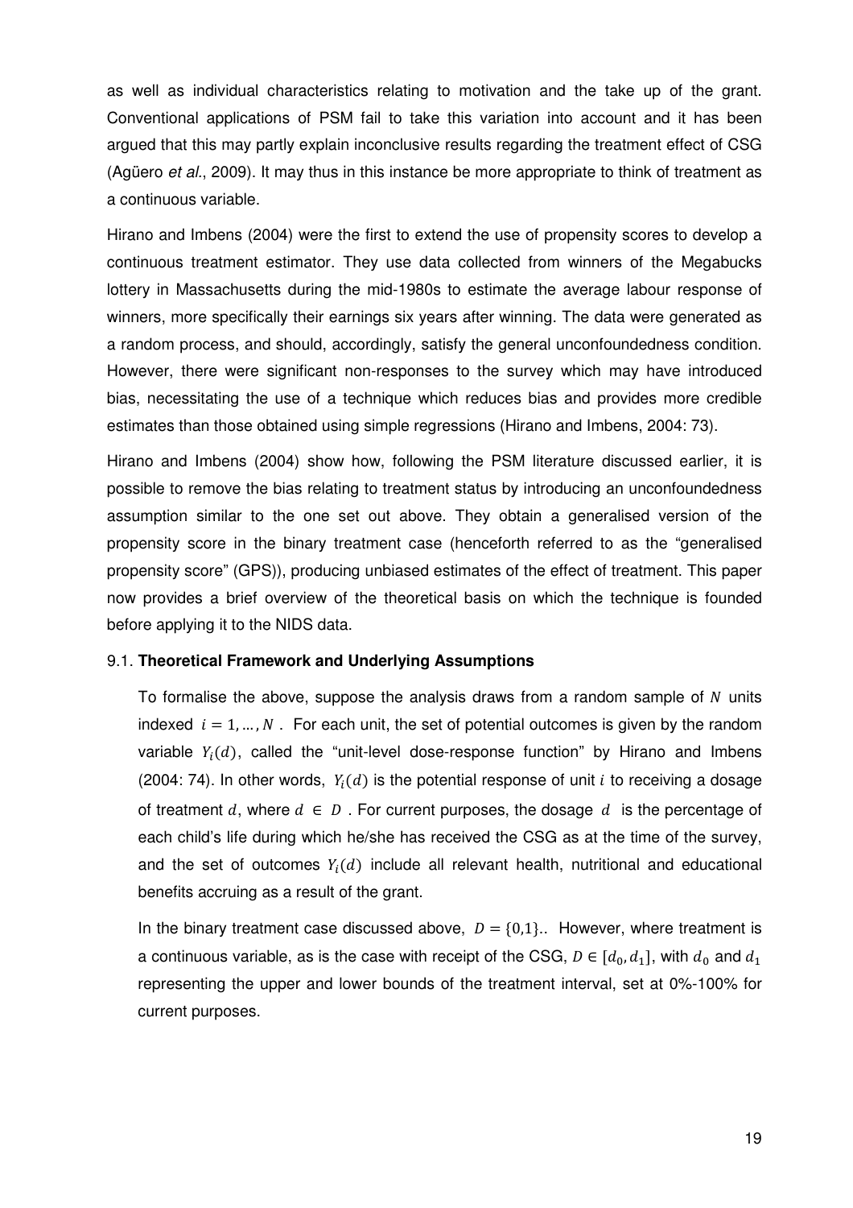as well as individual characteristics relating to motivation and the take up of the grant. Conventional applications of PSM fail to take this variation into account and it has been argued that this may partly explain inconclusive results regarding the treatment effect of CSG (Agüero *et al.*, 2009). It may thus in this instance be more appropriate to think of treatment as a continuous variable.

Hirano and Imbens (2004) were the first to extend the use of propensity scores to develop a continuous treatment estimator. They use data collected from winners of the Megabucks lottery in Massachusetts during the mid-1980s to estimate the average labour response of winners, more specifically their earnings six years after winning. The data were generated as a random process, and should, accordingly, satisfy the general unconfoundedness condition. However, there were significant non-responses to the survey which may have introduced bias, necessitating the use of a technique which reduces bias and provides more credible estimates than those obtained using simple regressions (Hirano and Imbens, 2004: 73).

Hirano and Imbens (2004) show how, following the PSM literature discussed earlier, it is possible to remove the bias relating to treatment status by introducing an unconfoundedness assumption similar to the one set out above. They obtain a generalised version of the propensity score in the binary treatment case (henceforth referred to as the "generalised propensity score" (GPS)), producing unbiased estimates of the effect of treatment. This paper now provides a brief overview of the theoretical basis on which the technique is founded before applying it to the NIDS data.

### 9.1. **Theoretical Framework and Underlying Assumptions**

To formalise the above, suppose the analysis draws from a random sample of $N$ units indexed $i = 1, \dots, N$. For each unit, the set of potential outcomes is given by the random variable $Y_i(d)$, called the "unit-level dose-response function" by Hirano and Imbens (2004: 74). In other words, $Y_i(d)$ is the potential response of unit $i$ to receiving a dosage of treatment $d$, where $d \in D$. For current purposes, the dosage $d$ is the percentage of each child's life during which he/she has received the CSG as at the time of the survey, and the set of outcomes $Y_i(d)$ include all relevant health, nutritional and educational benefits accruing as a result of the grant.

In the binary treatment case discussed above, $D = \{0,1\}$.. However, where treatment is a continuous variable, as is the case with receipt of the CSG, $D \in [d_0, d_1]$, with $d_0$ and $d_1$ representing the upper and lower bounds of the treatment interval, set at 0%-100% for current purposes.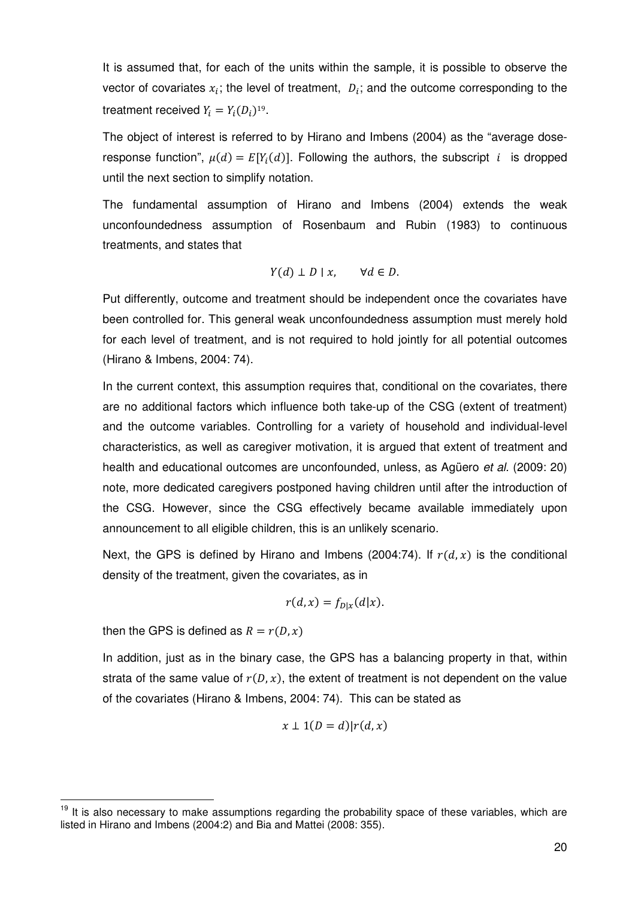It is assumed that, for each of the units within the sample, it is possible to observe the vector of covariates $x_i$; the level of treatment, $D_i$; and the outcome corresponding to the treatment received $Y_i = Y_i(D_i)$[19].

The object of interest is referred to by Hirano and Imbens (2004) as the "average dose-response function", $\mu(d) = E[Y_i(d)]$. Following the authors, the subscript $i$ is dropped until the next section to simplify notation.

The fundamental assumption of Hirano and Imbens (2004) extends the weak unconfoundedness assumption of Rosenbaum and Rubin (1983) to continuous treatments, and states that

$$Y(d) \perp D \mid x, \qquad \forall d \in D.$$

Put differently, outcome and treatment should be independent once the covariates have been controlled for. This general weak unconfoundedness assumption must merely hold for each level of treatment, and is not required to hold jointly for all potential outcomes (Hirano & Imbens, 2004: 74).

In the current context, this assumption requires that, conditional on the covariates, there are no additional factors which influence both take-up of the CSG (extent of treatment) and the outcome variables. Controlling for a variety of household and individual-level characteristics, as well as caregiver motivation, it is argued that extent of treatment and health and educational outcomes are unconfounded, unless, as Agüero *et al.* (2009: 20) note, more dedicated caregivers postponed having children until after the introduction of the CSG. However, since the CSG effectively became available immediately upon announcement to all eligible children, this is an unlikely scenario.

Next, the GPS is defined by Hirano and Imbens (2004:74). If $r(d, x)$ is the conditional density of the treatment, given the covariates, as in

$$r(d, x) = f_{D|x}(d|x).$$

then the GPS is defined as $R = r(D, x)$

In addition, just as in the binary case, the GPS has a balancing property in that, within strata of the same value of $r(D, x)$, the extent of treatment is not dependent on the value of the covariates (Hirano & Imbens, 2004: 74). This can be stated as

$$x \perp 1(D = d) | r(d, x)$$

[19] It is also necessary to make assumptions regarding the probability space of these variables, which are listed in Hirano and Imbens (2004:2) and Bia and Mattei (2008: 355).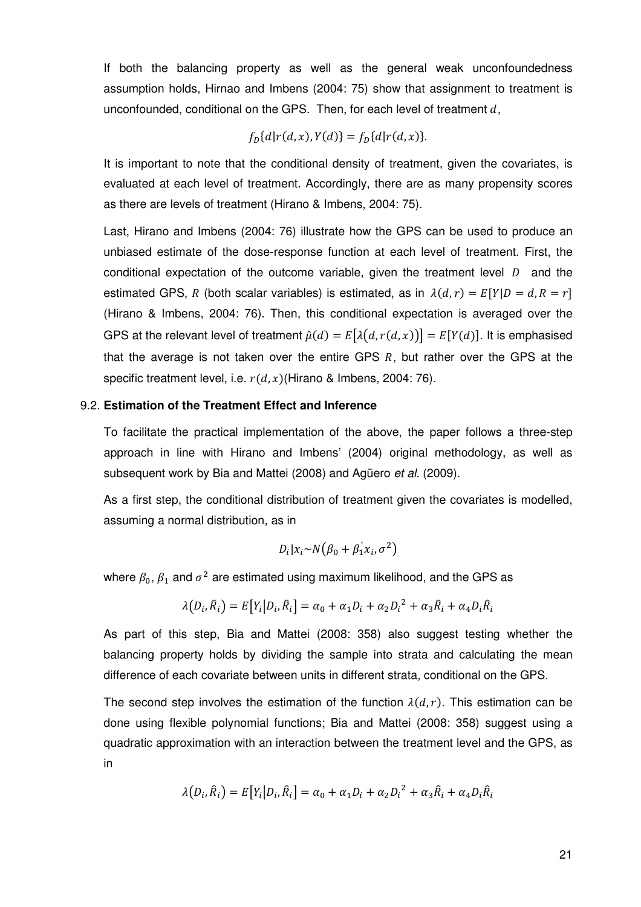If both the balancing property as well as the general weak unconfoundedness assumption holds, Hirnao and Imbens (2004: 75) show that assignment to treatment is unconfounded, conditional on the GPS. Then, for each level of treatment $d$,

$$f_D\{d|r(d,x), Y(d)\} = f_D\{d|r(d,x)\}.$$

It is important to note that the conditional density of treatment, given the covariates, is evaluated at each level of treatment. Accordingly, there are as many propensity scores as there are levels of treatment (Hirano & Imbens, 2004: 75).

Last, Hirano and Imbens (2004: 76) illustrate how the GPS can be used to produce an unbiased estimate of the dose-response function at each level of treatment. First, the conditional expectation of the outcome variable, given the treatment level $D$ and the estimated GPS, $R$ (both scalar variables) is estimated, as in $\lambda(d,r) = E[Y|D = d, R = r]$ (Hirano & Imbens, 2004: 76). Then, this conditional expectation is averaged over the GPS at the relevant level of treatment $\hat{\mu}(d) = E[\lambda(d, r(d,x))] = E[Y(d)]$. It is emphasised that the average is not taken over the entire GPS $R$, but rather over the GPS at the specific treatment level, i.e. $r(d,x)$(Hirano & Imbens, 2004: 76).

## 9.2. Estimation of the Treatment Effect and Inference

To facilitate the practical implementation of the above, the paper follows a three-step approach in line with Hirano and Imbens' (2004) original methodology, as well as subsequent work by Bia and Mattei (2008) and Agüero *et al.* (2009).

As a first step, the conditional distribution of treatment given the covariates is modelled, assuming a normal distribution, as in

$$D_i|x_i \sim N(\beta_0 + \beta_1^{'} x_i, \sigma^2)$$

where $\beta_0$, $\beta_1$ and $\sigma^2$ are estimated using maximum likelihood, and the GPS as

$$\lambda(D_i, \hat{R}_i) = E[Y_i|D_i, \hat{R}_i] = \alpha_0 + \alpha_1 D_i + \alpha_2 {D_i}^2 + \alpha_3 \hat{R}_i + \alpha_4 D_i \hat{R}_i$$

As part of this step, Bia and Mattei (2008: 358) also suggest testing whether the balancing property holds by dividing the sample into strata and calculating the mean difference of each covariate between units in different strata, conditional on the GPS.

The second step involves the estimation of the function $\lambda(d,r)$. This estimation can be done using flexible polynomial functions; Bia and Mattei (2008: 358) suggest using a quadratic approximation with an interaction between the treatment level and the GPS, as in

$$\lambda(D_i, \hat{R}_i) = E[Y_i|D_i, \hat{R}_i] = \alpha_0 + \alpha_1 D_i + \alpha_2 {D_i}^2 + \alpha_3 \hat{R}_i + \alpha_4 D_i \hat{R}_i$$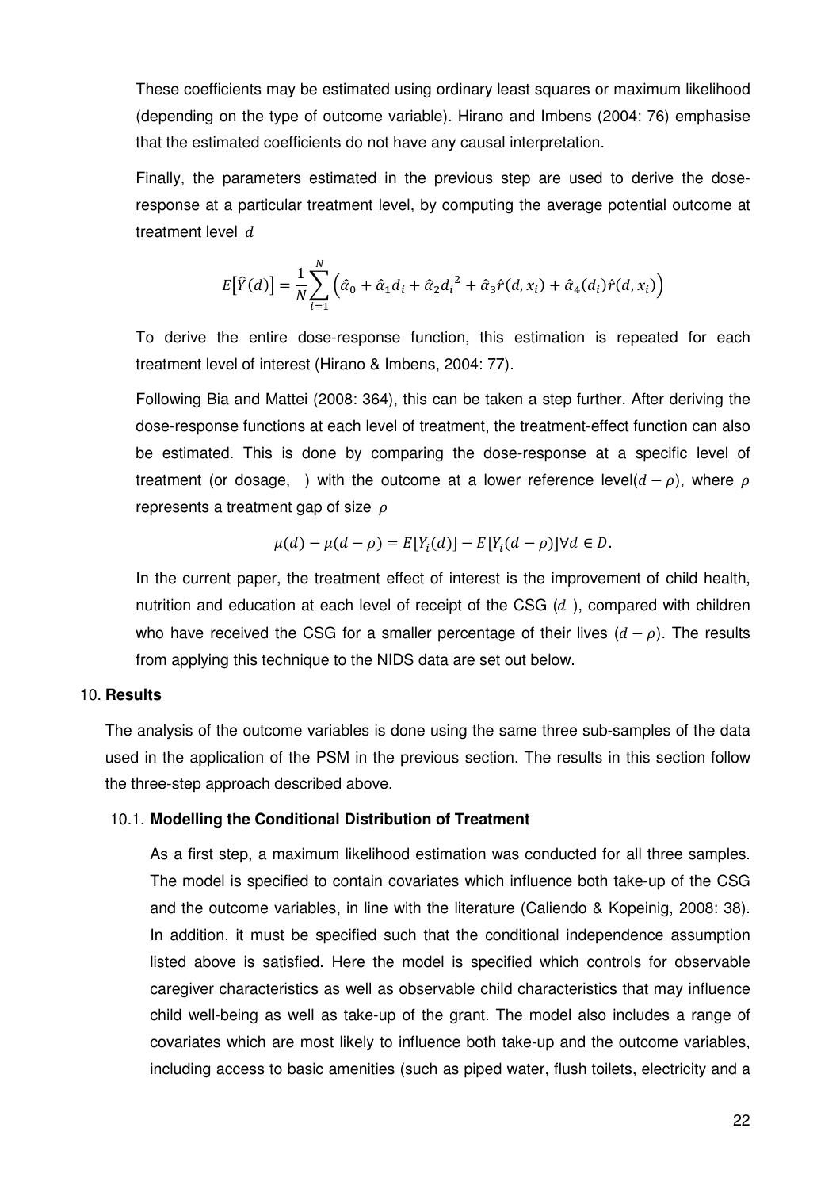These coefficients may be estimated using ordinary least squares or maximum likelihood (depending on the type of outcome variable). Hirano and Imbens (2004: 76) emphasise that the estimated coefficients do not have any causal interpretation.

Finally, the parameters estimated in the previous step are used to derive the dose-response at a particular treatment level, by computing the average potential outcome at treatment level $d$

$$E\left[\hat{Y}(d)\right] = \frac{1}{N}\sum_{i=1}^{N}\left(\hat{\alpha}_0 + \hat{\alpha}_1 d_i + \hat{\alpha}_2 {d_i}^2 + \hat{\alpha}_3 \hat{r}(d, x_i) + \hat{\alpha}_4 (d_i)\hat{r}(d, x_i)\right)$$

To derive the entire dose-response function, this estimation is repeated for each treatment level of interest (Hirano & Imbens, 2004: 77).

Following Bia and Mattei (2008: 364), this can be taken a step further. After deriving the dose-response functions at each level of treatment, the treatment-effect function can also be estimated. This is done by comparing the dose-response at a specific level of treatment (or dosage, ) with the outcome at a lower reference level$(d - \rho)$, where $\rho$ represents a treatment gap of size $\rho$

$$\mu(d) - \mu(d - \rho) = E[Y_i(d)] - E[Y_i(d - \rho)] \forall d \in D.$$

In the current paper, the treatment effect of interest is the improvement of child health, nutrition and education at each level of receipt of the CSG ($d$ ), compared with children who have received the CSG for a smaller percentage of their lives $(d - \rho)$. The results from applying this technique to the NIDS data are set out below.

## 10. Results

The analysis of the outcome variables is done using the same three sub-samples of the data used in the application of the PSM in the previous section. The results in this section follow the three-step approach described above.

### 10.1. Modelling the Conditional Distribution of Treatment

As a first step, a maximum likelihood estimation was conducted for all three samples. The model is specified to contain covariates which influence both take-up of the CSG and the outcome variables, in line with the literature (Caliendo & Kopeinig, 2008: 38). In addition, it must be specified such that the conditional independence assumption listed above is satisfied. Here the model is specified which controls for observable caregiver characteristics as well as observable child characteristics that may influence child well-being as well as take-up of the grant. The model also includes a range of covariates which are most likely to influence both take-up and the outcome variables, including access to basic amenities (such as piped water, flush toilets, electricity and a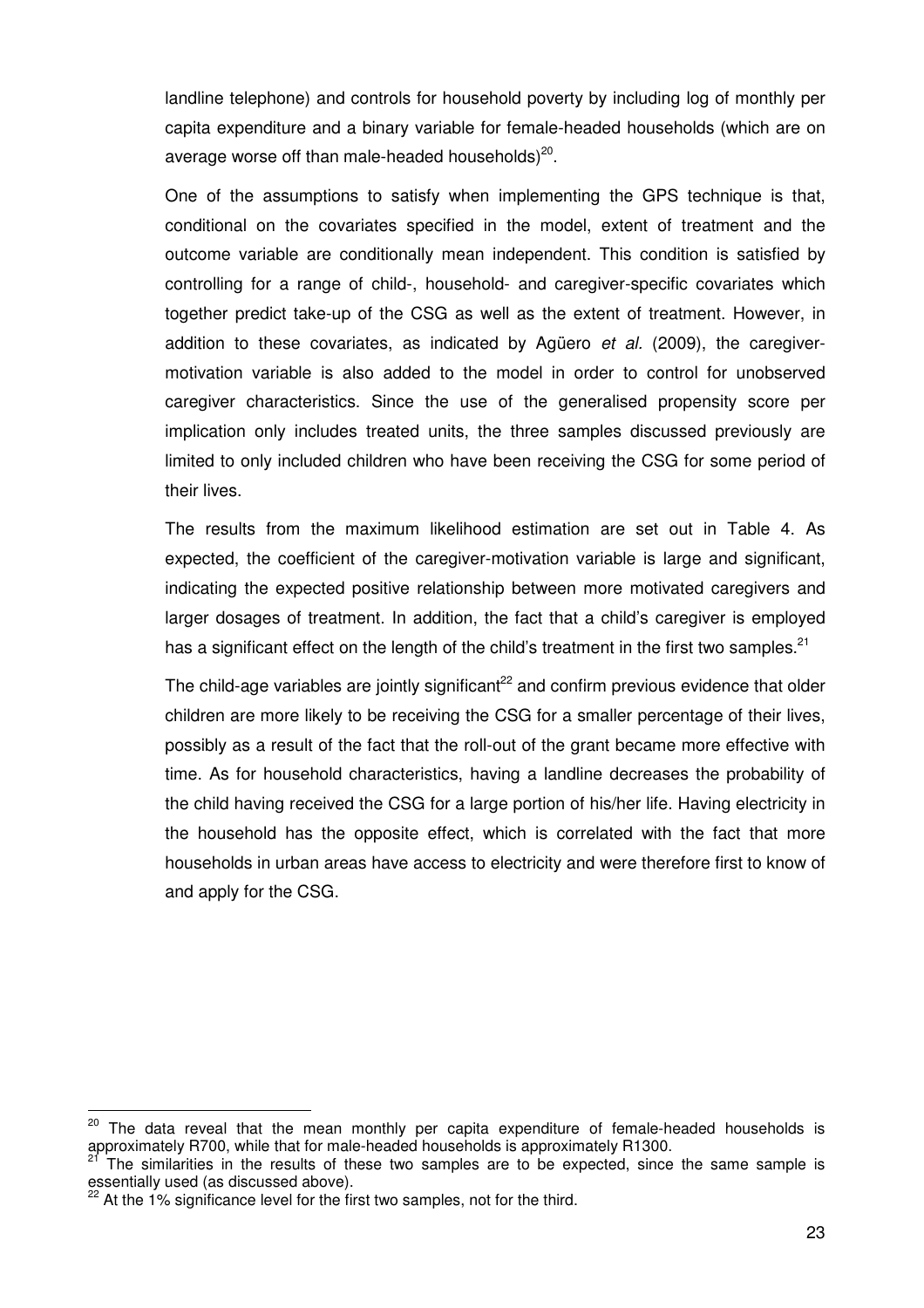landline telephone) and controls for household poverty by including log of monthly per capita expenditure and a binary variable for female-headed households (which are on average worse off than male-headed households)[20].

One of the assumptions to satisfy when implementing the GPS technique is that, conditional on the covariates specified in the model, extent of treatment and the outcome variable are conditionally mean independent. This condition is satisfied by controlling for a range of child-, household- and caregiver-specific covariates which together predict take-up of the CSG as well as the extent of treatment. However, in addition to these covariates, as indicated by Agüero *et al.* (2009), the caregiver-motivation variable is also added to the model in order to control for unobserved caregiver characteristics. Since the use of the generalised propensity score per implication only includes treated units, the three samples discussed previously are limited to only included children who have been receiving the CSG for some period of their lives.

The results from the maximum likelihood estimation are set out in Table 4. As expected, the coefficient of the caregiver-motivation variable is large and significant, indicating the expected positive relationship between more motivated caregivers and larger dosages of treatment. In addition, the fact that a child's caregiver is employed has a significant effect on the length of the child's treatment in the first two samples.[21]

The child-age variables are jointly significant[22] and confirm previous evidence that older children are more likely to be receiving the CSG for a smaller percentage of their lives, possibly as a result of the fact that the roll-out of the grant became more effective with time. As for household characteristics, having a landline decreases the probability of the child having received the CSG for a large portion of his/her life. Having electricity in the household has the opposite effect, which is correlated with the fact that more households in urban areas have access to electricity and were therefore first to know of and apply for the CSG.

---

[20] The data reveal that the mean monthly per capita expenditure of female-headed households is approximately R700, while that for male-headed households is approximately R1300.

[21] The similarities in the results of these two samples are to be expected, since the same sample is essentially used (as discussed above).

[22] At the 1% significance level for the first two samples, not for the third.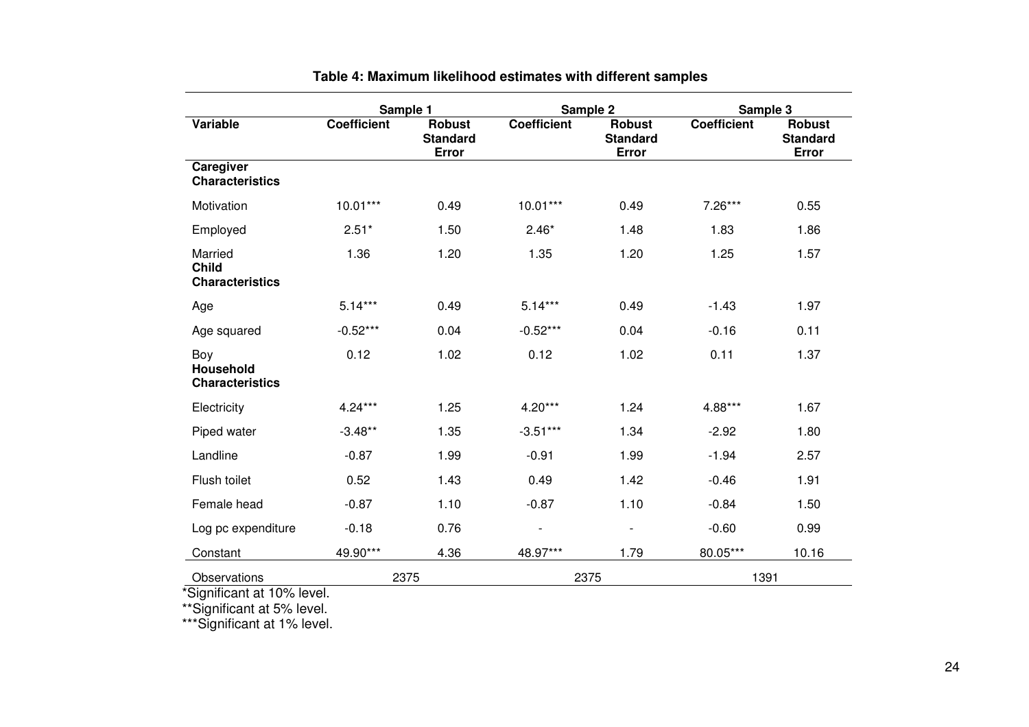**Table 4: Maximum likelihood estimates with different samples**

| | Sample 1 | | Sample 2 | | Sample 3 | |
|---|---|---|---|---|---|---|
| **Variable** | **Coefficient** | **Robust Standard Error** | **Coefficient** | **Robust Standard Error** | **Coefficient** | **Robust Standard Error** |
| **Caregiver Characteristics** | | | | | | |
| Motivation | 10.01*** | 0.49 | 10.01*** | 0.49 | 7.26*** | 0.55 |
| Employed | 2.51* | 1.50 | 2.46* | 1.48 | 1.83 | 1.86 |
| Married | 1.36 | 1.20 | 1.35 | 1.20 | 1.25 | 1.57 |
| **Child Characteristics** | | | | | | |
| Age | 5.14*** | 0.49 | 5.14*** | 0.49 | -1.43 | 1.97 |
| Age squared | -0.52*** | 0.04 | -0.52*** | 0.04 | -0.16 | 0.11 |
| Boy | 0.12 | 1.02 | 0.12 | 1.02 | 0.11 | 1.37 |
| **Household Characteristics** | | | | | | |
| Electricity | 4.24*** | 1.25 | 4.20*** | 1.24 | 4.88*** | 1.67 |
| Piped water | -3.48** | 1.35 | -3.51*** | 1.34 | -2.92 | 1.80 |
| Landline | -0.87 | 1.99 | -0.91 | 1.99 | -1.94 | 2.57 |
| Flush toilet | 0.52 | 1.43 | 0.49 | 1.42 | -0.46 | 1.91 |
| Female head | -0.87 | 1.10 | -0.87 | 1.10 | -0.84 | 1.50 |
| Log pc expenditure | -0.18 | 0.76 | - | - | -0.60 | 0.99 |
| Constant | 49.90*** | 4.36 | 48.97*** | 1.79 | 80.05*** | 10.16 |
| Observations | 2375 | | 2375 | | 1391 | |

*Significant at 10% level.

**Significant at 5% level.

***Significant at 1% level.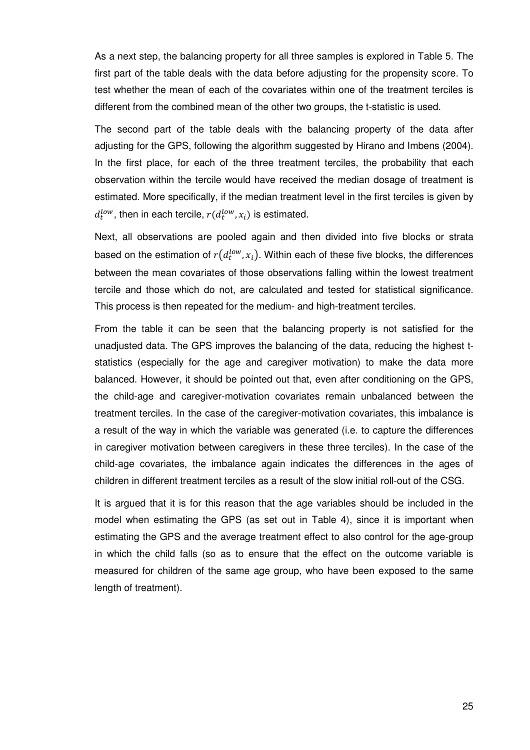As a next step, the balancing property for all three samples is explored in Table 5. The first part of the table deals with the data before adjusting for the propensity score. To test whether the mean of each of the covariates within one of the treatment terciles is different from the combined mean of the other two groups, the t-statistic is used.

The second part of the table deals with the balancing property of the data after adjusting for the GPS, following the algorithm suggested by Hirano and Imbens (2004). In the first place, for each of the three treatment terciles, the probability that each observation within the tercile would have received the median dosage of treatment is estimated. More specifically, if the median treatment level in the first terciles is given by $d_t^{low}$, then in each tercile, $r(d_t^{low}, x_i)$ is estimated.

Next, all observations are pooled again and then divided into five blocks or strata based on the estimation of $r\left(d_t^{low}, x_i\right)$. Within each of these five blocks, the differences between the mean covariates of those observations falling within the lowest treatment tercile and those which do not, are calculated and tested for statistical significance. This process is then repeated for the medium- and high-treatment terciles.

From the table it can be seen that the balancing property is not satisfied for the unadjusted data. The GPS improves the balancing of the data, reducing the highest t-statistics (especially for the age and caregiver motivation) to make the data more balanced. However, it should be pointed out that, even after conditioning on the GPS, the child-age and caregiver-motivation covariates remain unbalanced between the treatment terciles. In the case of the caregiver-motivation covariates, this imbalance is a result of the way in which the variable was generated (i.e. to capture the differences in caregiver motivation between caregivers in these three terciles). In the case of the child-age covariates, the imbalance again indicates the differences in the ages of children in different treatment terciles as a result of the slow initial roll-out of the CSG.

It is argued that it is for this reason that the age variables should be included in the model when estimating the GPS (as set out in Table 4), since it is important when estimating the GPS and the average treatment effect to also control for the age-group in which the child falls (so as to ensure that the effect on the outcome variable is measured for children of the same age group, who have been exposed to the same length of treatment).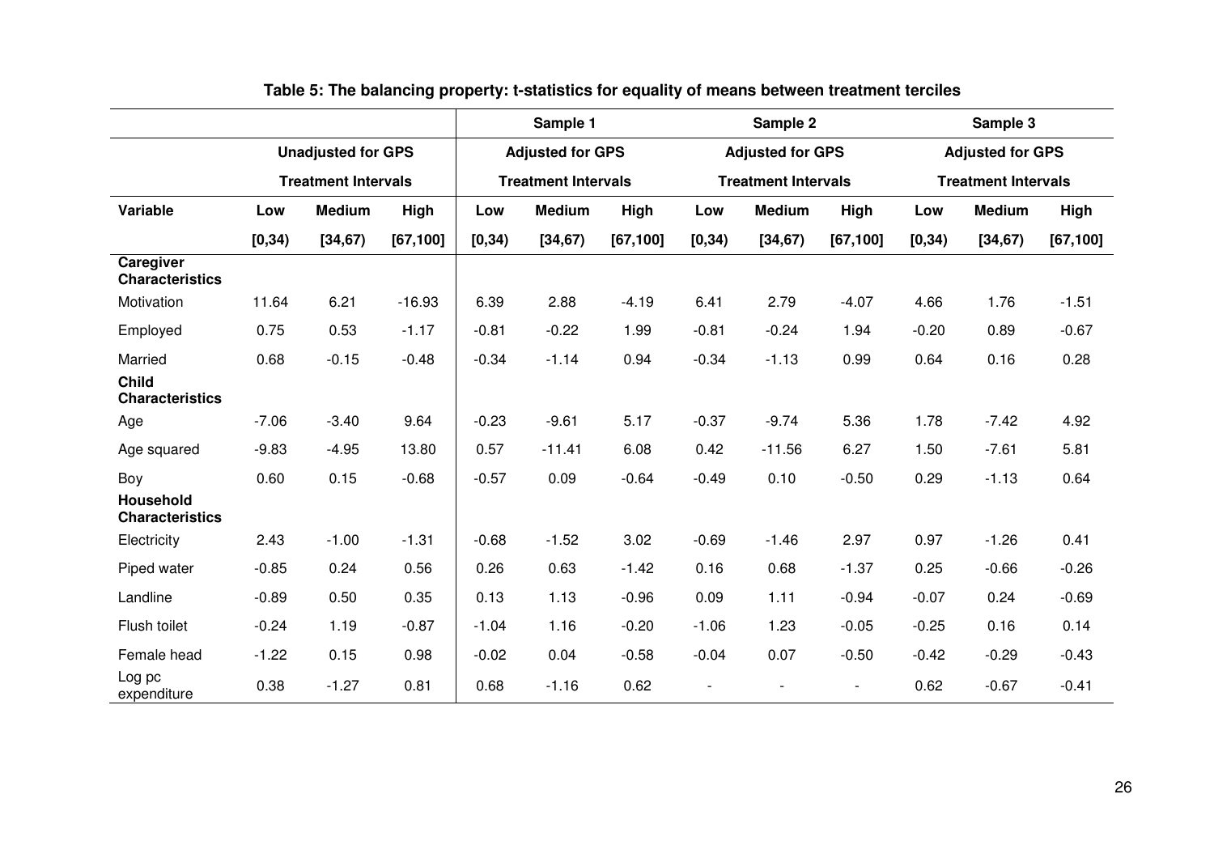**Table 5: The balancing property: t-statistics for equality of means between treatment terciles**

| | | | | Sample 1 | | | Sample 2 | | | Sample 3 | | |
|---|---|---|---|---|---|---|---|---|---|---|---|---|
| | Unadjusted for GPS | | | Adjusted for GPS | | | Adjusted for GPS | | | Adjusted for GPS | | |
| | Treatment Intervals | | | Treatment Intervals | | | Treatment Intervals | | | Treatment Intervals | | |
| **Variable** | **Low** | **Medium** | **High** | **Low** | **Medium** | **High** | **Low** | **Medium** | **High** | **Low** | **Medium** | **High** |
| | **[0,34)** | **[34,67)** | **[67,100]** | **[0,34)** | **[34,67)** | **[67,100]** | **[0,34)** | **[34,67)** | **[67,100]** | **[0,34)** | **[34,67)** | **[67,100]** |
| **Caregiver Characteristics** | | | | | | | | | | | | |
| Motivation | 11.64 | 6.21 | -16.93 | 6.39 | 2.88 | -4.19 | 6.41 | 2.79 | -4.07 | 4.66 | 1.76 | -1.51 |
| Employed | 0.75 | 0.53 | -1.17 | -0.81 | -0.22 | 1.99 | -0.81 | -0.24 | 1.94 | -0.20 | 0.89 | -0.67 |
| Married | 0.68 | -0.15 | -0.48 | -0.34 | -1.14 | 0.94 | -0.34 | -1.13 | 0.99 | 0.64 | 0.16 | 0.28 |
| **Child Characteristics** | | | | | | | | | | | | |
| Age | -7.06 | -3.40 | 9.64 | -0.23 | -9.61 | 5.17 | -0.37 | -9.74 | 5.36 | 1.78 | -7.42 | 4.92 |
| Age squared | -9.83 | -4.95 | 13.80 | 0.57 | -11.41 | 6.08 | 0.42 | -11.56 | 6.27 | 1.50 | -7.61 | 5.81 |
| Boy | 0.60 | 0.15 | -0.68 | -0.57 | 0.09 | -0.64 | -0.49 | 0.10 | -0.50 | 0.29 | -1.13 | 0.64 |
| **Household Characteristics** | | | | | | | | | | | | |
| Electricity | 2.43 | -1.00 | -1.31 | -0.68 | -1.52 | 3.02 | -0.69 | -1.46 | 2.97 | 0.97 | -1.26 | 0.41 |
| Piped water | -0.85 | 0.24 | 0.56 | 0.26 | 0.63 | -1.42 | 0.16 | 0.68 | -1.37 | 0.25 | -0.66 | -0.26 |
| Landline | -0.89 | 0.50 | 0.35 | 0.13 | 1.13 | -0.96 | 0.09 | 1.11 | -0.94 | -0.07 | 0.24 | -0.69 |
| Flush toilet | -0.24 | 1.19 | -0.87 | -1.04 | 1.16 | -0.20 | -1.06 | 1.23 | -0.05 | -0.25 | 0.16 | 0.14 |
| Female head | -1.22 | 0.15 | 0.98 | -0.02 | 0.04 | -0.58 | -0.04 | 0.07 | -0.50 | -0.42 | -0.29 | -0.43 |
| Log pc expenditure | 0.38 | -1.27 | 0.81 | 0.68 | -1.16 | 0.62 | - | - | - | 0.62 | -0.67 | -0.41 |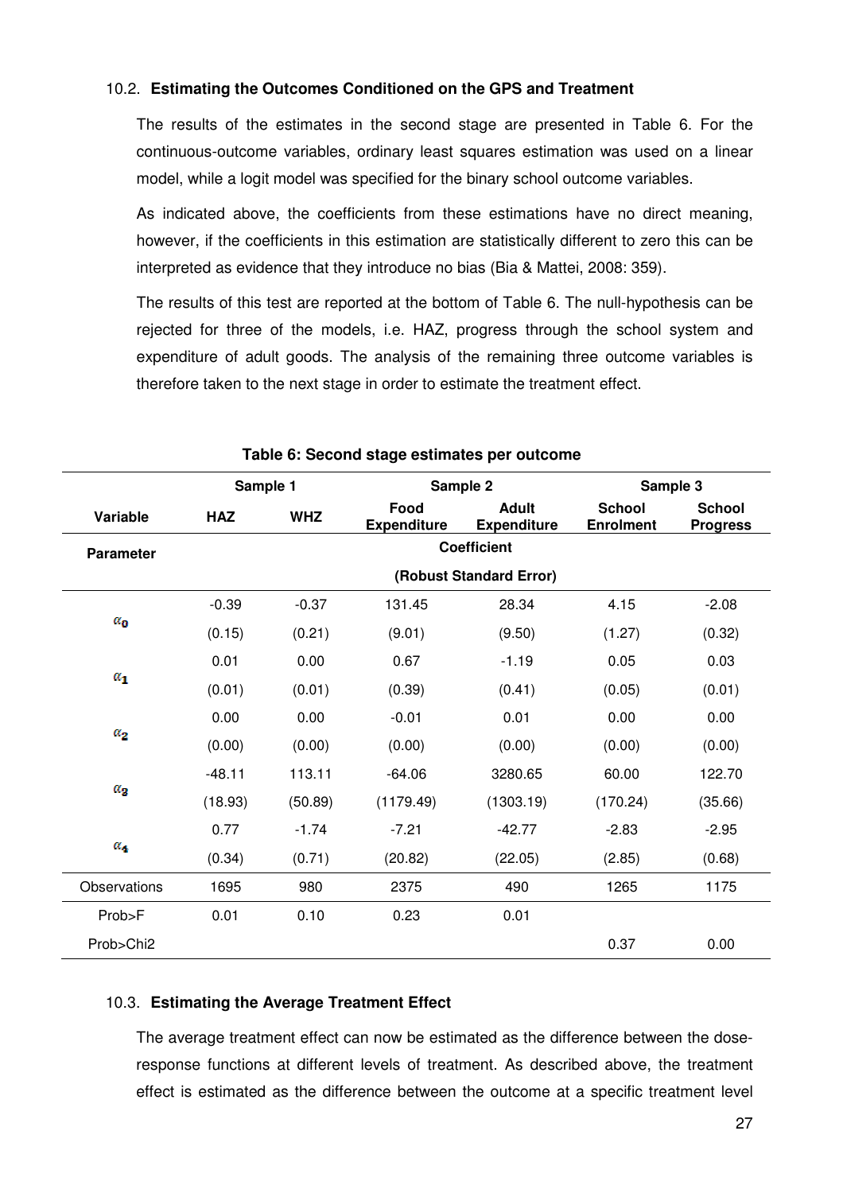### 10.2. **Estimating the Outcomes Conditioned on the GPS and Treatment**

The results of the estimates in the second stage are presented in Table 6. For the continuous-outcome variables, ordinary least squares estimation was used on a linear model, while a logit model was specified for the binary school outcome variables.

As indicated above, the coefficients from these estimations have no direct meaning, however, if the coefficients in this estimation are statistically different to zero this can be interpreted as evidence that they introduce no bias (Bia & Mattei, 2008: 359).

The results of this test are reported at the bottom of Table 6. The null-hypothesis can be rejected for three of the models, i.e. HAZ, progress through the school system and expenditure of adult goods. The analysis of the remaining three outcome variables is therefore taken to the next stage in order to estimate the treatment effect.

**Table 6: Second stage estimates per outcome**

| | Sample 1 | | Sample 2 | | Sample 3 | |
|---|---|---|---|---|---|---|
| **Variable** | **HAZ** | **WHZ** | **Food Expenditure** | **Adult Expenditure** | **School Enrolment** | **School Progress** |
| **Parameter** | **Coefficient (Robust Standard Error)** | | | | | |
| $\alpha_0$ | -0.39 | -0.37 | 131.45 | 28.34 | 4.15 | -2.08 |
| | (0.15) | (0.21) | (9.01) | (9.50) | (1.27) | (0.32) |
| $\alpha_1$ | 0.01 | 0.00 | 0.67 | -1.19 | 0.05 | 0.03 |
| | (0.01) | (0.01) | (0.39) | (0.41) | (0.05) | (0.01) |
| $\alpha_2$ | 0.00 | 0.00 | -0.01 | 0.01 | 0.00 | 0.00 |
| | (0.00) | (0.00) | (0.00) | (0.00) | (0.00) | (0.00) |
| $\alpha_3$ | -48.11 | 113.11 | -64.06 | 3280.65 | 60.00 | 122.70 |
| | (18.93) | (50.89) | (1179.49) | (1303.19) | (170.24) | (35.66) |
| $\alpha_4$ | 0.77 | -1.74 | -7.21 | -42.77 | -2.83 | -2.95 |
| | (0.34) | (0.71) | (20.82) | (22.05) | (2.85) | (0.68) |
| Observations | 1695 | 980 | 2375 | 490 | 1265 | 1175 |
| Prob>F | 0.01 | 0.10 | 0.23 | 0.01 | | |
| Prob>Chi2 | | | | | 0.37 | 0.00 |

### 10.3. **Estimating the Average Treatment Effect**

The average treatment effect can now be estimated as the difference between the dose-response functions at different levels of treatment. As described above, the treatment effect is estimated as the difference between the outcome at a specific treatment level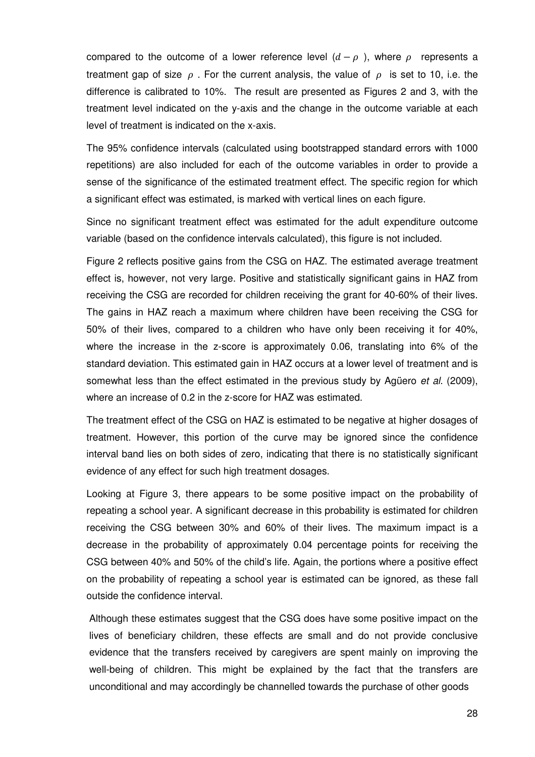compared to the outcome of a lower reference level ($d - \rho$ ), where $\rho$ represents a treatment gap of size $\rho$ . For the current analysis, the value of $\rho$ is set to 10, i.e. the difference is calibrated to 10%. The result are presented as Figures 2 and 3, with the treatment level indicated on the y-axis and the change in the outcome variable at each level of treatment is indicated on the x-axis.

The 95% confidence intervals (calculated using bootstrapped standard errors with 1000 repetitions) are also included for each of the outcome variables in order to provide a sense of the significance of the estimated treatment effect. The specific region for which a significant effect was estimated, is marked with vertical lines on each figure.

Since no significant treatment effect was estimated for the adult expenditure outcome variable (based on the confidence intervals calculated), this figure is not included.

Figure 2 reflects positive gains from the CSG on HAZ. The estimated average treatment effect is, however, not very large. Positive and statistically significant gains in HAZ from receiving the CSG are recorded for children receiving the grant for 40-60% of their lives. The gains in HAZ reach a maximum where children have been receiving the CSG for 50% of their lives, compared to a children who have only been receiving it for 40%, where the increase in the z-score is approximately 0.06, translating into 6% of the standard deviation. This estimated gain in HAZ occurs at a lower level of treatment and is somewhat less than the effect estimated in the previous study by Agüero *et al.* (2009), where an increase of 0.2 in the z-score for HAZ was estimated.

The treatment effect of the CSG on HAZ is estimated to be negative at higher dosages of treatment. However, this portion of the curve may be ignored since the confidence interval band lies on both sides of zero, indicating that there is no statistically significant evidence of any effect for such high treatment dosages.

Looking at Figure 3, there appears to be some positive impact on the probability of repeating a school year. A significant decrease in this probability is estimated for children receiving the CSG between 30% and 60% of their lives. The maximum impact is a decrease in the probability of approximately 0.04 percentage points for receiving the CSG between 40% and 50% of the child's life. Again, the portions where a positive effect on the probability of repeating a school year is estimated can be ignored, as these fall outside the confidence interval.

Although these estimates suggest that the CSG does have some positive impact on the lives of beneficiary children, these effects are small and do not provide conclusive evidence that the transfers received by caregivers are spent mainly on improving the well-being of children. This might be explained by the fact that the transfers are unconditional and may accordingly be channelled towards the purchase of other goods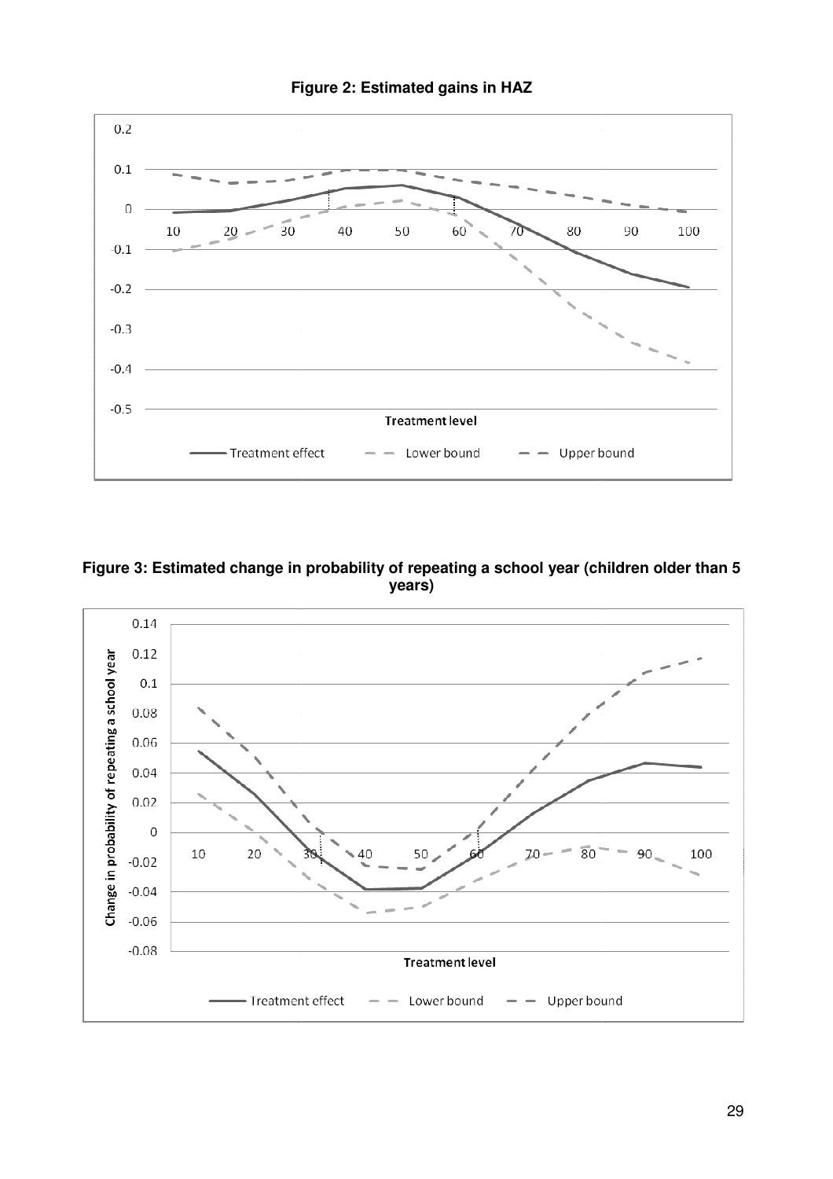**Figure 2: Estimated gains in HAZ**

**Figure 3: Estimated change in probability of repeating a school year (children older than 5 years)**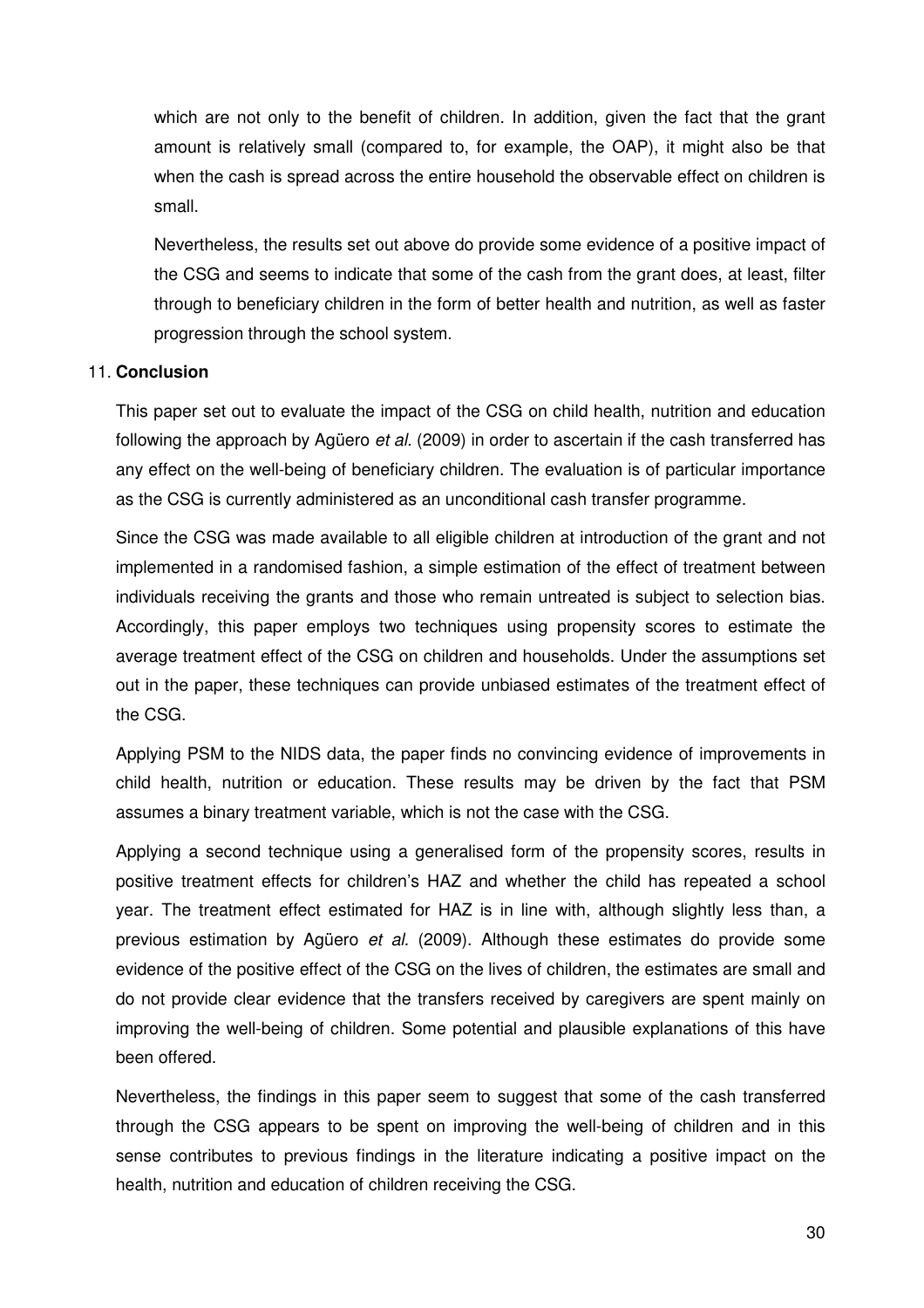which are not only to the benefit of children. In addition, given the fact that the grant amount is relatively small (compared to, for example, the OAP), it might also be that when the cash is spread across the entire household the observable effect on children is small.

Nevertheless, the results set out above do provide some evidence of a positive impact of the CSG and seems to indicate that some of the cash from the grant does, at least, filter through to beneficiary children in the form of better health and nutrition, as well as faster progression through the school system.

## 11. **Conclusion**

This paper set out to evaluate the impact of the CSG on child health, nutrition and education following the approach by Agüero *et al.* (2009) in order to ascertain if the cash transferred has any effect on the well-being of beneficiary children. The evaluation is of particular importance as the CSG is currently administered as an unconditional cash transfer programme.

Since the CSG was made available to all eligible children at introduction of the grant and not implemented in a randomised fashion, a simple estimation of the effect of treatment between individuals receiving the grants and those who remain untreated is subject to selection bias. Accordingly, this paper employs two techniques using propensity scores to estimate the average treatment effect of the CSG on children and households. Under the assumptions set out in the paper, these techniques can provide unbiased estimates of the treatment effect of the CSG.

Applying PSM to the NIDS data, the paper finds no convincing evidence of improvements in child health, nutrition or education. These results may be driven by the fact that PSM assumes a binary treatment variable, which is not the case with the CSG.

Applying a second technique using a generalised form of the propensity scores, results in positive treatment effects for children's HAZ and whether the child has repeated a school year. The treatment effect estimated for HAZ is in line with, although slightly less than, a previous estimation by Agüero *et al.* (2009). Although these estimates do provide some evidence of the positive effect of the CSG on the lives of children, the estimates are small and do not provide clear evidence that the transfers received by caregivers are spent mainly on improving the well-being of children. Some potential and plausible explanations of this have been offered.

Nevertheless, the findings in this paper seem to suggest that some of the cash transferred through the CSG appears to be spent on improving the well-being of children and in this sense contributes to previous findings in the literature indicating a positive impact on the health, nutrition and education of children receiving the CSG.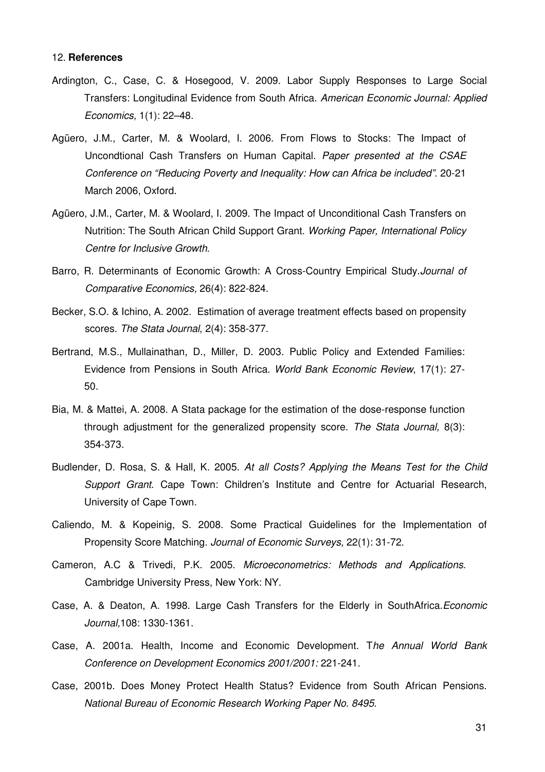## 12. **References**

Ardington, C., Case, C. & Hosegood, V. 2009. Labor Supply Responses to Large Social Transfers: Longitudinal Evidence from South Africa. *American Economic Journal: Applied Economics,* 1(1): 22–48.

Agüero, J.M., Carter, M. & Woolard, I. 2006. From Flows to Stocks: The Impact of Uncondtional Cash Transfers on Human Capital. *Paper presented at the CSAE Conference on "Reducing Poverty and Inequality: How can Africa be included"*. 20-21 March 2006, Oxford.

Agüero, J.M., Carter, M. & Woolard, I. 2009. The Impact of Unconditional Cash Transfers on Nutrition: The South African Child Support Grant. *Working Paper, International Policy Centre for Inclusive Growth*.

Barro, R. Determinants of Economic Growth: A Cross-Country Empirical Study.*Journal of Comparative Economics,* 26(4): 822-824.

Becker, S.O. & Ichino, A. 2002. Estimation of average treatment effects based on propensity scores. *The Stata Journal*, 2(4): 358-377.

Bertrand, M.S., Mullainathan, D., Miller, D. 2003. Public Policy and Extended Families: Evidence from Pensions in South Africa. *World Bank Economic Review*, 17(1): 27-50.

Bia, M. & Mattei, A. 2008. A Stata package for the estimation of the dose-response function through adjustment for the generalized propensity score. *The Stata Journal,* 8(3): 354-373.

Budlender, D. Rosa, S. & Hall, K. 2005. *At all Costs? Applying the Means Test for the Child Support Grant*. Cape Town: Children's Institute and Centre for Actuarial Research, University of Cape Town.

Caliendo, M. & Kopeinig, S. 2008. Some Practical Guidelines for the Implementation of Propensity Score Matching. *Journal of Economic Surveys,* 22(1): 31-72.

Cameron, A.C & Trivedi, P.K. 2005. *Microeconometrics: Methods and Applications*. Cambridge University Press, New York: NY.

Case, A. & Deaton, A. 1998. Large Cash Transfers for the Elderly in SouthAfrica.*Economic Journal,*108: 1330-1361.

Case, A. 2001a. Health, Income and Economic Development. T*he Annual World Bank Conference on Development Economics 2001/2001:* 221-241.

Case, 2001b. Does Money Protect Health Status? Evidence from South African Pensions. *National Bureau of Economic Research Working Paper No. 8495*.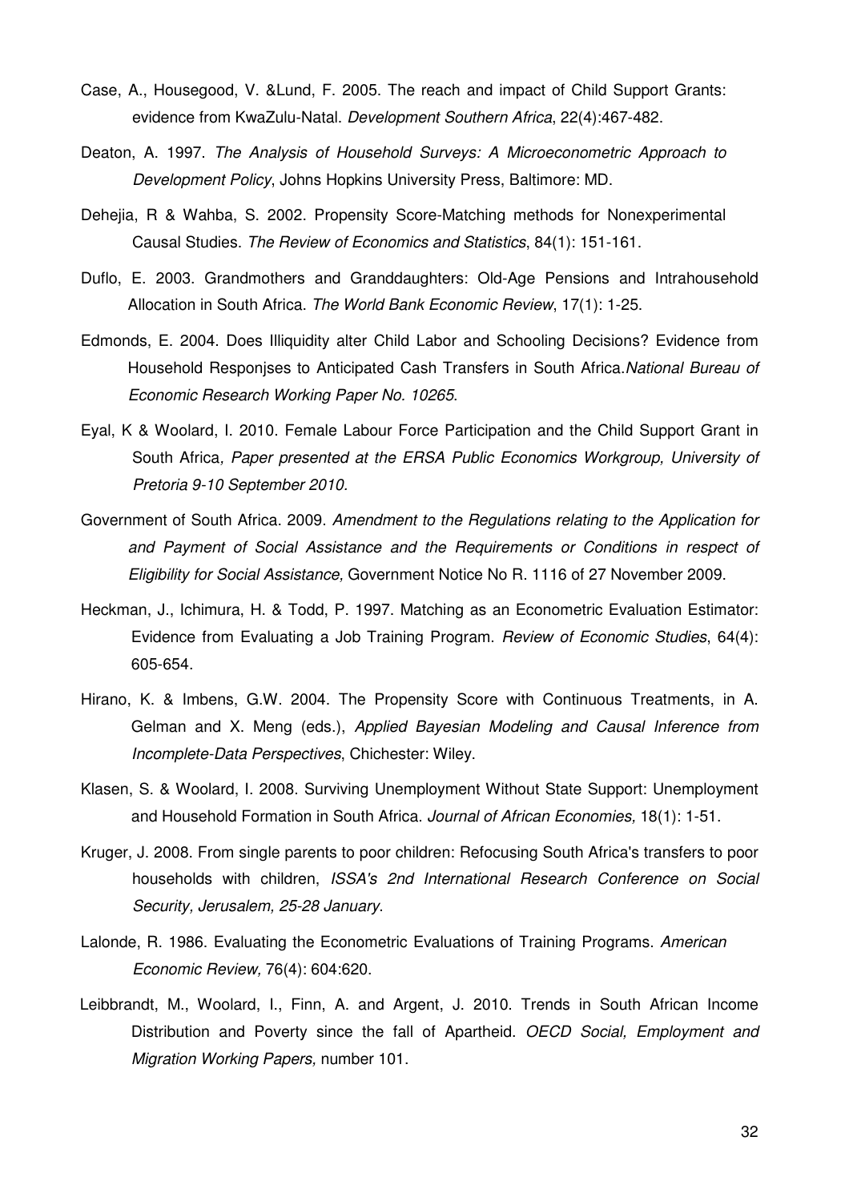Case, A., Housegood, V. &Lund, F. 2005. The reach and impact of Child Support Grants: evidence from KwaZulu-Natal. *Development Southern Africa*, 22(4):467-482.

Deaton, A. 1997. *The Analysis of Household Surveys: A Microeconometric Approach to Development Policy*, Johns Hopkins University Press, Baltimore: MD.

Dehejia, R & Wahba, S. 2002. Propensity Score-Matching methods for Nonexperimental Causal Studies. *The Review of Economics and Statistics*, 84(1): 151-161.

Duflo, E. 2003. Grandmothers and Granddaughters: Old-Age Pensions and Intrahousehold Allocation in South Africa. *The World Bank Economic Review*, 17(1): 1-25.

Edmonds, E. 2004. Does Illiquidity alter Child Labor and Schooling Decisions? Evidence from Household Responjses to Anticipated Cash Transfers in South Africa.*National Bureau of Economic Research Working Paper No. 10265*.

Eyal, K & Woolard, I. 2010. Female Labour Force Participation and the Child Support Grant in South Africa*, Paper presented at the ERSA Public Economics Workgroup, University of Pretoria 9-10 September 2010.*

Government of South Africa. 2009. *Amendment to the Regulations relating to the Application for and Payment of Social Assistance and the Requirements or Conditions in respect of Eligibility for Social Assistance,* Government Notice No R. 1116 of 27 November 2009.

Heckman, J., Ichimura, H. & Todd, P. 1997. Matching as an Econometric Evaluation Estimator: Evidence from Evaluating a Job Training Program. *Review of Economic Studies*, 64(4): 605-654.

Hirano, K. & Imbens, G.W. 2004. The Propensity Score with Continuous Treatments, in A. Gelman and X. Meng (eds.), *Applied Bayesian Modeling and Causal Inference from Incomplete-Data Perspectives*, Chichester: Wiley.

Klasen, S. & Woolard, I. 2008. Surviving Unemployment Without State Support: Unemployment and Household Formation in South Africa. *Journal of African Economies,* 18(1): 1-51.

Kruger, J. 2008. From single parents to poor children: Refocusing South Africa's transfers to poor households with children, *ISSA's 2nd International Research Conference on Social Security, Jerusalem, 25-28 January*.

Lalonde, R. 1986. Evaluating the Econometric Evaluations of Training Programs. *American Economic Review,* 76(4): 604:620.

Leibbrandt, M., Woolard, I., Finn, A. and Argent, J. 2010. Trends in South African Income Distribution and Poverty since the fall of Apartheid. *OECD Social, Employment and Migration Working Papers,* number 101.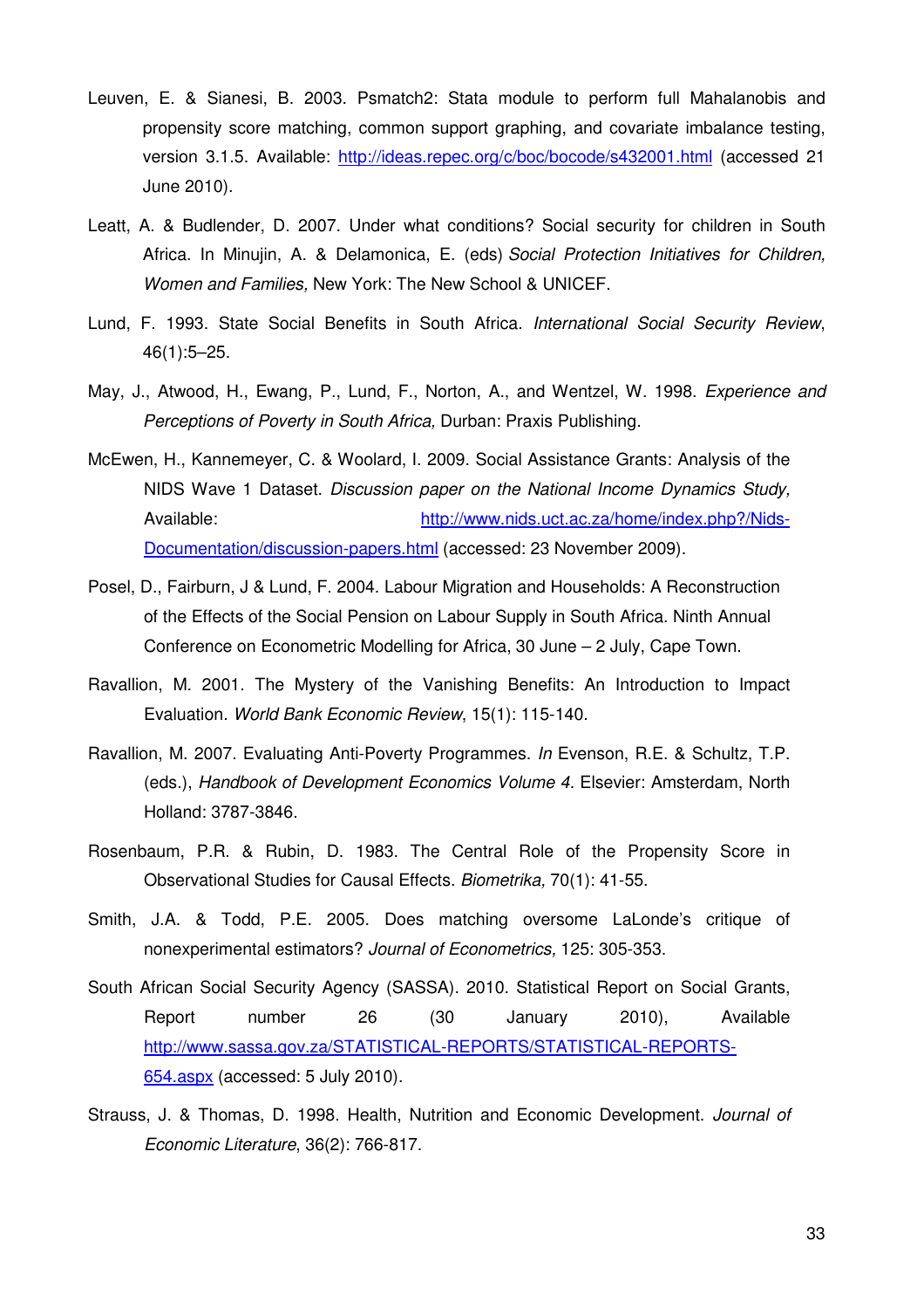Leuven, E. & Sianesi, B. 2003. Psmatch2: Stata module to perform full Mahalanobis and propensity score matching, common support graphing, and covariate imbalance testing, version 3.1.5. Available: http://ideas.repec.org/c/boc/bocode/s432001.html (accessed 21 June 2010).

Leatt, A. & Budlender, D. 2007. Under what conditions? Social security for children in South Africa. In Minujin, A. & Delamonica, E. (eds) *Social Protection Initiatives for Children, Women and Families,* New York: The New School & UNICEF.

Lund, F. 1993. State Social Benefits in South Africa. *International Social Security Review*, 46(1):5–25.

May, J., Atwood, H., Ewang, P., Lund, F., Norton, A., and Wentzel, W. 1998. *Experience and Perceptions of Poverty in South Africa,* Durban: Praxis Publishing.

McEwen, H., Kannemeyer, C. & Woolard, I. 2009. Social Assistance Grants: Analysis of the NIDS Wave 1 Dataset. *Discussion paper on the National Income Dynamics Study,* Available: http://www.nids.uct.ac.za/home/index.php?/Nids-Documentation/discussion-papers.html (accessed: 23 November 2009).

Posel, D., Fairburn, J & Lund, F. 2004. Labour Migration and Households: A Reconstruction of the Effects of the Social Pension on Labour Supply in South Africa. Ninth Annual Conference on Econometric Modelling for Africa, 30 June – 2 July, Cape Town.

Ravallion, M. 2001. The Mystery of the Vanishing Benefits: An Introduction to Impact Evaluation. *World Bank Economic Review*, 15(1): 115-140.

Ravallion, M. 2007. Evaluating Anti-Poverty Programmes. *In* Evenson, R.E. & Schultz, T.P. (eds.), *Handbook of Development Economics Volume 4.* Elsevier: Amsterdam, North Holland: 3787-3846.

Rosenbaum, P.R. & Rubin, D. 1983. The Central Role of the Propensity Score in Observational Studies for Causal Effects. *Biometrika,* 70(1): 41-55.

Smith, J.A. & Todd, P.E. 2005. Does matching oversome LaLonde's critique of nonexperimental estimators? *Journal of Econometrics,* 125: 305-353.

South African Social Security Agency (SASSA). 2010. Statistical Report on Social Grants, Report number 26 (30 January 2010), Available http://www.sassa.gov.za/STATISTICAL-REPORTS/STATISTICAL-REPORTS-654.aspx (accessed: 5 July 2010).

Strauss, J. & Thomas, D. 1998. Health, Nutrition and Economic Development. *Journal of Economic Literature*, 36(2): 766-817.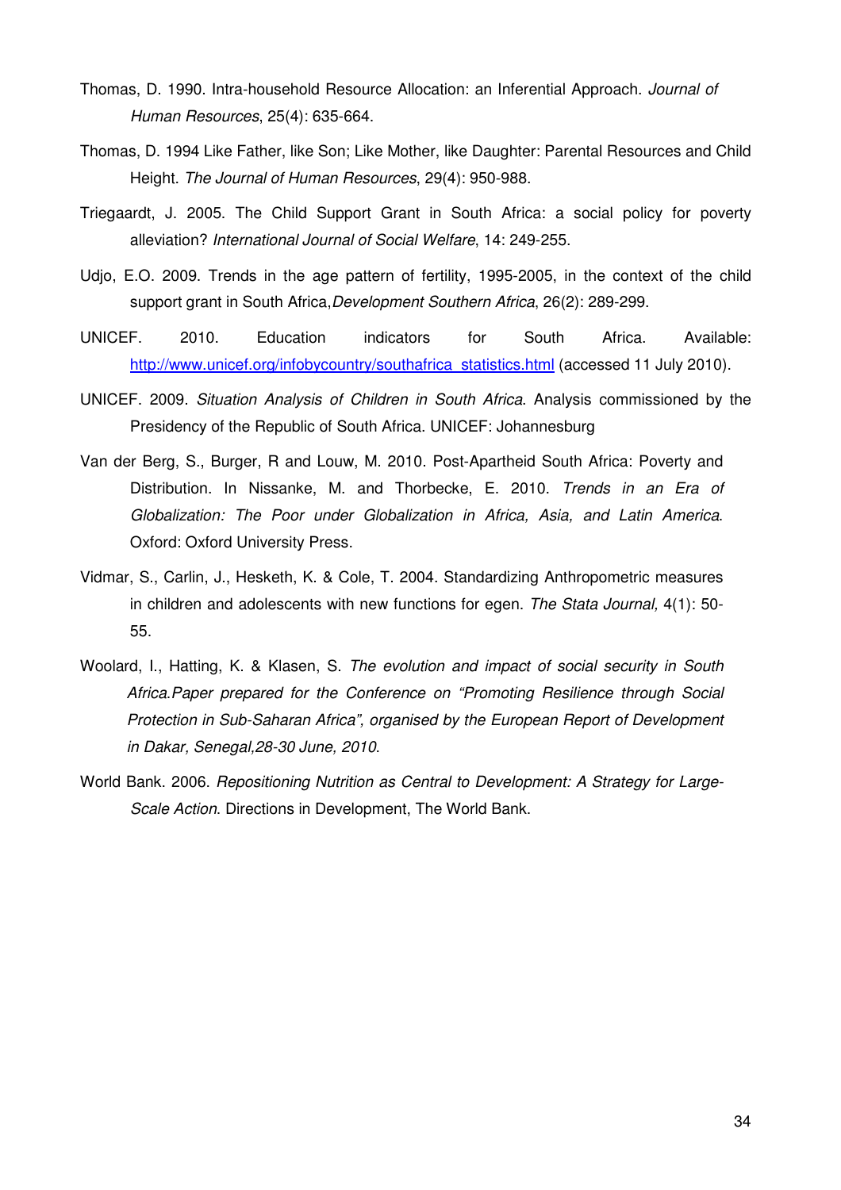Thomas, D. 1990. Intra-household Resource Allocation: an Inferential Approach. *Journal of Human Resources*, 25(4): 635-664.

Thomas, D. 1994 Like Father, like Son; Like Mother, like Daughter: Parental Resources and Child Height. *The Journal of Human Resources*, 29(4): 950-988.

Triegaardt, J. 2005. The Child Support Grant in South Africa: a social policy for poverty alleviation? *International Journal of Social Welfare*, 14: 249-255.

Udjo, E.O. 2009. Trends in the age pattern of fertility, 1995-2005, in the context of the child support grant in South Africa,*Development Southern Africa*, 26(2): 289-299.

UNICEF. 2010. Education indicators for South Africa. Available: http://www.unicef.org/infobycountry/southafrica_statistics.html (accessed 11 July 2010).

UNICEF. 2009. *Situation Analysis of Children in South Africa*. Analysis commissioned by the Presidency of the Republic of South Africa. UNICEF: Johannesburg

Van der Berg, S., Burger, R and Louw, M. 2010. Post-Apartheid South Africa: Poverty and Distribution. In Nissanke, M. and Thorbecke, E. 2010. *Trends in an Era of Globalization: The Poor under Globalization in Africa, Asia, and Latin America*. Oxford: Oxford University Press.

Vidmar, S., Carlin, J., Hesketh, K. & Cole, T. 2004. Standardizing Anthropometric measures in children and adolescents with new functions for egen. *The Stata Journal,* 4(1): 50-55.

Woolard, I., Hatting, K. & Klasen, S. *The evolution and impact of social security in South Africa.Paper prepared for the Conference on "Promoting Resilience through Social Protection in Sub-Saharan Africa", organised by the European Report of Development in Dakar, Senegal,28-30 June, 2010*.

World Bank. 2006. *Repositioning Nutrition as Central to Development: A Strategy for Large-Scale Action*. Directions in Development, The World Bank.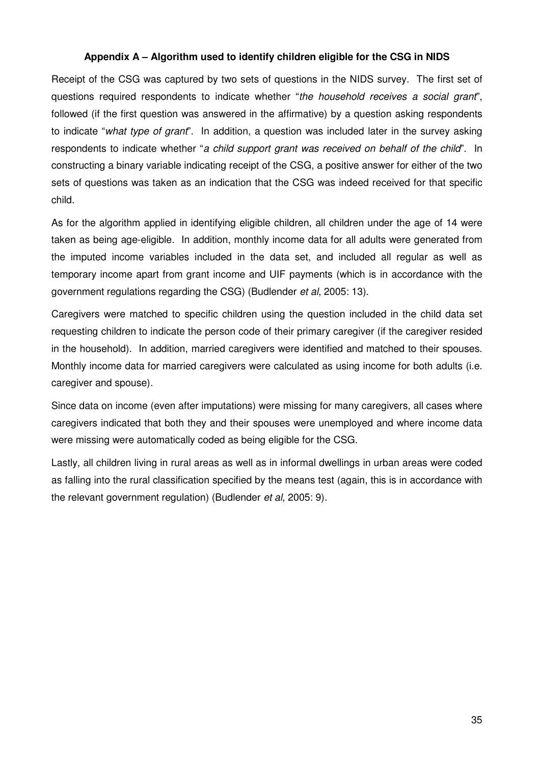## Appendix A – Algorithm used to identify children eligible for the CSG in NIDS

Receipt of the CSG was captured by two sets of questions in the NIDS survey. The first set of questions required respondents to indicate whether "*the household receives a social grant*", followed (if the first question was answered in the affirmative) by a question asking respondents to indicate "*what type of grant*". In addition, a question was included later in the survey asking respondents to indicate whether "*a child support grant was received on behalf of the child*". In constructing a binary variable indicating receipt of the CSG, a positive answer for either of the two sets of questions was taken as an indication that the CSG was indeed received for that specific child.

As for the algorithm applied in identifying eligible children, all children under the age of 14 were taken as being age-eligible. In addition, monthly income data for all adults were generated from the imputed income variables included in the data set, and included all regular as well as temporary income apart from grant income and UIF payments (which is in accordance with the government regulations regarding the CSG) (Budlender *et al*, 2005: 13).

Caregivers were matched to specific children using the question included in the child data set requesting children to indicate the person code of their primary caregiver (if the caregiver resided in the household). In addition, married caregivers were identified and matched to their spouses. Monthly income data for married caregivers were calculated as using income for both adults (i.e. caregiver and spouse).

Since data on income (even after imputations) were missing for many caregivers, all cases where caregivers indicated that both they and their spouses were unemployed and where income data were missing were automatically coded as being eligible for the CSG.

Lastly, all children living in rural areas as well as in informal dwellings in urban areas were coded as falling into the rural classification specified by the means test (again, this is in accordance with the relevant government regulation) (Budlender *et al*, 2005: 9).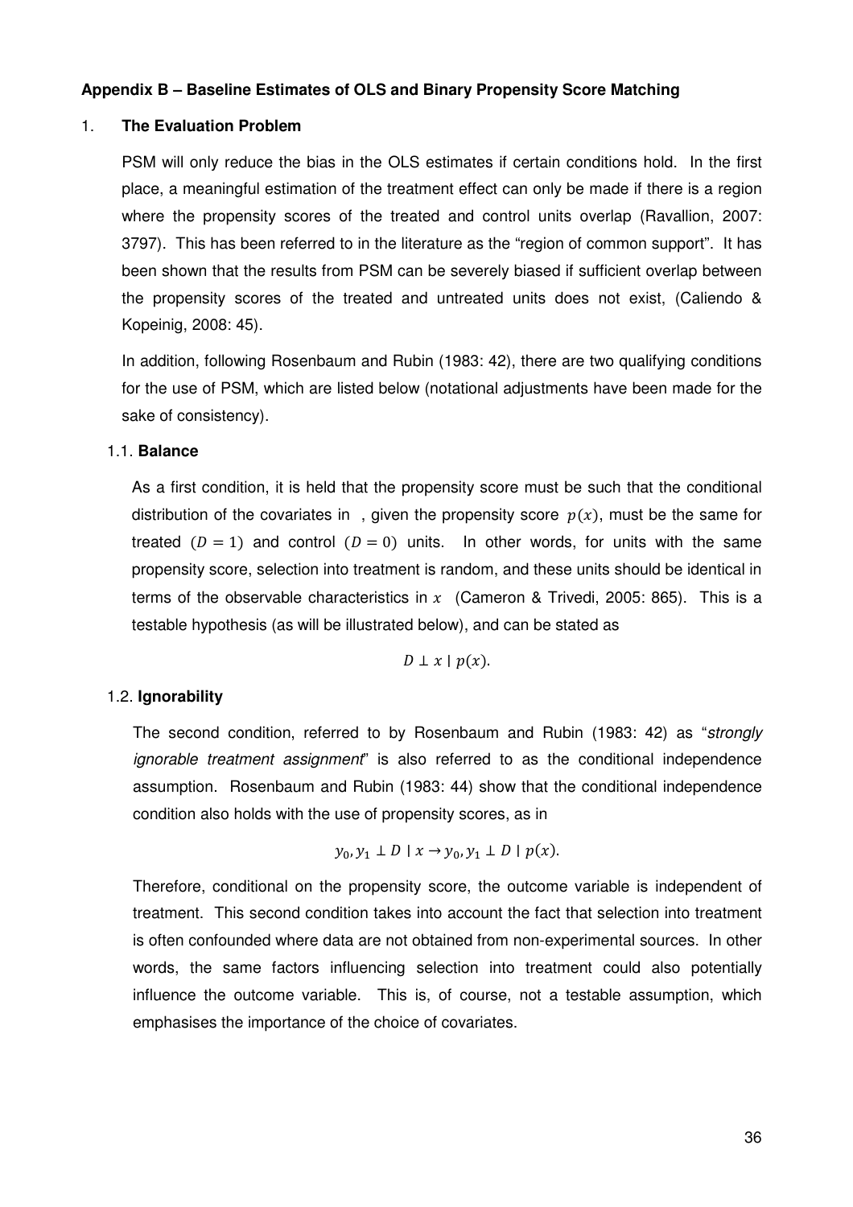**Appendix B – Baseline Estimates of OLS and Binary Propensity Score Matching**

1. **The Evaluation Problem**

PSM will only reduce the bias in the OLS estimates if certain conditions hold. In the first place, a meaningful estimation of the treatment effect can only be made if there is a region where the propensity scores of the treated and control units overlap (Ravallion, 2007: 3797). This has been referred to in the literature as the "region of common support". It has been shown that the results from PSM can be severely biased if sufficient overlap between the propensity scores of the treated and untreated units does not exist, (Caliendo & Kopeinig, 2008: 45).

In addition, following Rosenbaum and Rubin (1983: 42), there are two qualifying conditions for the use of PSM, which are listed below (notational adjustments have been made for the sake of consistency).

1.1. **Balance**

As a first condition, it is held that the propensity score must be such that the conditional distribution of the covariates in , given the propensity score $p(x)$, must be the same for treated $(D = 1)$ and control $(D = 0)$ units. In other words, for units with the same propensity score, selection into treatment is random, and these units should be identical in terms of the observable characteristics in $x$ (Cameron & Trivedi, 2005: 865). This is a testable hypothesis (as will be illustrated below), and can be stated as

$$D \perp x \mid p(x).$$

1.2. **Ignorability**

The second condition, referred to by Rosenbaum and Rubin (1983: 42) as "*strongly ignorable treatment assignment*" is also referred to as the conditional independence assumption. Rosenbaum and Rubin (1983: 44) show that the conditional independence condition also holds with the use of propensity scores, as in

$$y_0, y_1 \perp D \mid x \rightarrow y_0, y_1 \perp D \mid p(x).$$

Therefore, conditional on the propensity score, the outcome variable is independent of treatment. This second condition takes into account the fact that selection into treatment is often confounded where data are not obtained from non-experimental sources. In other words, the same factors influencing selection into treatment could also potentially influence the outcome variable. This is, of course, not a testable assumption, which emphasises the importance of the choice of covariates.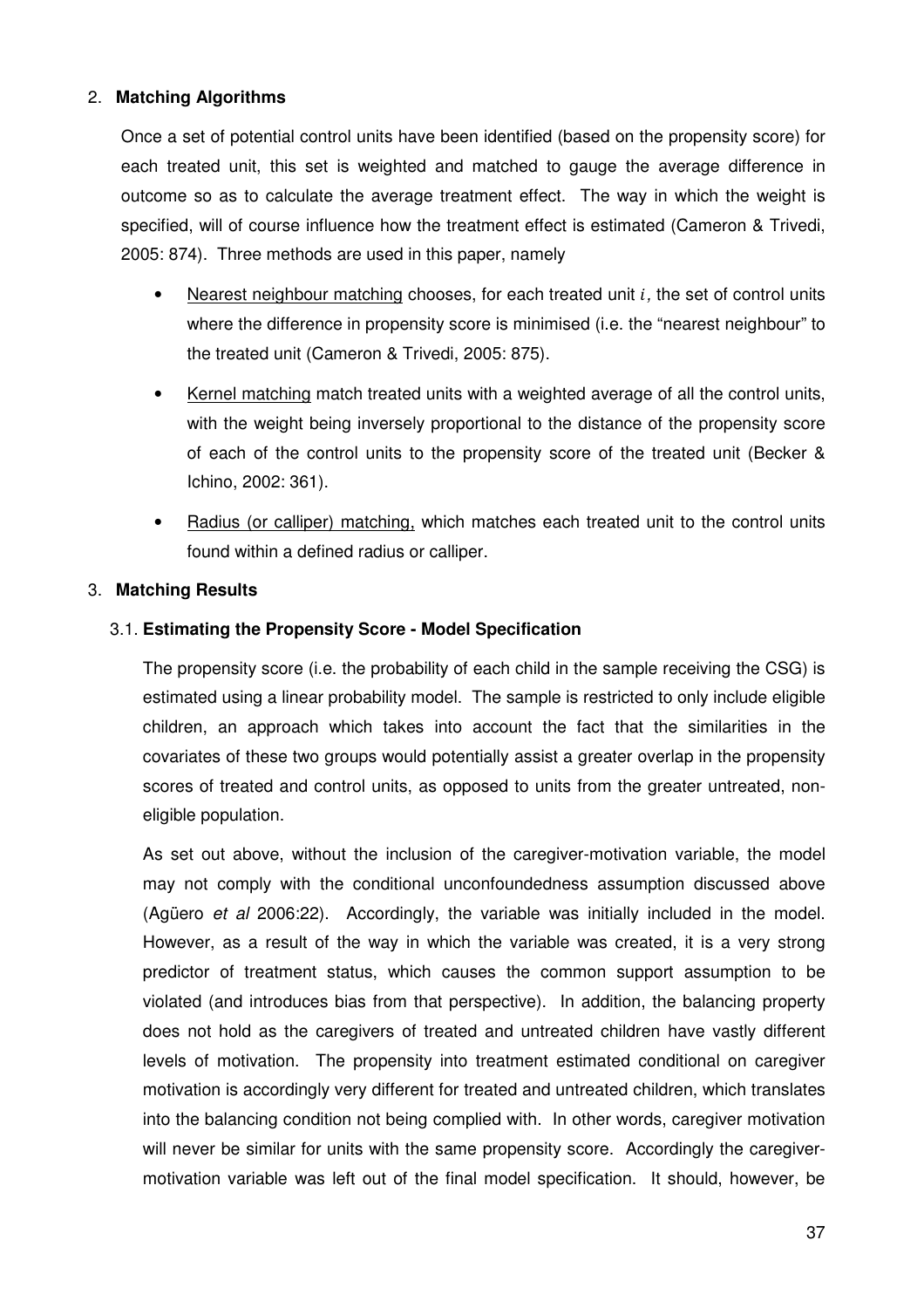## 2. **Matching Algorithms**

Once a set of potential control units have been identified (based on the propensity score) for each treated unit, this set is weighted and matched to gauge the average difference in outcome so as to calculate the average treatment effect. The way in which the weight is specified, will of course influence how the treatment effect is estimated (Cameron & Trivedi, 2005: 874). Three methods are used in this paper, namely

- Nearest neighbour matching chooses, for each treated unit $i$, the set of control units where the difference in propensity score is minimised (i.e. the "nearest neighbour" to the treated unit (Cameron & Trivedi, 2005: 875).
- Kernel matching match treated units with a weighted average of all the control units, with the weight being inversely proportional to the distance of the propensity score of each of the control units to the propensity score of the treated unit (Becker & Ichino, 2002: 361).
- Radius (or calliper) matching, which matches each treated unit to the control units found within a defined radius or calliper.

## 3. **Matching Results**

### 3.1. **Estimating the Propensity Score - Model Specification**

The propensity score (i.e. the probability of each child in the sample receiving the CSG) is estimated using a linear probability model. The sample is restricted to only include eligible children, an approach which takes into account the fact that the similarities in the covariates of these two groups would potentially assist a greater overlap in the propensity scores of treated and control units, as opposed to units from the greater untreated, non-eligible population.

As set out above, without the inclusion of the caregiver-motivation variable, the model may not comply with the conditional unconfoundedness assumption discussed above (Agüero *et al* 2006:22). Accordingly, the variable was initially included in the model. However, as a result of the way in which the variable was created, it is a very strong predictor of treatment status, which causes the common support assumption to be violated (and introduces bias from that perspective). In addition, the balancing property does not hold as the caregivers of treated and untreated children have vastly different levels of motivation. The propensity into treatment estimated conditional on caregiver motivation is accordingly very different for treated and untreated children, which translates into the balancing condition not being complied with. In other words, caregiver motivation will never be similar for units with the same propensity score. Accordingly the caregiver-motivation variable was left out of the final model specification. It should, however, be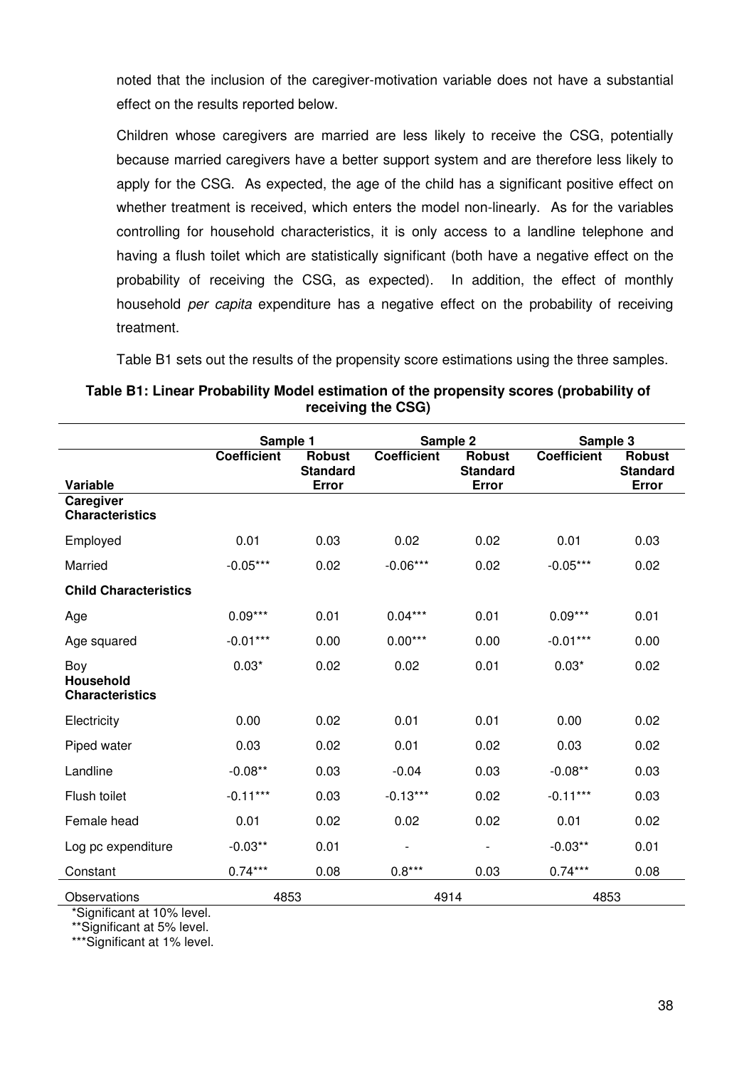noted that the inclusion of the caregiver-motivation variable does not have a substantial effect on the results reported below.

Children whose caregivers are married are less likely to receive the CSG, potentially because married caregivers have a better support system and are therefore less likely to apply for the CSG. As expected, the age of the child has a significant positive effect on whether treatment is received, which enters the model non-linearly. As for the variables controlling for household characteristics, it is only access to a landline telephone and having a flush toilet which are statistically significant (both have a negative effect on the probability of receiving the CSG, as expected). In addition, the effect of monthly household *per capita* expenditure has a negative effect on the probability of receiving treatment.

Table B1 sets out the results of the propensity score estimations using the three samples.

**Table B1: Linear Probability Model estimation of the propensity scores (probability of receiving the CSG)**

| | Sample 1 | | Sample 2 | | Sample 3 | |
|---|---|---|---|---|---|---|
| **Variable** | **Coefficient** | **Robust Standard Error** | **Coefficient** | **Robust Standard Error** | **Coefficient** | **Robust Standard Error** |
| **Caregiver Characteristics** | | | | | | |
| Employed | 0.01 | 0.03 | 0.02 | 0.02 | 0.01 | 0.03 |
| Married | -0.05*** | 0.02 | -0.06*** | 0.02 | -0.05*** | 0.02 |
| **Child Characteristics** | | | | | | |
| Age | 0.09*** | 0.01 | 0.04*** | 0.01 | 0.09*** | 0.01 |
| Age squared | -0.01*** | 0.00 | 0.00*** | 0.00 | -0.01*** | 0.00 |
| Boy | 0.03* | 0.02 | 0.02 | 0.01 | 0.03* | 0.02 |
| **Household Characteristics** | | | | | | |
| Electricity | 0.00 | 0.02 | 0.01 | 0.01 | 0.00 | 0.02 |
| Piped water | 0.03 | 0.02 | 0.01 | 0.02 | 0.03 | 0.02 |
| Landline | -0.08** | 0.03 | -0.04 | 0.03 | -0.08** | 0.03 |
| Flush toilet | -0.11*** | 0.03 | -0.13*** | 0.02 | -0.11*** | 0.03 |
| Female head | 0.01 | 0.02 | 0.02 | 0.02 | 0.01 | 0.02 |
| Log pc expenditure | -0.03** | 0.01 | - | - | -0.03** | 0.01 |
| Constant | 0.74*** | 0.08 | 0.8*** | 0.03 | 0.74*** | 0.08 |
| Observations | 4853 | | 4914 | | 4853 | |

*Significant at 10% level.
**Significant at 5% level.
***Significant at 1% level.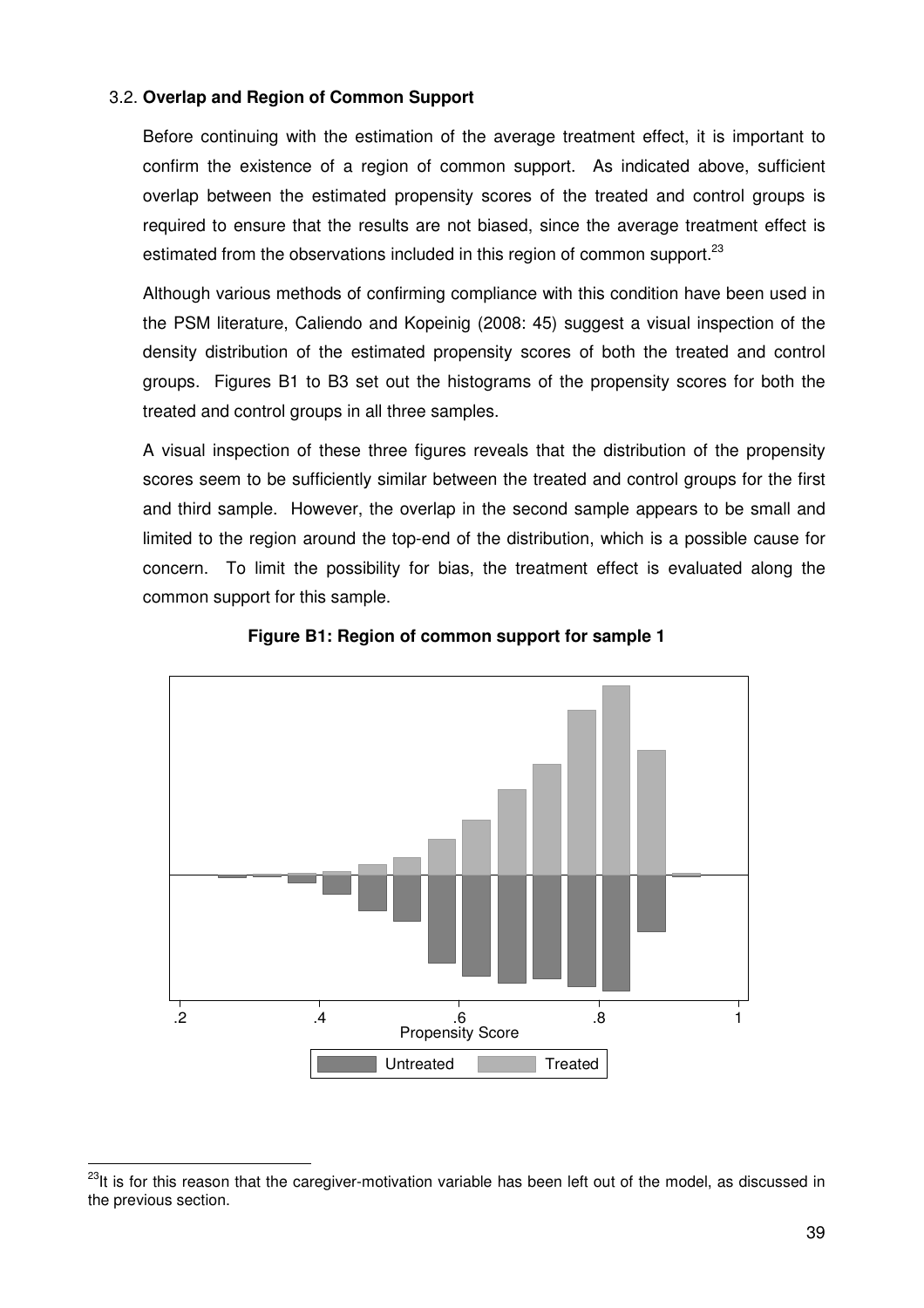### 3.2. **Overlap and Region of Common Support**

Before continuing with the estimation of the average treatment effect, it is important to confirm the existence of a region of common support. As indicated above, sufficient overlap between the estimated propensity scores of the treated and control groups is required to ensure that the results are not biased, since the average treatment effect is estimated from the observations included in this region of common support.[23]

Although various methods of confirming compliance with this condition have been used in the PSM literature, Caliendo and Kopeinig (2008: 45) suggest a visual inspection of the density distribution of the estimated propensity scores of both the treated and control groups. Figures B1 to B3 set out the histograms of the propensity scores for both the treated and control groups in all three samples.

A visual inspection of these three figures reveals that the distribution of the propensity scores seem to be sufficiently similar between the treated and control groups for the first and third sample. However, the overlap in the second sample appears to be small and limited to the region around the top-end of the distribution, which is a possible cause for concern. To limit the possibility for bias, the treatment effect is evaluated along the common support for this sample.

**Figure B1: Region of common support for sample 1**

[23] It is for this reason that the caregiver-motivation variable has been left out of the model, as discussed in the previous section.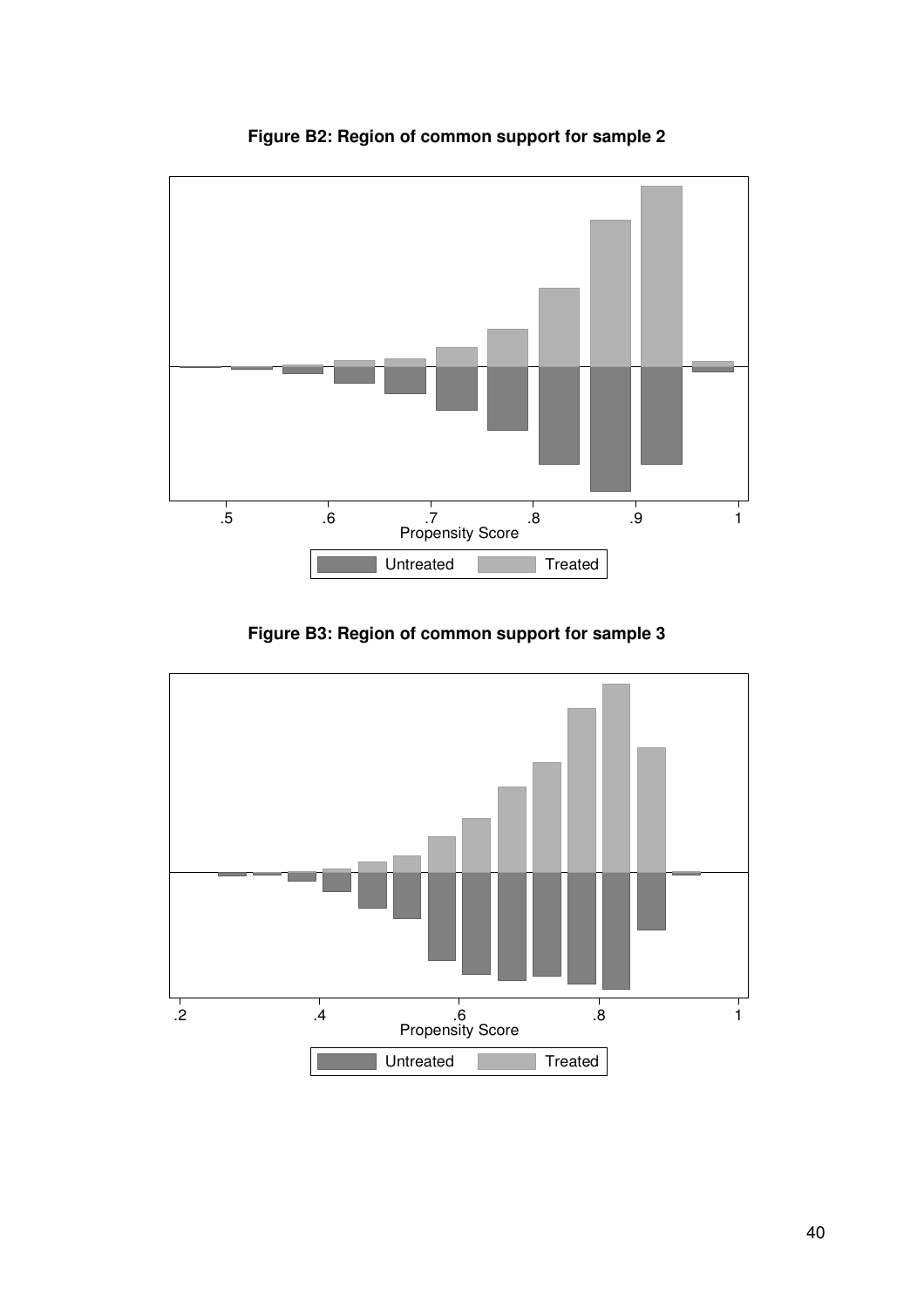**Figure B2: Region of common support for sample 2**

**Figure B3: Region of common support for sample 3**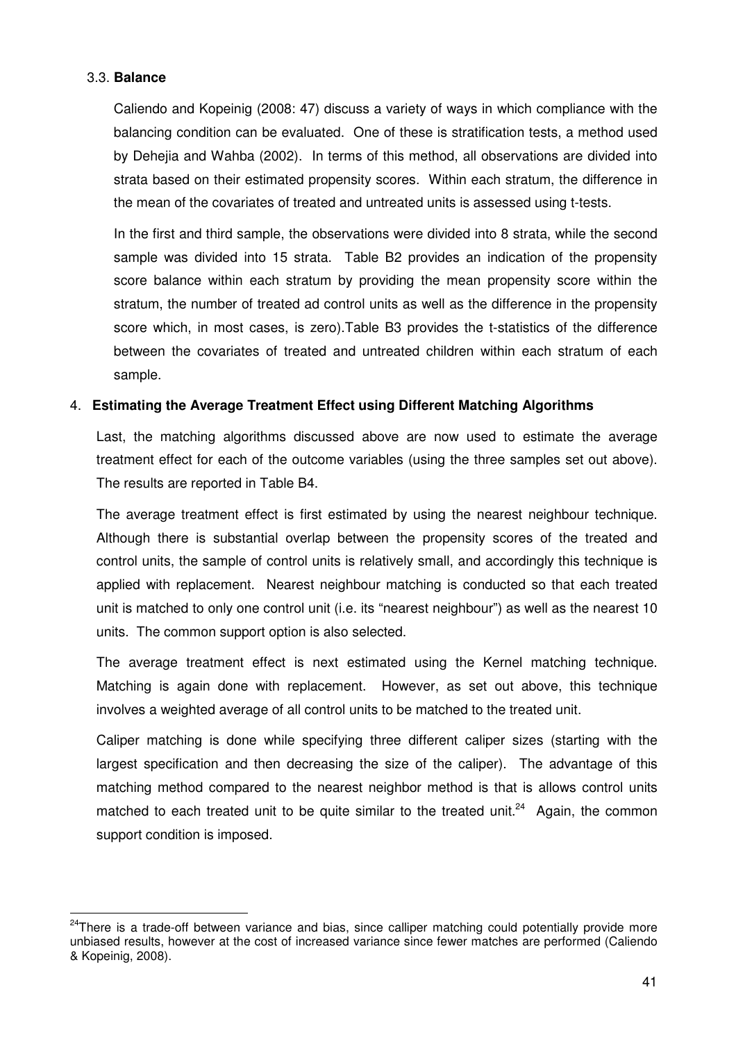### 3.3. **Balance**

Caliendo and Kopeinig (2008: 47) discuss a variety of ways in which compliance with the balancing condition can be evaluated. One of these is stratification tests, a method used by Dehejia and Wahba (2002). In terms of this method, all observations are divided into strata based on their estimated propensity scores. Within each stratum, the difference in the mean of the covariates of treated and untreated units is assessed using t-tests.

In the first and third sample, the observations were divided into 8 strata, while the second sample was divided into 15 strata. Table B2 provides an indication of the propensity score balance within each stratum by providing the mean propensity score within the stratum, the number of treated ad control units as well as the difference in the propensity score which, in most cases, is zero).Table B3 provides the t-statistics of the difference between the covariates of treated and untreated children within each stratum of each sample.

## 4. **Estimating the Average Treatment Effect using Different Matching Algorithms**

Last, the matching algorithms discussed above are now used to estimate the average treatment effect for each of the outcome variables (using the three samples set out above). The results are reported in Table B4.

The average treatment effect is first estimated by using the nearest neighbour technique. Although there is substantial overlap between the propensity scores of the treated and control units, the sample of control units is relatively small, and accordingly this technique is applied with replacement. Nearest neighbour matching is conducted so that each treated unit is matched to only one control unit (i.e. its "nearest neighbour") as well as the nearest 10 units. The common support option is also selected.

The average treatment effect is next estimated using the Kernel matching technique. Matching is again done with replacement. However, as set out above, this technique involves a weighted average of all control units to be matched to the treated unit.

Caliper matching is done while specifying three different caliper sizes (starting with the largest specification and then decreasing the size of the caliper). The advantage of this matching method compared to the nearest neighbor method is that is allows control units matched to each treated unit to be quite similar to the treated unit.[24] Again, the common support condition is imposed.

---

[24] There is a trade-off between variance and bias, since calliper matching could potentially provide more unbiased results, however at the cost of increased variance since fewer matches are performed (Caliendo & Kopeinig, 2008).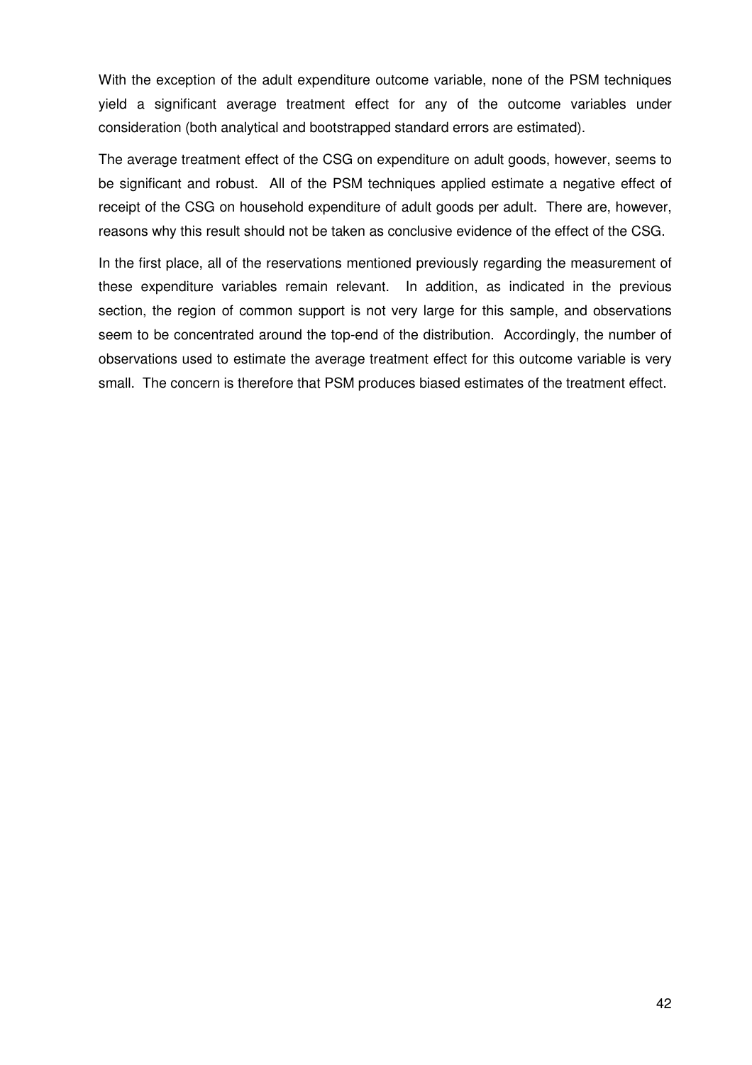With the exception of the adult expenditure outcome variable, none of the PSM techniques yield a significant average treatment effect for any of the outcome variables under consideration (both analytical and bootstrapped standard errors are estimated).

The average treatment effect of the CSG on expenditure on adult goods, however, seems to be significant and robust. All of the PSM techniques applied estimate a negative effect of receipt of the CSG on household expenditure of adult goods per adult. There are, however, reasons why this result should not be taken as conclusive evidence of the effect of the CSG.

In the first place, all of the reservations mentioned previously regarding the measurement of these expenditure variables remain relevant. In addition, as indicated in the previous section, the region of common support is not very large for this sample, and observations seem to be concentrated around the top-end of the distribution. Accordingly, the number of observations used to estimate the average treatment effect for this outcome variable is very small. The concern is therefore that PSM produces biased estimates of the treatment effect.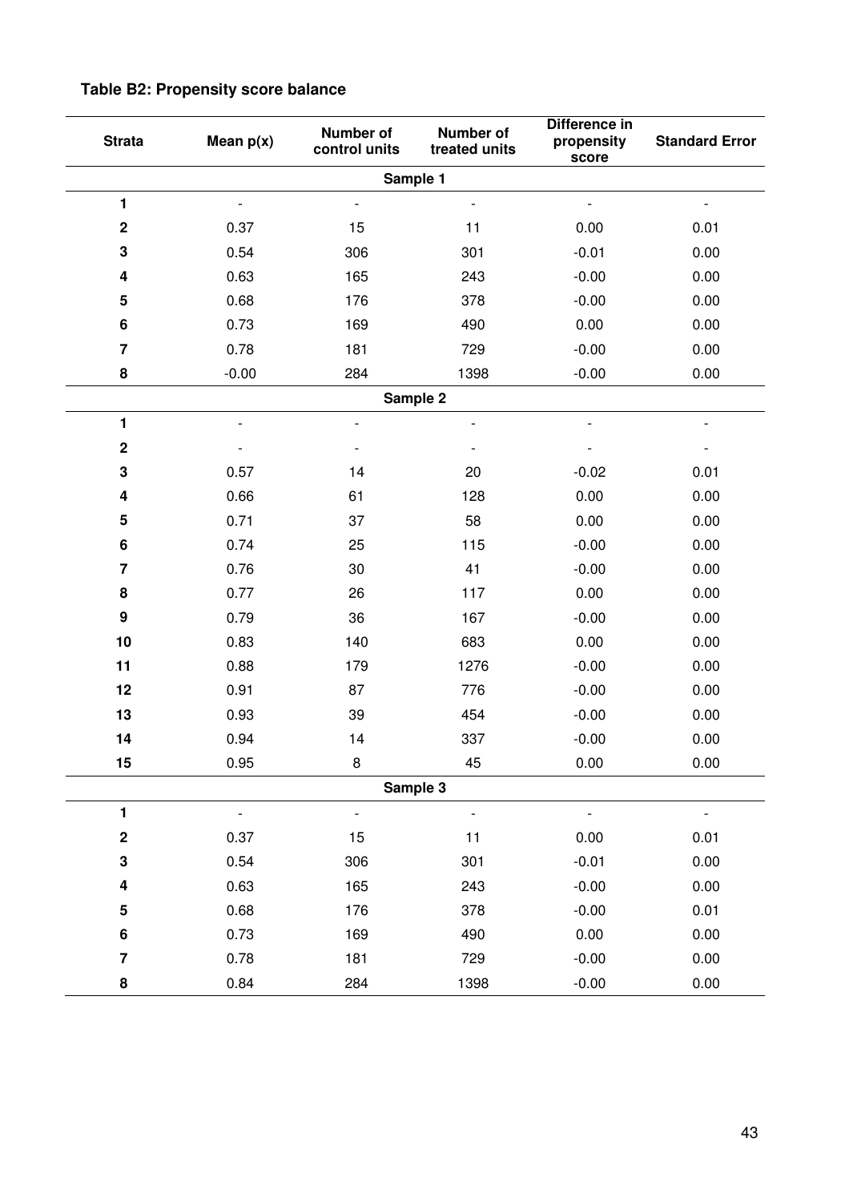**Table B2: Propensity score balance**

| Strata | Mean p(x) | Number of control units | Number of treated units | Difference in propensity score | Standard Error |
|---|---|---|---|---|---|
| | | **Sample 1** | | | |
| **1** | - | - | - | - | - |
| **2** | 0.37 | 15 | 11 | 0.00 | 0.01 |
| **3** | 0.54 | 306 | 301 | -0.01 | 0.00 |
| **4** | 0.63 | 165 | 243 | -0.00 | 0.00 |
| **5** | 0.68 | 176 | 378 | -0.00 | 0.00 |
| **6** | 0.73 | 169 | 490 | 0.00 | 0.00 |
| **7** | 0.78 | 181 | 729 | -0.00 | 0.00 |
| **8** | -0.00 | 284 | 1398 | -0.00 | 0.00 |
| | | **Sample 2** | | | |
| **1** | - | - | - | - | - |
| **2** | - | - | - | - | - |
| **3** | 0.57 | 14 | 20 | -0.02 | 0.01 |
| **4** | 0.66 | 61 | 128 | 0.00 | 0.00 |
| **5** | 0.71 | 37 | 58 | 0.00 | 0.00 |
| **6** | 0.74 | 25 | 115 | -0.00 | 0.00 |
| **7** | 0.76 | 30 | 41 | -0.00 | 0.00 |
| **8** | 0.77 | 26 | 117 | 0.00 | 0.00 |
| **9** | 0.79 | 36 | 167 | -0.00 | 0.00 |
| **10** | 0.83 | 140 | 683 | 0.00 | 0.00 |
| **11** | 0.88 | 179 | 1276 | -0.00 | 0.00 |
| **12** | 0.91 | 87 | 776 | -0.00 | 0.00 |
| **13** | 0.93 | 39 | 454 | -0.00 | 0.00 |
| **14** | 0.94 | 14 | 337 | -0.00 | 0.00 |
| **15** | 0.95 | 8 | 45 | 0.00 | 0.00 |
| | | **Sample 3** | | | |
| **1** | - | - | - | - | - |
| **2** | 0.37 | 15 | 11 | 0.00 | 0.01 |
| **3** | 0.54 | 306 | 301 | -0.01 | 0.00 |
| **4** | 0.63 | 165 | 243 | -0.00 | 0.00 |
| **5** | 0.68 | 176 | 378 | -0.00 | 0.01 |
| **6** | 0.73 | 169 | 490 | 0.00 | 0.00 |
| **7** | 0.78 | 181 | 729 | -0.00 | 0.00 |
| **8** | 0.84 | 284 | 1398 | -0.00 | 0.00 |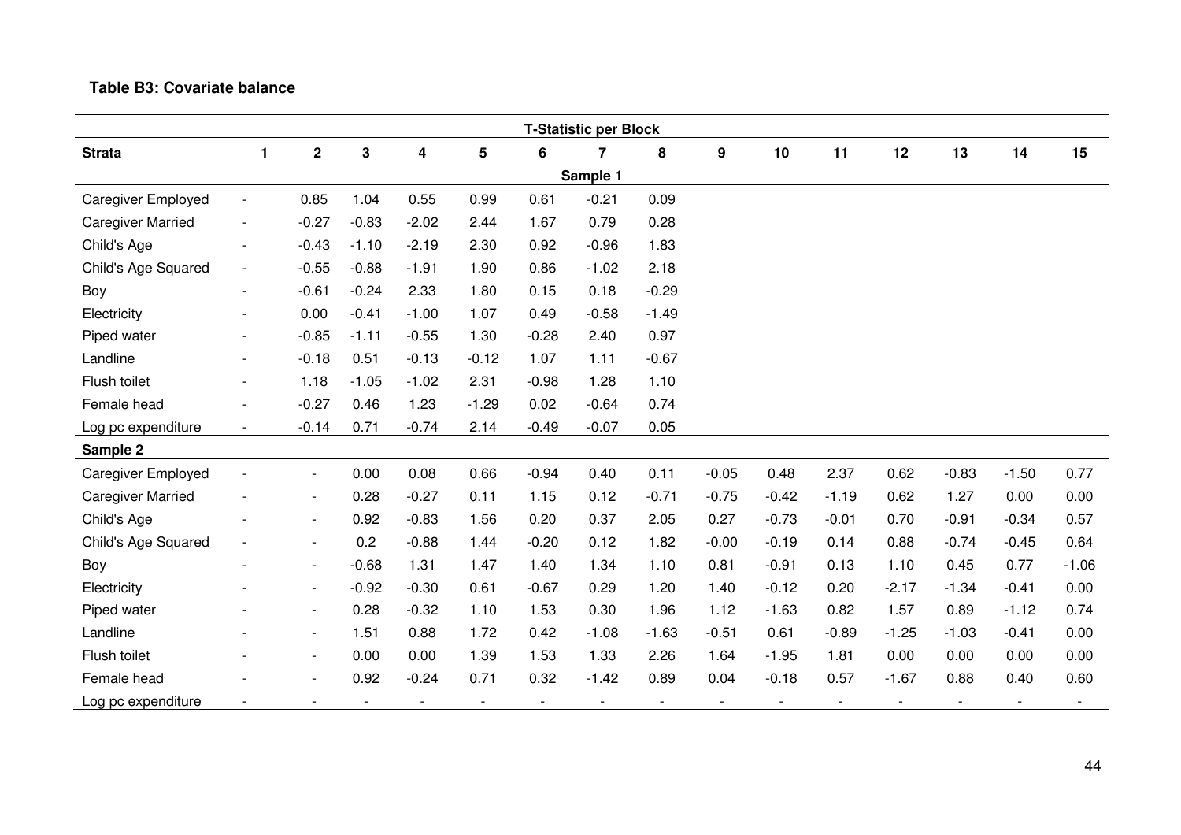**Table B3: Covariate balance**

| | T-Statistic per Block | | | | | | | | | | | | | | |
|---|---|---|---|---|---|---|---|---|---|---|---|---|---|---|---|
| **Strata** | **1** | **2** | **3** | **4** | **5** | **6** | **7** | **8** | **9** | **10** | **11** | **12** | **13** | **14** | **15** |
| **Sample 1** | | | | | | | | | | | | | | | |
| Caregiver Employed | - | 0.85 | 1.04 | 0.55 | 0.99 | 0.61 | -0.21 | 0.09 | | | | | | | |
| Caregiver Married | - | -0.27 | -0.83 | -2.02 | 2.44 | 1.67 | 0.79 | 0.28 | | | | | | | |
| Child's Age | - | -0.43 | -1.10 | -2.19 | 2.30 | 0.92 | -0.96 | 1.83 | | | | | | | |
| Child's Age Squared | - | -0.55 | -0.88 | -1.91 | 1.90 | 0.86 | -1.02 | 2.18 | | | | | | | |
| Boy | - | -0.61 | -0.24 | 2.33 | 1.80 | 0.15 | 0.18 | -0.29 | | | | | | | |
| Electricity | - | 0.00 | -0.41 | -1.00 | 1.07 | 0.49 | -0.58 | -1.49 | | | | | | | |
| Piped water | - | -0.85 | -1.11 | -0.55 | 1.30 | -0.28 | 2.40 | 0.97 | | | | | | | |
| Landline | - | -0.18 | 0.51 | -0.13 | -0.12 | 1.07 | 1.11 | -0.67 | | | | | | | |
| Flush toilet | - | 1.18 | -1.05 | -1.02 | 2.31 | -0.98 | 1.28 | 1.10 | | | | | | | |
| Female head | - | -0.27 | 0.46 | 1.23 | -1.29 | 0.02 | -0.64 | 0.74 | | | | | | | |
| Log pc expenditure | - | -0.14 | 0.71 | -0.74 | 2.14 | -0.49 | -0.07 | 0.05 | | | | | | | |
| **Sample 2** | | | | | | | | | | | | | | | |
| Caregiver Employed | - | - | 0.00 | 0.08 | 0.66 | -0.94 | 0.40 | 0.11 | -0.05 | 0.48 | 2.37 | 0.62 | -0.83 | -1.50 | 0.77 |
| Caregiver Married | - | - | 0.28 | -0.27 | 0.11 | 1.15 | 0.12 | -0.71 | -0.75 | -0.42 | -1.19 | 0.62 | 1.27 | 0.00 | 0.00 |
| Child's Age | - | - | 0.92 | -0.83 | 1.56 | 0.20 | 0.37 | 2.05 | 0.27 | -0.73 | -0.01 | 0.70 | -0.91 | -0.34 | 0.57 |
| Child's Age Squared | - | - | 0.2 | -0.88 | 1.44 | -0.20 | 0.12 | 1.82 | -0.00 | -0.19 | 0.14 | 0.88 | -0.74 | -0.45 | 0.64 |
| Boy | - | - | -0.68 | 1.31 | 1.47 | 1.40 | 1.34 | 1.10 | 0.81 | -0.91 | 0.13 | 1.10 | 0.45 | 0.77 | -1.06 |
| Electricity | - | - | -0.92 | -0.30 | 0.61 | -0.67 | 0.29 | 1.20 | 1.40 | -0.12 | 0.20 | -2.17 | -1.34 | -0.41 | 0.00 |
| Piped water | - | - | 0.28 | -0.32 | 1.10 | 1.53 | 0.30 | 1.96 | 1.12 | -1.63 | 0.82 | 1.57 | 0.89 | -1.12 | 0.74 |
| Landline | - | - | 1.51 | 0.88 | 1.72 | 0.42 | -1.08 | -1.63 | -0.51 | 0.61 | -0.89 | -1.25 | -1.03 | -0.41 | 0.00 |
| Flush toilet | - | - | 0.00 | 0.00 | 1.39 | 1.53 | 1.33 | 2.26 | 1.64 | -1.95 | 1.81 | 0.00 | 0.00 | 0.00 | 0.00 |
| Female head | - | - | 0.92 | -0.24 | 0.71 | 0.32 | -1.42 | 0.89 | 0.04 | -0.18 | 0.57 | -1.67 | 0.88 | 0.40 | 0.60 |
| Log pc expenditure | - | - | - | - | - | - | - | - | - | - | - | - | - | - | - |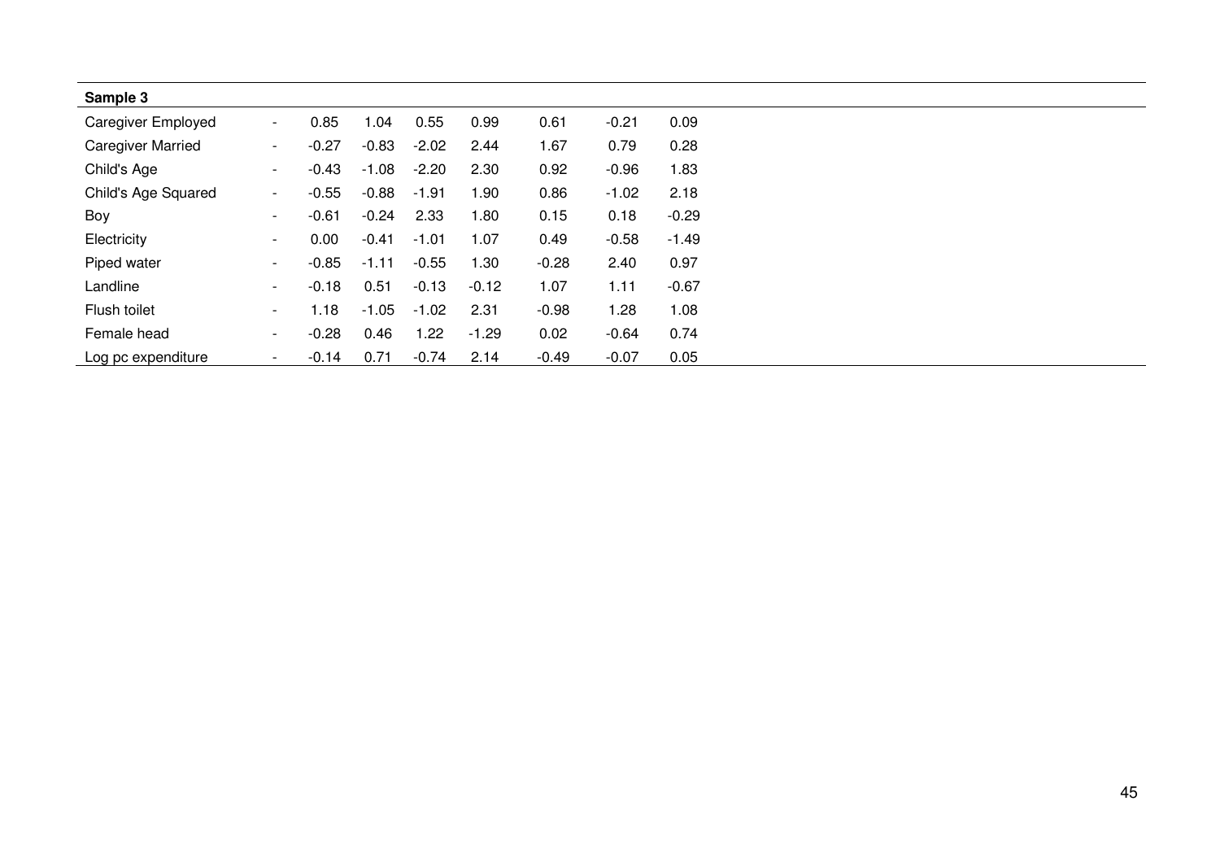| **Sample 3** | | | | | | | | |
|---|---|---|---|---|---|---|---|---|
| Caregiver Employed | - | 0.85 | 1.04 | 0.55 | 0.99 | 0.61 | -0.21 | 0.09 |
| Caregiver Married | - | -0.27 | -0.83 | -2.02 | 2.44 | 1.67 | 0.79 | 0.28 |
| Child's Age | - | -0.43 | -1.08 | -2.20 | 2.30 | 0.92 | -0.96 | 1.83 |
| Child's Age Squared | - | -0.55 | -0.88 | -1.91 | 1.90 | 0.86 | -1.02 | 2.18 |
| Boy | - | -0.61 | -0.24 | 2.33 | 1.80 | 0.15 | 0.18 | -0.29 |
| Electricity | - | 0.00 | -0.41 | -1.01 | 1.07 | 0.49 | -0.58 | -1.49 |
| Piped water | - | -0.85 | -1.11 | -0.55 | 1.30 | -0.28 | 2.40 | 0.97 |
| Landline | - | -0.18 | 0.51 | -0.13 | -0.12 | 1.07 | 1.11 | -0.67 |
| Flush toilet | - | 1.18 | -1.05 | -1.02 | 2.31 | -0.98 | 1.28 | 1.08 |
| Female head | - | -0.28 | 0.46 | 1.22 | -1.29 | 0.02 | -0.64 | 0.74 |
| Log pc expenditure | - | -0.14 | 0.71 | -0.74 | 2.14 | -0.49 | -0.07 | 0.05 |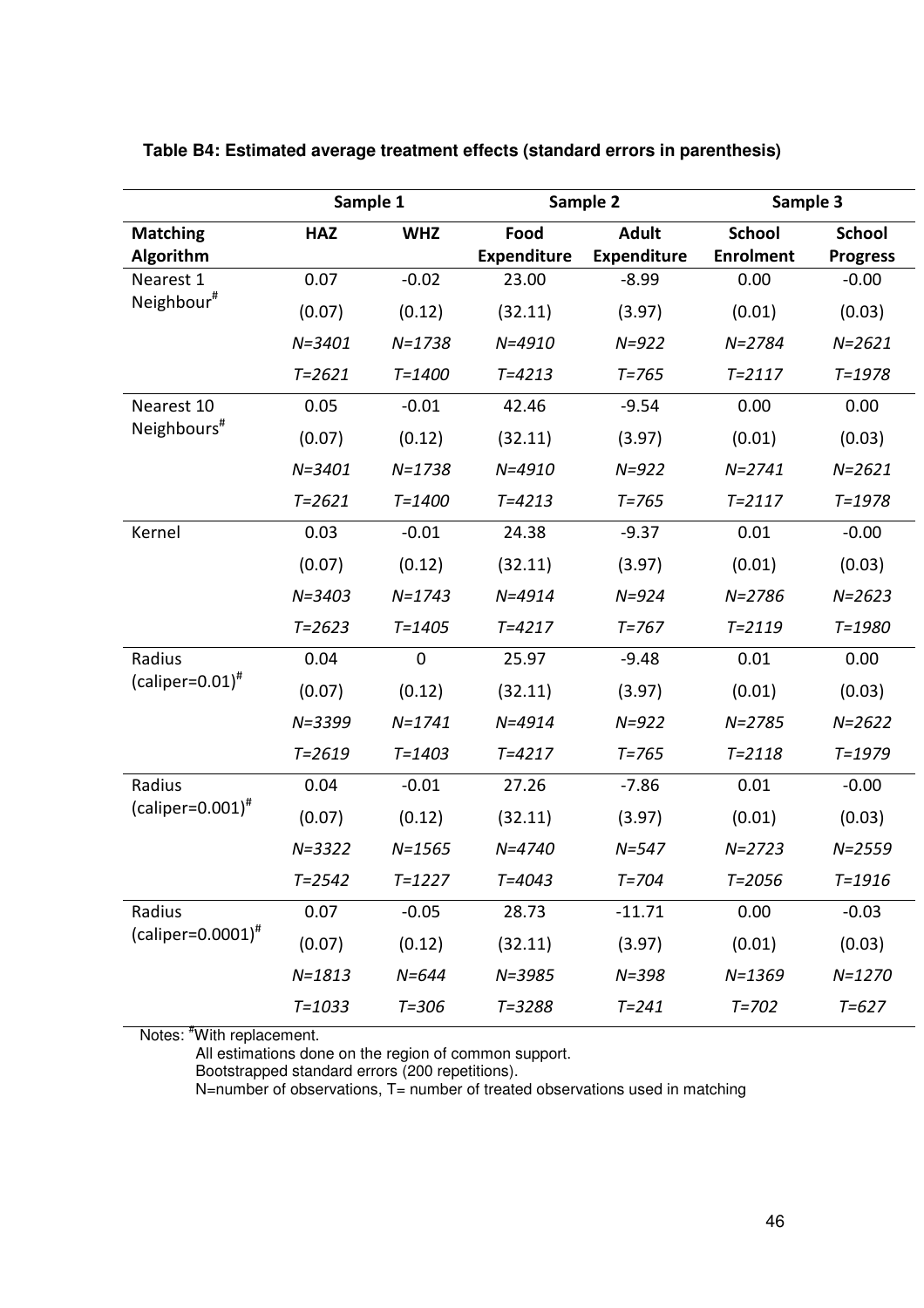**Table B4: Estimated average treatment effects (standard errors in parenthesis)**

| | Sample 1 | | Sample 2 | | Sample 3 | |
|---|---|---|---|---|---|---|
| **Matching Algorithm** | **HAZ** | **WHZ** | **Food Expenditure** | **Adult Expenditure** | **School Enrolment** | **School Progress** |
| Nearest 1 Neighbour[#] | 0.07 | -0.02 | 23.00 | -8.99 | 0.00 | -0.00 |
| | (0.07) | (0.12) | (32.11) | (3.97) | (0.01) | (0.03) |
| | *N=3401* | *N=1738* | *N=4910* | *N=922* | *N=2784* | *N=2621* |
| | *T=2621* | *T=1400* | *T=4213* | *T=765* | *T=2117* | *T=1978* |
| Nearest 10 Neighbours[#] | 0.05 | -0.01 | 42.46 | -9.54 | 0.00 | 0.00 |
| | (0.07) | (0.12) | (32.11) | (3.97) | (0.01) | (0.03) |
| | *N=3401* | *N=1738* | *N=4910* | *N=922* | *N=2741* | *N=2621* |
| | *T=2621* | *T=1400* | *T=4213* | *T=765* | *T=2117* | *T=1978* |
| Kernel | 0.03 | -0.01 | 24.38 | -9.37 | 0.01 | -0.00 |
| | (0.07) | (0.12) | (32.11) | (3.97) | (0.01) | (0.03) |
| | *N=3403* | *N=1743* | *N=4914* | *N=924* | *N=2786* | *N=2623* |
| | *T=2623* | *T=1405* | *T=4217* | *T=767* | *T=2119* | *T=1980* |
| Radius (caliper=0.01)[#] | 0.04 | 0 | 25.97 | -9.48 | 0.01 | 0.00 |
| | (0.07) | (0.12) | (32.11) | (3.97) | (0.01) | (0.03) |
| | *N=3399* | *N=1741* | *N=4914* | *N=922* | *N=2785* | *N=2622* |
| | *T=2619* | *T=1403* | *T=4217* | *T=765* | *T=2118* | *T=1979* |
| Radius (caliper=0.001)[#] | 0.04 | -0.01 | 27.26 | -7.86 | 0.01 | -0.00 |
| | (0.07) | (0.12) | (32.11) | (3.97) | (0.01) | (0.03) |
| | *N=3322* | *N=1565* | *N=4740* | *N=547* | *N=2723* | *N=2559* |
| | *T=2542* | *T=1227* | *T=4043* | *T=704* | *T=2056* | *T=1916* |
| Radius (caliper=0.0001)[#] | 0.07 | -0.05 | 28.73 | -11.71 | 0.00 | -0.03 |
| | (0.07) | (0.12) | (32.11) | (3.97) | (0.01) | (0.03) |
| | *N=1813* | *N=644* | *N=3985* | *N=398* | *N=1369* | *N=1270* |
| | *T=1033* | *T=306* | *T=3288* | *T=241* | *T=702* | *T=627* |

Notes: [#]With replacement.
All estimations done on the region of common support.
Bootstrapped standard errors (200 repetitions).
N=number of observations, T= number of treated observations used in matching